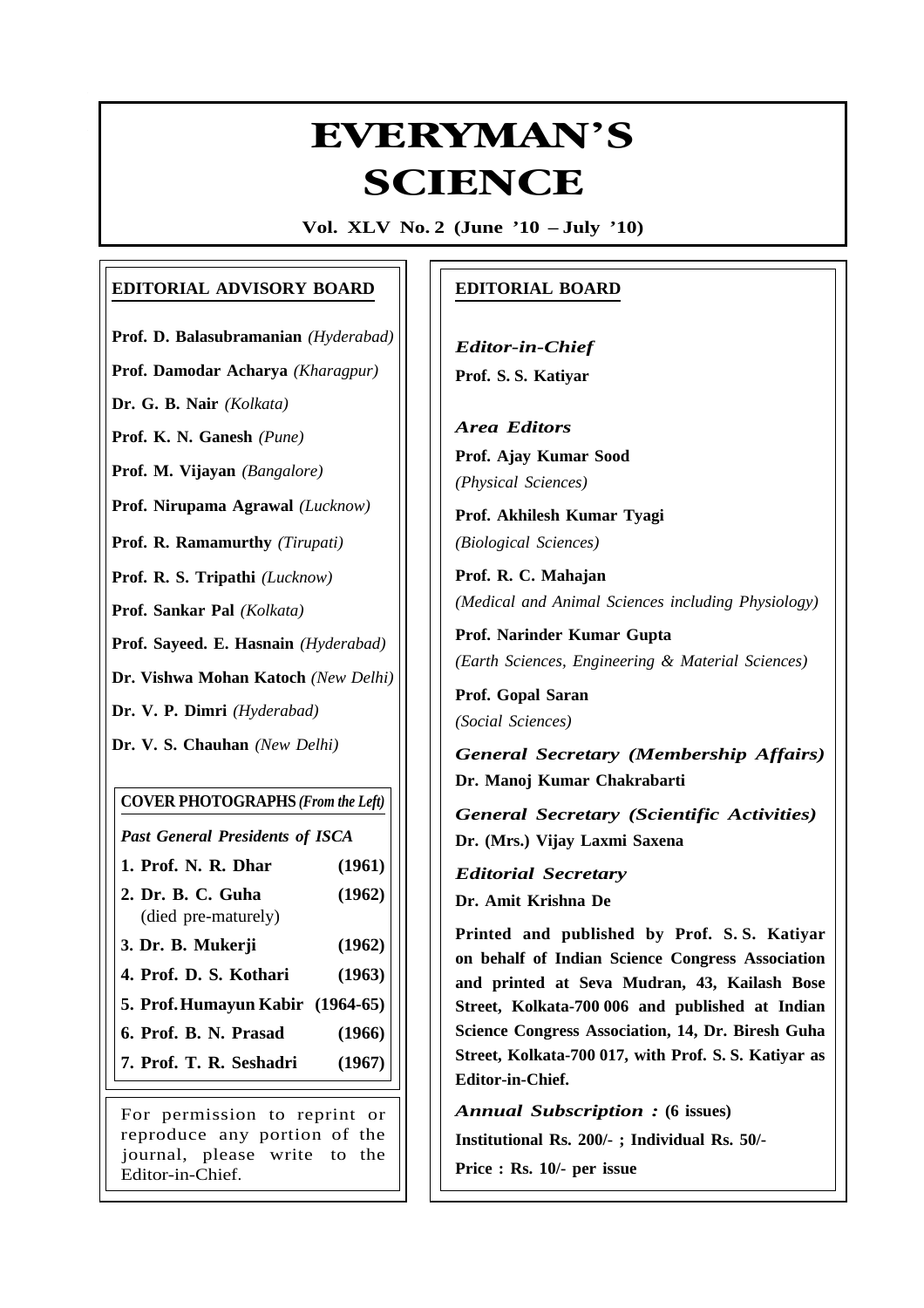# EVERYMAN'S SCIENCE

**Vol. XLV No. 2 (June '10 – July '10)**

## EDITORIAL ADVISORY BOARD

**Prof. D. Balasubramanian** *(Hyderabad)*

**Prof. Damodar Acharya** *(Kharagpur)*

**Dr. G. B. Nair** *(Kolkata)*

**Prof. K. N. Ganesh** *(Pune)*

**Prof. M. Vijayan** *(Bangalore)*

**Prof. Nirupama Agrawal** *(Lucknow)*

**Prof. R. Ramamurthy** *(Tirupati)*

**Prof. R. S. Tripathi** *(Lucknow)*

**Prof. Sankar Pal** *(Kolkata)*

**Prof. Sayeed. E. Hasnain** *(Hyderabad)*

**Dr. Vishwa Mohan Katoch** *(New Delhi)*

**Dr. V. P. Dimri** *(Hyderabad)*

**Dr. V. S. Chauhan** *(New Delhi)*

**COVER PHOTOGRAPHS** *(From the Left)*

*Past General Presidents of ISCA*

1. **Prof. N. R. Dhar** **(1961)**
2. **Dr. B. C. Guha** **(1962)** (died pre-maturely)
3. **Dr. B. Mukerji** **(1962)**
4. **Prof. D. S. Kothari** **(1963)**
5. **Prof. Humayun Kabir** **(1964-65)**
6. **Prof. B. N. Prasad** **(1966)**
7. **Prof. T. R. Seshadri** **(1967)**

For permission to reprint or reproduce any portion of the journal, please write to the Editor-in-Chief.

## EDITORIAL BOARD

*Editor-in-Chief*

**Prof. S. S. Katiyar**

*Area Editors*

**Prof. Ajay Kumar Sood**
*(Physical Sciences)*

**Prof. Akhilesh Kumar Tyagi**
*(Biological Sciences)*

**Prof. R. C. Mahajan**
*(Medical and Animal Sciences including Physiology)*

**Prof. Narinder Kumar Gupta**
*(Earth Sciences, Engineering & Material Sciences)*

**Prof. Gopal Saran**
*(Social Sciences)*

*General Secretary (Membership Affairs)*
**Dr. Manoj Kumar Chakrabarti**

*General Secretary (Scientific Activities)*
**Dr. (Mrs.) Vijay Laxmi Saxena**

*Editorial Secretary*
**Dr. Amit Krishna De**

**Printed and published by Prof. S. S. Katiyar on behalf of Indian Science Congress Association and printed at Seva Mudran, 43, Kailash Bose Street, Kolkata-700 006 and published at Indian Science Congress Association, 14, Dr. Biresh Guha Street, Kolkata-700 017, with Prof. S. S. Katiyar as Editor-in-Chief.**

*Annual Subscription :* **(6 issues)**

**Institutional Rs. 200/- ; Individual Rs. 50/-**

**Price : Rs. 10/- per issue**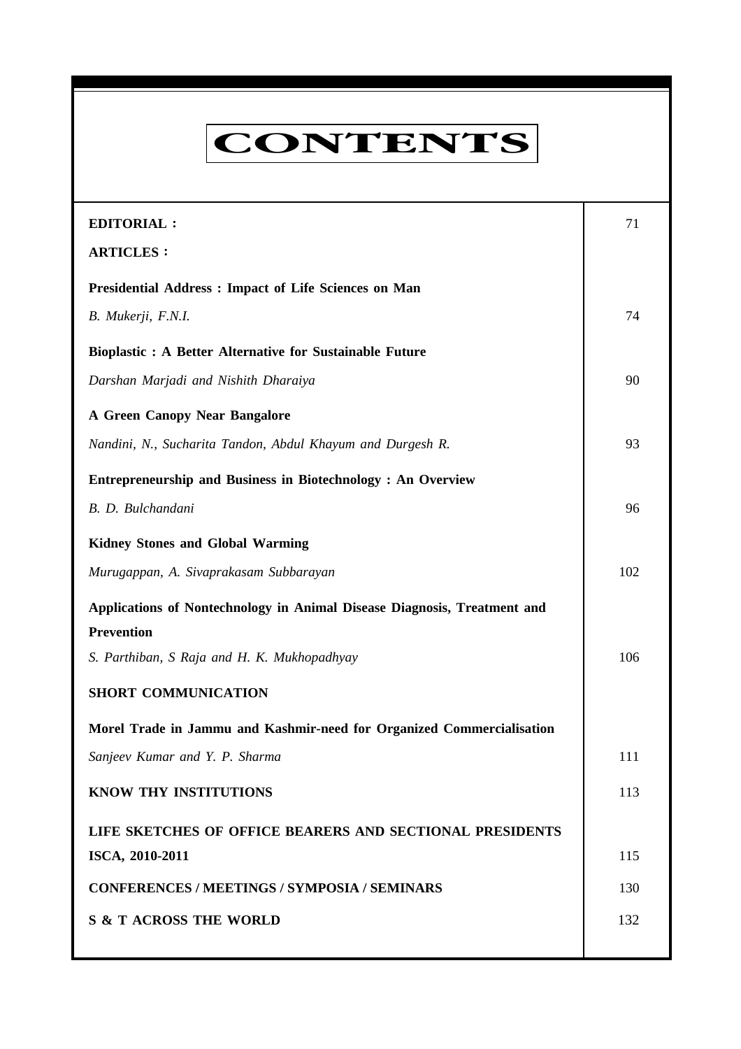# CONTENTS

| | |
|---|---|
| **EDITORIAL :** | 71 |
| **ARTICLES :** | |
| **Presidential Address : Impact of Life Sciences on Man** | |
| *B. Mukerji, F.N.I.* | 74 |
| **Bioplastic : A Better Alternative for Sustainable Future** | |
| *Darshan Marjadi and Nishith Dharaiya* | 90 |
| **A Green Canopy Near Bangalore** | |
| *Nandini, N., Sucharita Tandon, Abdul Khayum and Durgesh R.* | 93 |
| **Entrepreneurship and Business in Biotechnology : An Overview** | |
| *B. D. Bulchandani* | 96 |
| **Kidney Stones and Global Warming** | |
| *Murugappan, A. Sivaprakasam Subbarayan* | 102 |
| **Applications of Nontechnology in Animal Disease Diagnosis, Treatment and Prevention** | |
| *S. Parthiban, S Raja and H. K. Mukhopadhyay* | 106 |
| **SHORT COMMUNICATION** | |
| **Morel Trade in Jammu and Kashmir-need for Organized Commercialisation** | |
| *Sanjeev Kumar and Y. P. Sharma* | 111 |
| **KNOW THY INSTITUTIONS** | 113 |
| **LIFE SKETCHES OF OFFICE BEARERS AND SECTIONAL PRESIDENTS ISCA, 2010-2011** | 115 |
| **CONFERENCES / MEETINGS / SYMPOSIA / SEMINARS** | 130 |
| **S & T ACROSS THE WORLD** | 132 |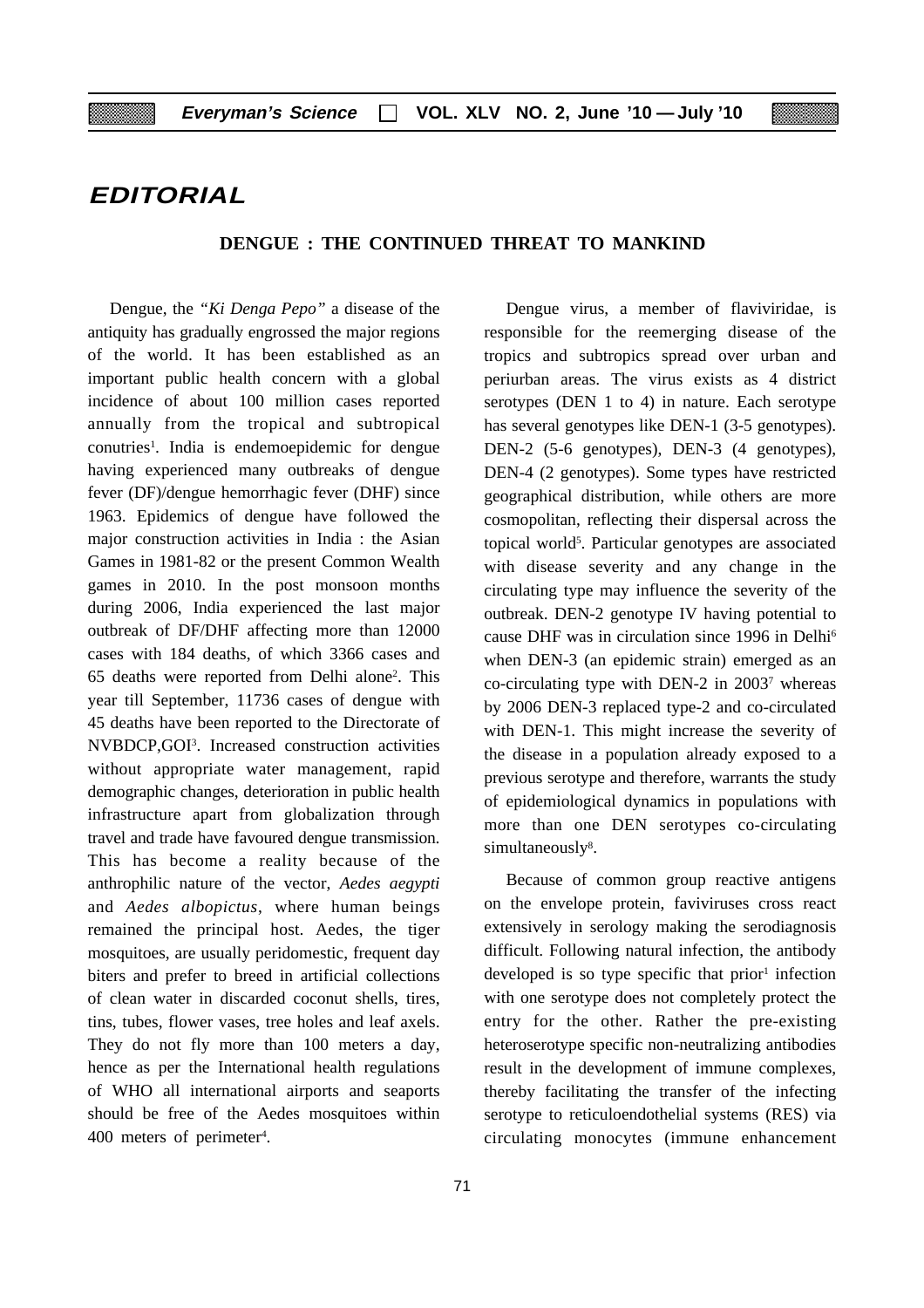# EDITORIAL

## DENGUE : THE CONTINUED THREAT TO MANKIND

Dengue, the *"Ki Denga Pepo"* a disease of the antiquity has gradually engrossed the major regions of the world. It has been established as an important public health concern with a global incidence of about 100 million cases reported annually from the tropical and subtropical conutries[1]. India is endemoepidemic for dengue having experienced many outbreaks of dengue fever (DF)/dengue hemorrhagic fever (DHF) since 1963. Epidemics of dengue have followed the major construction activities in India : the Asian Games in 1981-82 or the present Common Wealth games in 2010. In the post monsoon months during 2006, India experienced the last major outbreak of DF/DHF affecting more than 12000 cases with 184 deaths, of which 3366 cases and 65 deaths were reported from Delhi alone[2]. This year till September, 11736 cases of dengue with 45 deaths have been reported to the Directorate of NVBDCP,GOI[3]. Increased construction activities without appropriate water management, rapid demographic changes, deterioration in public health infrastructure apart from globalization through travel and trade have favoured dengue transmission. This has become a reality because of the anthrophilic nature of the vector, *Aedes aegypti* and *Aedes albopictus*, where human beings remained the principal host. Aedes, the tiger mosquitoes, are usually peridomestic, frequent day biters and prefer to breed in artificial collections of clean water in discarded coconut shells, tires, tins, tubes, flower vases, tree holes and leaf axels. They do not fly more than 100 meters a day, hence as per the International health regulations of WHO all international airports and seaports should be free of the Aedes mosquitoes within 400 meters of perimeter[4].

Dengue virus, a member of flaviviridae, is responsible for the reemerging disease of the tropics and subtropics spread over urban and periurban areas. The virus exists as 4 district serotypes (DEN 1 to 4) in nature. Each serotype has several genotypes like DEN-1 (3-5 genotypes). DEN-2 (5-6 genotypes), DEN-3 (4 genotypes), DEN-4 (2 genotypes). Some types have restricted geographical distribution, while others are more cosmopolitan, reflecting their dispersal across the topical world[5]. Particular genotypes are associated with disease severity and any change in the circulating type may influence the severity of the outbreak. DEN-2 genotype IV having potential to cause DHF was in circulation since 1996 in Delhi[6] when DEN-3 (an epidemic strain) emerged as an co-circulating type with DEN-2 in 2003[7] whereas by 2006 DEN-3 replaced type-2 and co-circulated with DEN-1. This might increase the severity of the disease in a population already exposed to a previous serotype and therefore, warrants the study of epidemiological dynamics in populations with more than one DEN serotypes co-circulating simultaneously[8].

Because of common group reactive antigens on the envelope protein, faviviruses cross react extensively in serology making the serodiagnosis difficult. Following natural infection, the antibody developed is so type specific that prior[1] infection with one serotype does not completely protect the entry for the other. Rather the pre-existing heteroserotype specific non-neutralizing antibodies result in the development of immune complexes, thereby facilitating the transfer of the infecting serotype to reticuloendothelial systems (RES) via circulating monocytes (immune enhancement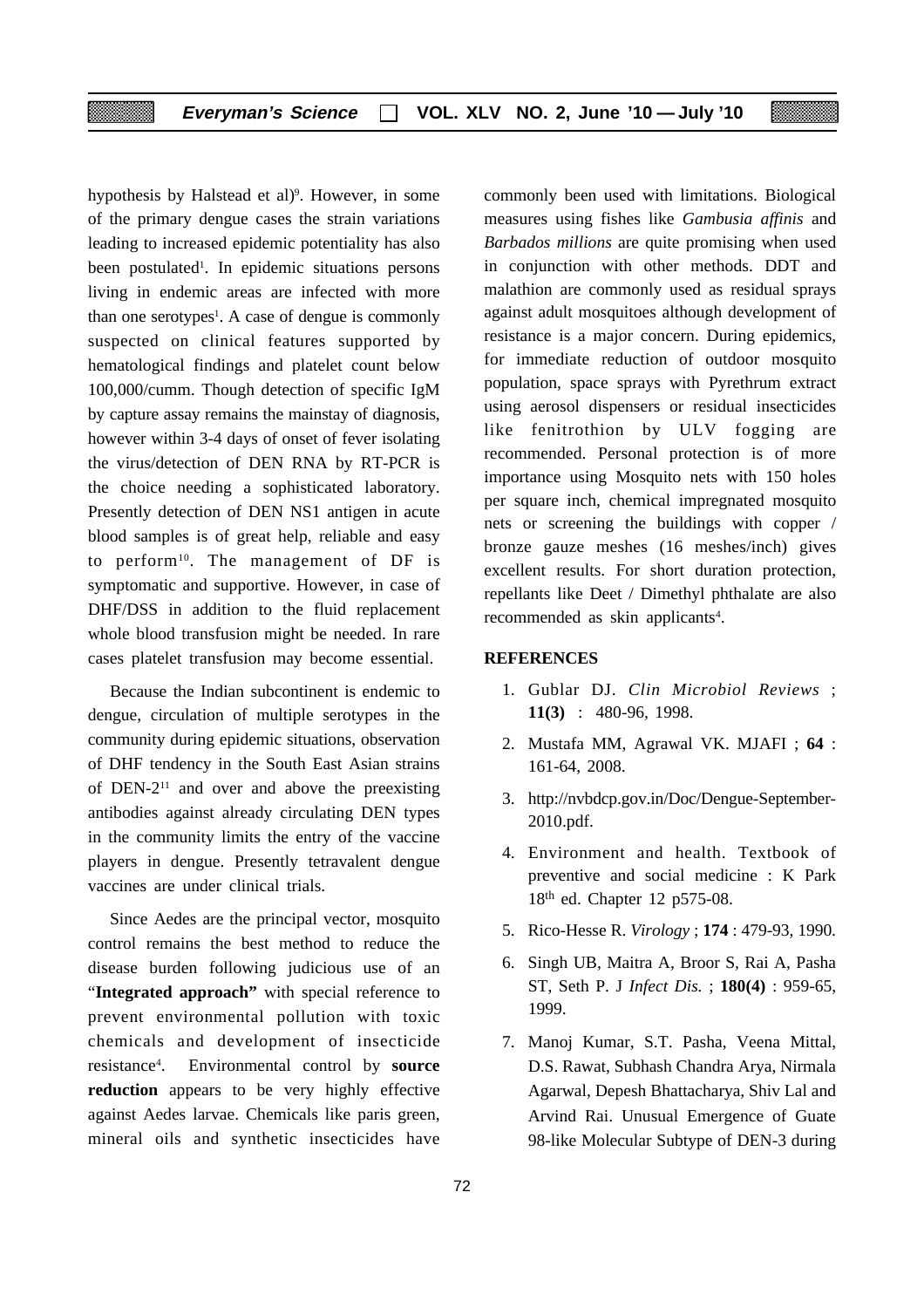hypothesis by Halstead et al)[9]. However, in some of the primary dengue cases the strain variations leading to increased epidemic potentiality has also been postulated[1]. In epidemic situations persons living in endemic areas are infected with more than one serotypes[1]. A case of dengue is commonly suspected on clinical features supported by hematological findings and platelet count below 100,000/cumm. Though detection of specific IgM by capture assay remains the mainstay of diagnosis, however within 3-4 days of onset of fever isolating the virus/detection of DEN RNA by RT-PCR is the choice needing a sophisticated laboratory. Presently detection of DEN NS1 antigen in acute blood samples is of great help, reliable and easy to perform[10]. The management of DF is symptomatic and supportive. However, in case of DHF/DSS in addition to the fluid replacement whole blood transfusion might be needed. In rare cases platelet transfusion may become essential.

Because the Indian subcontinent is endemic to dengue, circulation of multiple serotypes in the community during epidemic situations, observation of DHF tendency in the South East Asian strains of DEN-2[11] and over and above the preexisting antibodies against already circulating DEN types in the community limits the entry of the vaccine players in dengue. Presently tetravalent dengue vaccines are under clinical trials.

Since Aedes are the principal vector, mosquito control remains the best method to reduce the disease burden following judicious use of an "**Integrated approach"** with special reference to prevent environmental pollution with toxic chemicals and development of insecticide resistance[4]. Environmental control by **source reduction** appears to be very highly effective against Aedes larvae. Chemicals like paris green, mineral oils and synthetic insecticides have commonly been used with limitations. Biological measures using fishes like *Gambusia affinis* and *Barbados millions* are quite promising when used in conjunction with other methods. DDT and malathion are commonly used as residual sprays against adult mosquitoes although development of resistance is a major concern. During epidemics, for immediate reduction of outdoor mosquito population, space sprays with Pyrethrum extract using aerosol dispensers or residual insecticides like fenitrothion by ULV fogging are recommended. Personal protection is of more importance using Mosquito nets with 150 holes per square inch, chemical impregnated mosquito nets or screening the buildings with copper / bronze gauze meshes (16 meshes/inch) gives excellent results. For short duration protection, repellants like Deet / Dimethyl phthalate are also recommended as skin applicants[4].

**REFERENCES**

1. Gublar DJ. *Clin Microbiol Reviews* ; **11(3)** : 480-96, 1998.
2. Mustafa MM, Agrawal VK. MJAFI ; **64** : 161-64, 2008.
3. http://nvbdcp.gov.in/Doc/Dengue-September-2010.pdf.
4. Environment and health. Textbook of preventive and social medicine : K Park 18th ed. Chapter 12 p575-08.
5. Rico-Hesse R. *Virology* ; **174** : 479-93, 1990.
6. Singh UB, Maitra A, Broor S, Rai A, Pasha ST, Seth P. J *Infect Dis.* ; **180(4)** : 959-65, 1999.
7. Manoj Kumar, S.T. Pasha, Veena Mittal, D.S. Rawat, Subhash Chandra Arya, Nirmala Agarwal, Depesh Bhattacharya, Shiv Lal and Arvind Rai. Unusual Emergence of Guate 98-like Molecular Subtype of DEN-3 during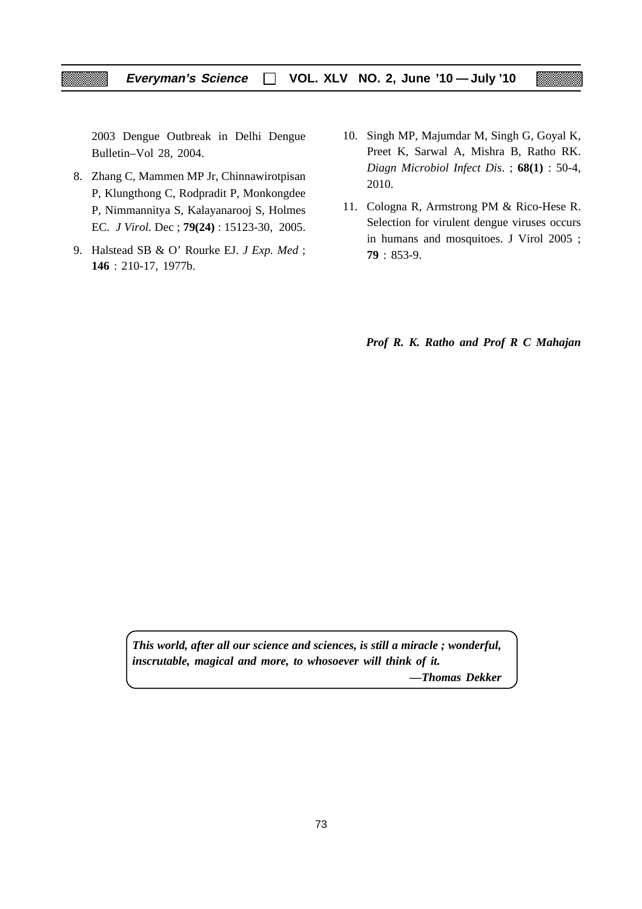2003 Dengue Outbreak in Delhi Dengue Bulletin–Vol 28, 2004.

8. Zhang C, Mammen MP Jr, Chinnawirotpisan P, Klungthong C, Rodpradit P, Monkongdee P, Nimmannitya S, Kalayanarooj S, Holmes EC. *J Virol.* Dec ; **79(24)** : 15123-30, 2005.

9. Halstead SB & O' Rourke EJ. *J Exp. Med* ; **146** : 210-17, 1977b.

10. Singh MP, Majumdar M, Singh G, Goyal K, Preet K, Sarwal A, Mishra B, Ratho RK. *Diagn Microbiol Infect Dis*. ; **68(1)** : 50-4, 2010.

11. Cologna R, Armstrong PM & Rico-Hese R. Selection for virulent dengue viruses occurs in humans and mosquitoes. J Virol 2005 ; **79** : 853-9.

***Prof R. K. Ratho and Prof R C Mahajan***

***This world, after all our science and sciences, is still a miracle ; wonderful, inscrutable, magical and more, to whosoever will think of it.***

***—Thomas Dekker***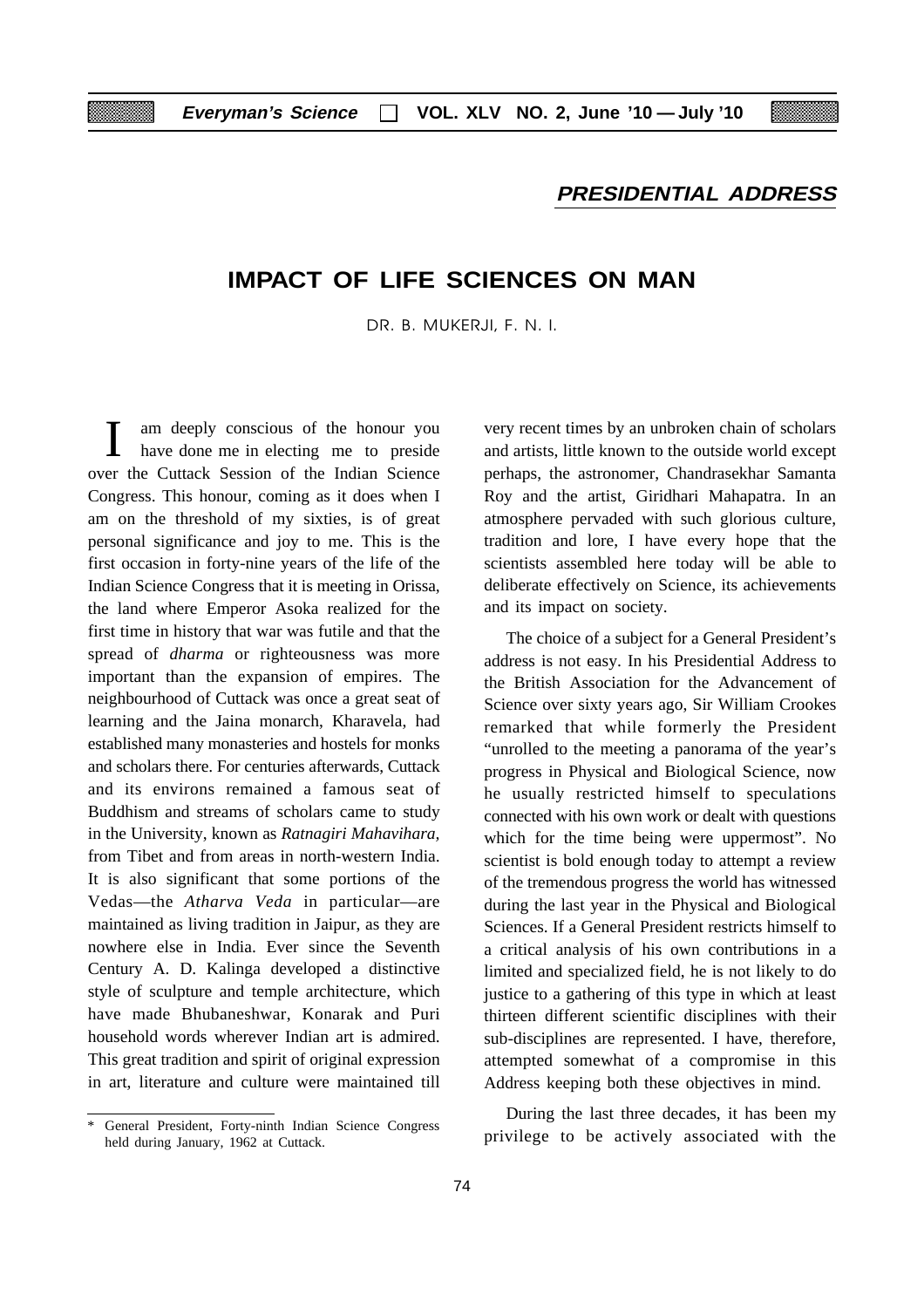**PRESIDENTIAL ADDRESS**

# IMPACT OF LIFE SCIENCES ON MAN

DR. B. MUKERJI, F. N. I.

I am deeply conscious of the honour you have done me in electing me to preside over the Cuttack Session of the Indian Science Congress. This honour, coming as it does when I am on the threshold of my sixties, is of great personal significance and joy to me. This is the first occasion in forty-nine years of the life of the Indian Science Congress that it is meeting in Orissa, the land where Emperor Asoka realized for the first time in history that war was futile and that the spread of *dharma* or righteousness was more important than the expansion of empires. The neighbourhood of Cuttack was once a great seat of learning and the Jaina monarch, Kharavela, had established many monasteries and hostels for monks and scholars there. For centuries afterwards, Cuttack and its environs remained a famous seat of Buddhism and streams of scholars came to study in the University, known as *Ratnagiri Mahavihara,* from Tibet and from areas in north-western India. It is also significant that some portions of the Vedas—the *Atharva Veda* in particular—are maintained as living tradition in Jaipur, as they are nowhere else in India. Ever since the Seventh Century A. D. Kalinga developed a distinctive style of sculpture and temple architecture, which have made Bhubaneshwar, Konarak and Puri household words wherever Indian art is admired. This great tradition and spirit of original expression in art, literature and culture were maintained till very recent times by an unbroken chain of scholars and artists, little known to the outside world except perhaps, the astronomer, Chandrasekhar Samanta Roy and the artist, Giridhari Mahapatra. In an atmosphere pervaded with such glorious culture, tradition and lore, I have every hope that the scientists assembled here today will be able to deliberate effectively on Science, its achievements and its impact on society.

The choice of a subject for a General President's address is not easy. In his Presidential Address to the British Association for the Advancement of Science over sixty years ago, Sir William Crookes remarked that while formerly the President "unrolled to the meeting a panorama of the year's progress in Physical and Biological Science, now he usually restricted himself to speculations connected with his own work or dealt with questions which for the time being were uppermost". No scientist is bold enough today to attempt a review of the tremendous progress the world has witnessed during the last year in the Physical and Biological Sciences. If a General President restricts himself to a critical analysis of his own contributions in a limited and specialized field, he is not likely to do justice to a gathering of this type in which at least thirteen different scientific disciplines with their sub-disciplines are represented. I have, therefore, attempted somewhat of a compromise in this Address keeping both these objectives in mind.

During the last three decades, it has been my privilege to be actively associated with the

---

\* General President, Forty-ninth Indian Science Congress held during January, 1962 at Cuttack.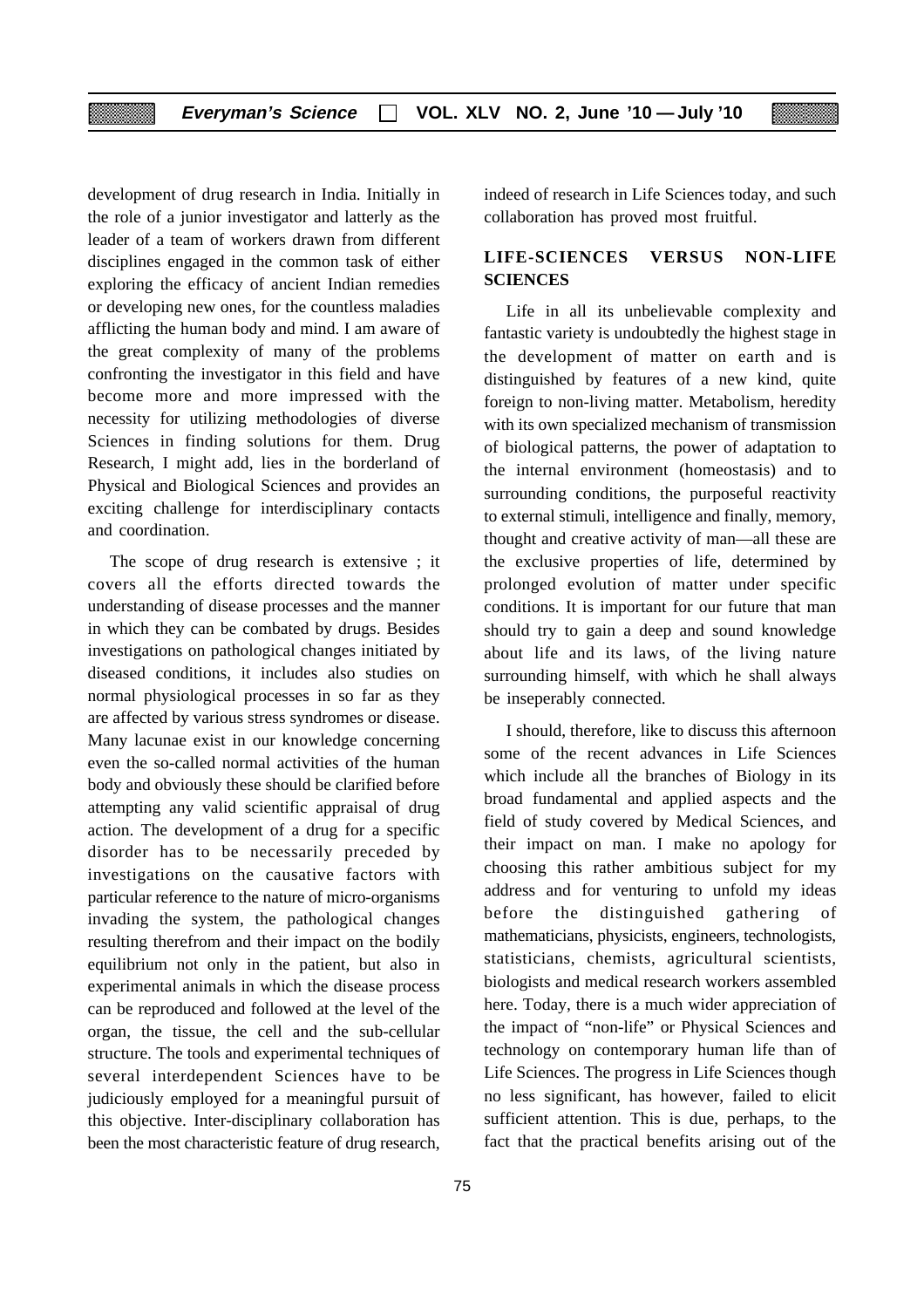development of drug research in India. Initially in the role of a junior investigator and latterly as the leader of a team of workers drawn from different disciplines engaged in the common task of either exploring the efficacy of ancient Indian remedies or developing new ones, for the countless maladies afflicting the human body and mind. I am aware of the great complexity of many of the problems confronting the investigator in this field and have become more and more impressed with the necessity for utilizing methodologies of diverse Sciences in finding solutions for them. Drug Research, I might add, lies in the borderland of Physical and Biological Sciences and provides an exciting challenge for interdisciplinary contacts and coordination.

The scope of drug research is extensive ; it covers all the efforts directed towards the understanding of disease processes and the manner in which they can be combated by drugs. Besides investigations on pathological changes initiated by diseased conditions, it includes also studies on normal physiological processes in so far as they are affected by various stress syndromes or disease. Many lacunae exist in our knowledge concerning even the so-called normal activities of the human body and obviously these should be clarified before attempting any valid scientific appraisal of drug action. The development of a drug for a specific disorder has to be necessarily preceded by investigations on the causative factors with particular reference to the nature of micro-organisms invading the system, the pathological changes resulting therefrom and their impact on the bodily equilibrium not only in the patient, but also in experimental animals in which the disease process can be reproduced and followed at the level of the organ, the tissue, the cell and the sub-cellular structure. The tools and experimental techniques of several interdependent Sciences have to be judiciously employed for a meaningful pursuit of this objective. Inter-disciplinary collaboration has been the most characteristic feature of drug research, indeed of research in Life Sciences today, and such collaboration has proved most fruitful.

## LIFE-SCIENCES VERSUS NON-LIFE SCIENCES

Life in all its unbelievable complexity and fantastic variety is undoubtedly the highest stage in the development of matter on earth and is distinguished by features of a new kind, quite foreign to non-living matter. Metabolism, heredity with its own specialized mechanism of transmission of biological patterns, the power of adaptation to the internal environment (homeostasis) and to surrounding conditions, the purposeful reactivity to external stimuli, intelligence and finally, memory, thought and creative activity of man—all these are the exclusive properties of life, determined by prolonged evolution of matter under specific conditions. It is important for our future that man should try to gain a deep and sound knowledge about life and its laws, of the living nature surrounding himself, with which he shall always be inseperably connected.

I should, therefore, like to discuss this afternoon some of the recent advances in Life Sciences which include all the branches of Biology in its broad fundamental and applied aspects and the field of study covered by Medical Sciences, and their impact on man. I make no apology for choosing this rather ambitious subject for my address and for venturing to unfold my ideas before the distinguished gathering of mathematicians, physicists, engineers, technologists, statisticians, chemists, agricultural scientists, biologists and medical research workers assembled here. Today, there is a much wider appreciation of the impact of "non-life" or Physical Sciences and technology on contemporary human life than of Life Sciences. The progress in Life Sciences though no less significant, has however, failed to elicit sufficient attention. This is due, perhaps, to the fact that the practical benefits arising out of the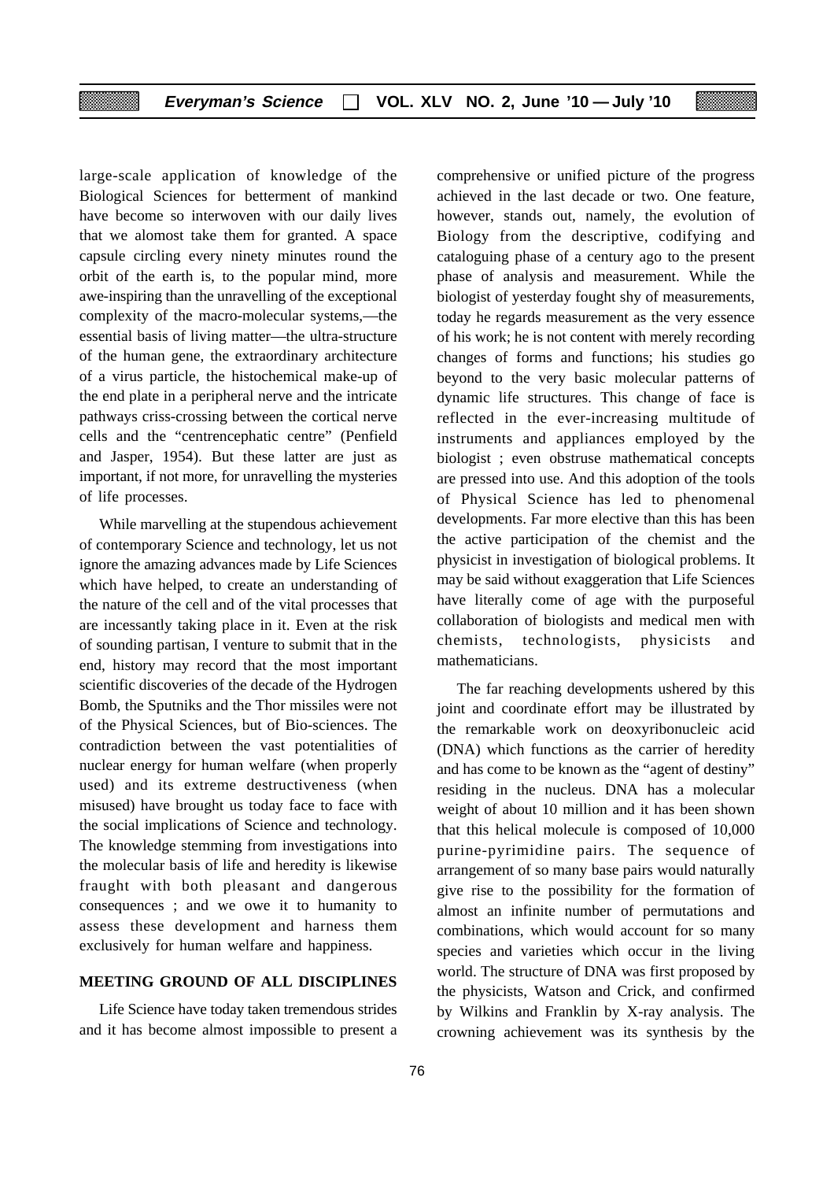large-scale application of knowledge of the Biological Sciences for betterment of mankind have become so interwoven with our daily lives that we alomost take them for granted. A space capsule circling every ninety minutes round the orbit of the earth is, to the popular mind, more awe-inspiring than the unravelling of the exceptional complexity of the macro-molecular systems,—the essential basis of living matter—the ultra-structure of the human gene, the extraordinary architecture of a virus particle, the histochemical make-up of the end plate in a peripheral nerve and the intricate pathways criss-crossing between the cortical nerve cells and the "centrencephatic centre" (Penfield and Jasper, 1954). But these latter are just as important, if not more, for unravelling the mysteries of life processes.

While marvelling at the stupendous achievement of contemporary Science and technology, let us not ignore the amazing advances made by Life Sciences which have helped, to create an understanding of the nature of the cell and of the vital processes that are incessantly taking place in it. Even at the risk of sounding partisan, I venture to submit that in the end, history may record that the most important scientific discoveries of the decade of the Hydrogen Bomb, the Sputniks and the Thor missiles were not of the Physical Sciences, but of Bio-sciences. The contradiction between the vast potentialities of nuclear energy for human welfare (when properly used) and its extreme destructiveness (when misused) have brought us today face to face with the social implications of Science and technology. The knowledge stemming from investigations into the molecular basis of life and heredity is likewise fraught with both pleasant and dangerous consequences ; and we owe it to humanity to assess these development and harness them exclusively for human welfare and happiness.

## MEETING GROUND OF ALL DISCIPLINES

Life Science have today taken tremendous strides and it has become almost impossible to present a comprehensive or unified picture of the progress achieved in the last decade or two. One feature, however, stands out, namely, the evolution of Biology from the descriptive, codifying and cataloguing phase of a century ago to the present phase of analysis and measurement. While the biologist of yesterday fought shy of measurements, today he regards measurement as the very essence of his work; he is not content with merely recording changes of forms and functions; his studies go beyond to the very basic molecular patterns of dynamic life structures. This change of face is reflected in the ever-increasing multitude of instruments and appliances employed by the biologist ; even obstruse mathematical concepts are pressed into use. And this adoption of the tools of Physical Science has led to phenomenal developments. Far more elective than this has been the active participation of the chemist and the physicist in investigation of biological problems. It may be said without exaggeration that Life Sciences have literally come of age with the purposeful collaboration of biologists and medical men with chemists, technologists, physicists and mathematicians.

The far reaching developments ushered by this joint and coordinate effort may be illustrated by the remarkable work on deoxyribonucleic acid (DNA) which functions as the carrier of heredity and has come to be known as the "agent of destiny" residing in the nucleus. DNA has a molecular weight of about 10 million and it has been shown that this helical molecule is composed of 10,000 purine-pyrimidine pairs. The sequence of arrangement of so many base pairs would naturally give rise to the possibility for the formation of almost an infinite number of permutations and combinations, which would account for so many species and varieties which occur in the living world. The structure of DNA was first proposed by the physicists, Watson and Crick, and confirmed by Wilkins and Franklin by X-ray analysis. The crowning achievement was its synthesis by the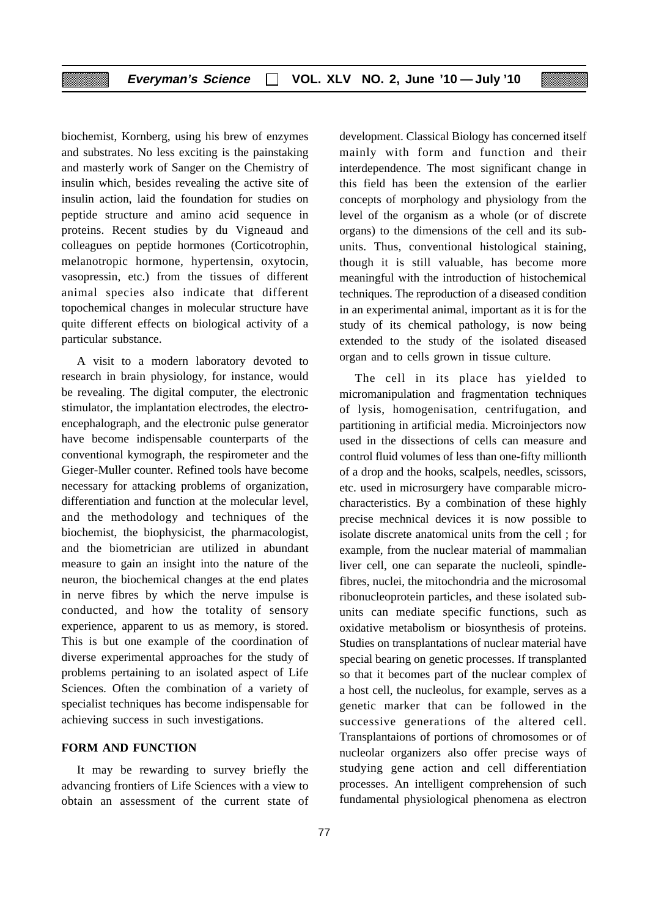biochemist, Kornberg, using his brew of enzymes and substrates. No less exciting is the painstaking and masterly work of Sanger on the Chemistry of insulin which, besides revealing the active site of insulin action, laid the foundation for studies on peptide structure and amino acid sequence in proteins. Recent studies by du Vigneaud and colleagues on peptide hormones (Corticotrophin, melanotropic hormone, hypertensin, oxytocin, vasopressin, etc.) from the tissues of different animal species also indicate that different topochemical changes in molecular structure have quite different effects on biological activity of a particular substance.

A visit to a modern laboratory devoted to research in brain physiology, for instance, would be revealing. The digital computer, the electronic stimulator, the implantation electrodes, the electro-encephalograph, and the electronic pulse generator have become indispensable counterparts of the conventional kymograph, the respirometer and the Gieger-Muller counter. Refined tools have become necessary for attacking problems of organization, differentiation and function at the molecular level, and the methodology and techniques of the biochemist, the biophysicist, the pharmacologist, and the biometrician are utilized in abundant measure to gain an insight into the nature of the neuron, the biochemical changes at the end plates in nerve fibres by which the nerve impulse is conducted, and how the totality of sensory experience, apparent to us as memory, is stored. This is but one example of the coordination of diverse experimental approaches for the study of problems pertaining to an isolated aspect of Life Sciences. Often the combination of a variety of specialist techniques has become indispensable for achieving success in such investigations.

## FORM AND FUNCTION

It may be rewarding to survey briefly the advancing frontiers of Life Sciences with a view to obtain an assessment of the current state of development. Classical Biology has concerned itself mainly with form and function and their interdependence. The most significant change in this field has been the extension of the earlier concepts of morphology and physiology from the level of the organism as a whole (or of discrete organs) to the dimensions of the cell and its sub-units. Thus, conventional histological staining, though it is still valuable, has become more meaningful with the introduction of histochemical techniques. The reproduction of a diseased condition in an experimental animal, important as it is for the study of its chemical pathology, is now being extended to the study of the isolated diseased organ and to cells grown in tissue culture.

The cell in its place has yielded to micromanipulation and fragmentation techniques of lysis, homogenisation, centrifugation, and partitioning in artificial media. Microinjectors now used in the dissections of cells can measure and control fluid volumes of less than one-fifty millionth of a drop and the hooks, scalpels, needles, scissors, etc. used in microsurgery have comparable micro-characteristics. By a combination of these highly precise mechnical devices it is now possible to isolate discrete anatomical units from the cell ; for example, from the nuclear material of mammalian liver cell, one can separate the nucleoli, spindle-fibres, nuclei, the mitochondria and the microsomal ribonucleoprotein particles, and these isolated sub-units can mediate specific functions, such as oxidative metabolism or biosynthesis of proteins. Studies on transplantations of nuclear material have special bearing on genetic processes. If transplanted so that it becomes part of the nuclear complex of a host cell, the nucleolus, for example, serves as a genetic marker that can be followed in the successive generations of the altered cell. Transplantaions of portions of chromosomes or of nucleolar organizers also offer precise ways of studying gene action and cell differentiation processes. An intelligent comprehension of such fundamental physiological phenomena as electron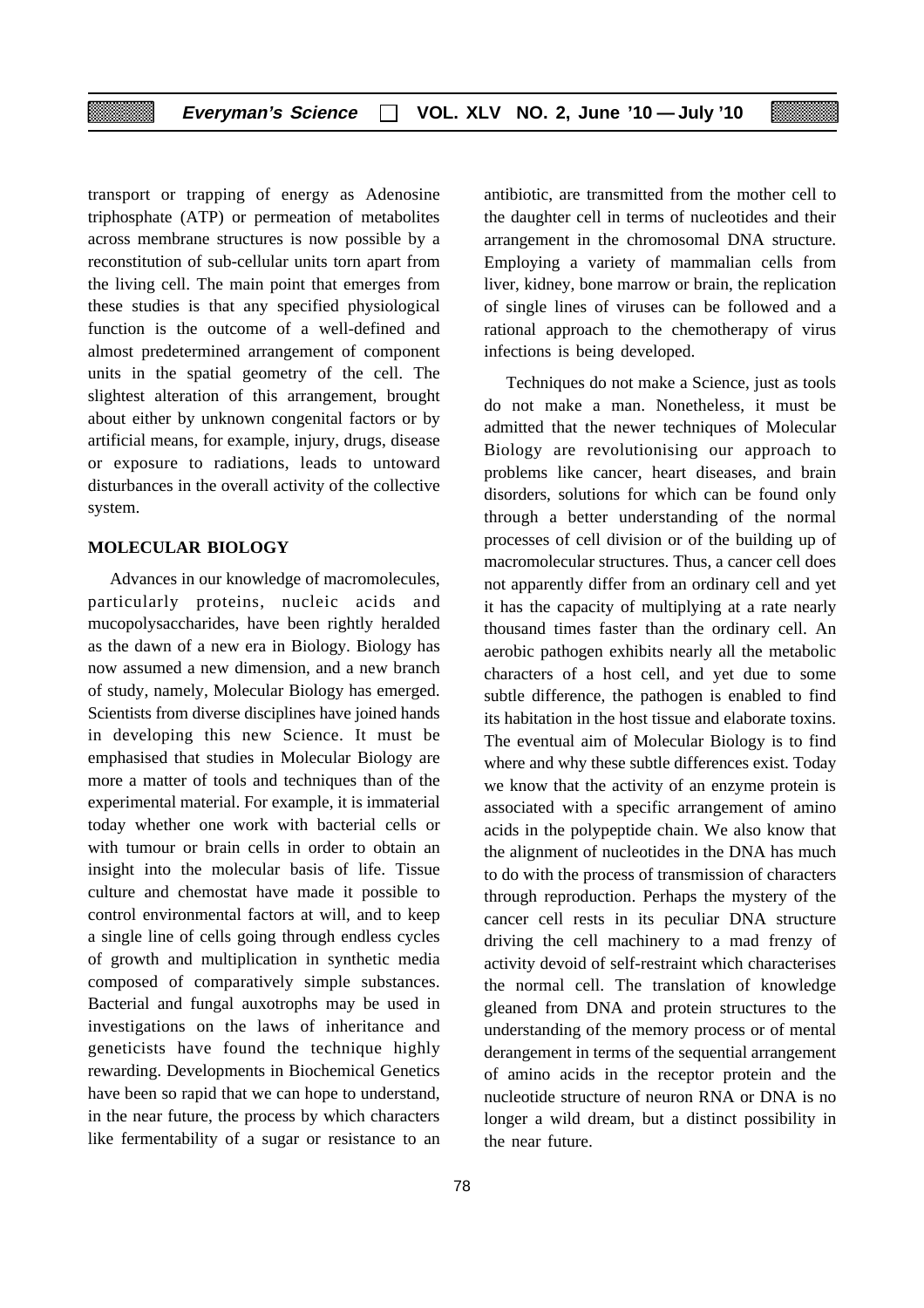transport or trapping of energy as Adenosine triphosphate (ATP) or permeation of metabolites across membrane structures is now possible by a reconstitution of sub-cellular units torn apart from the living cell. The main point that emerges from these studies is that any specified physiological function is the outcome of a well-defined and almost predetermined arrangement of component units in the spatial geometry of the cell. The slightest alteration of this arrangement, brought about either by unknown congenital factors or by artificial means, for example, injury, drugs, disease or exposure to radiations, leads to untoward disturbances in the overall activity of the collective system.

## MOLECULAR BIOLOGY

Advances in our knowledge of macromolecules, particularly proteins, nucleic acids and mucopolysaccharides, have been rightly heralded as the dawn of a new era in Biology. Biology has now assumed a new dimension, and a new branch of study, namely, Molecular Biology has emerged. Scientists from diverse disciplines have joined hands in developing this new Science. It must be emphasised that studies in Molecular Biology are more a matter of tools and techniques than of the experimental material. For example, it is immaterial today whether one work with bacterial cells or with tumour or brain cells in order to obtain an insight into the molecular basis of life. Tissue culture and chemostat have made it possible to control environmental factors at will, and to keep a single line of cells going through endless cycles of growth and multiplication in synthetic media composed of comparatively simple substances. Bacterial and fungal auxotrophs may be used in investigations on the laws of inheritance and geneticists have found the technique highly rewarding. Developments in Biochemical Genetics have been so rapid that we can hope to understand, in the near future, the process by which characters like fermentability of a sugar or resistance to an antibiotic, are transmitted from the mother cell to the daughter cell in terms of nucleotides and their arrangement in the chromosomal DNA structure. Employing a variety of mammalian cells from liver, kidney, bone marrow or brain, the replication of single lines of viruses can be followed and a rational approach to the chemotherapy of virus infections is being developed.

Techniques do not make a Science, just as tools do not make a man. Nonetheless, it must be admitted that the newer techniques of Molecular Biology are revolutionising our approach to problems like cancer, heart diseases, and brain disorders, solutions for which can be found only through a better understanding of the normal processes of cell division or of the building up of macromolecular structures. Thus, a cancer cell does not apparently differ from an ordinary cell and yet it has the capacity of multiplying at a rate nearly thousand times faster than the ordinary cell. An aerobic pathogen exhibits nearly all the metabolic characters of a host cell, and yet due to some subtle difference, the pathogen is enabled to find its habitation in the host tissue and elaborate toxins. The eventual aim of Molecular Biology is to find where and why these subtle differences exist. Today we know that the activity of an enzyme protein is associated with a specific arrangement of amino acids in the polypeptide chain. We also know that the alignment of nucleotides in the DNA has much to do with the process of transmission of characters through reproduction. Perhaps the mystery of the cancer cell rests in its peculiar DNA structure driving the cell machinery to a mad frenzy of activity devoid of self-restraint which characterises the normal cell. The translation of knowledge gleaned from DNA and protein structures to the understanding of the memory process or of mental derangement in terms of the sequential arrangement of amino acids in the receptor protein and the nucleotide structure of neuron RNA or DNA is no longer a wild dream, but a distinct possibility in the near future.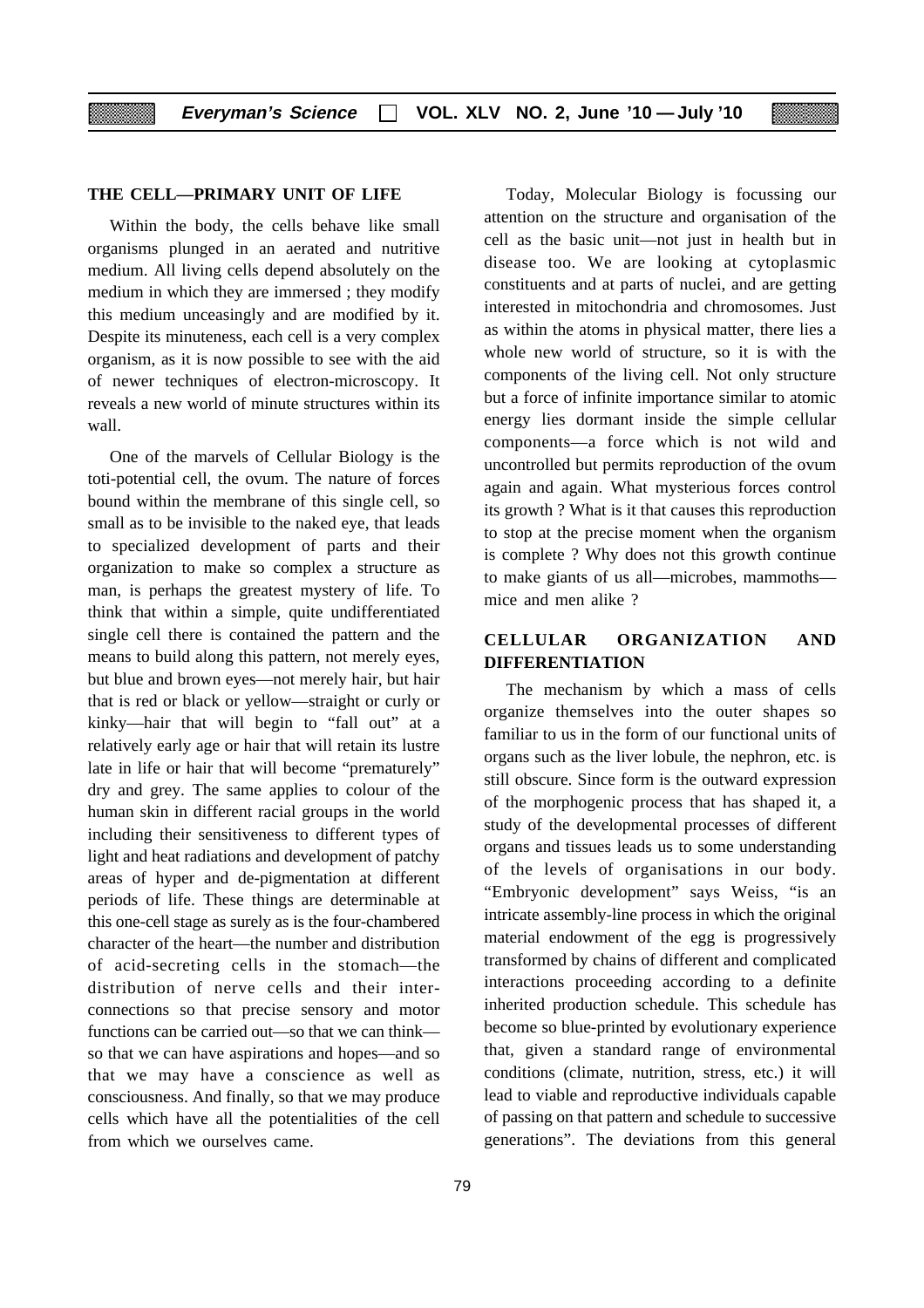## THE CELL—PRIMARY UNIT OF LIFE

Within the body, the cells behave like small organisms plunged in an aerated and nutritive medium. All living cells depend absolutely on the medium in which they are immersed ; they modify this medium unceasingly and are modified by it. Despite its minuteness, each cell is a very complex organism, as it is now possible to see with the aid of newer techniques of electron-microscopy. It reveals a new world of minute structures within its wall.

One of the marvels of Cellular Biology is the toti-potential cell, the ovum. The nature of forces bound within the membrane of this single cell, so small as to be invisible to the naked eye, that leads to specialized development of parts and their organization to make so complex a structure as man, is perhaps the greatest mystery of life. To think that within a simple, quite undifferentiated single cell there is contained the pattern and the means to build along this pattern, not merely eyes, but blue and brown eyes—not merely hair, but hair that is red or black or yellow—straight or curly or kinky—hair that will begin to "fall out" at a relatively early age or hair that will retain its lustre late in life or hair that will become "prematurely" dry and grey. The same applies to colour of the human skin in different racial groups in the world including their sensitiveness to different types of light and heat radiations and development of patchy areas of hyper and de-pigmentation at different periods of life. These things are determinable at this one-cell stage as surely as is the four-chambered character of the heart—the number and distribution of acid-secreting cells in the stomach—the distribution of nerve cells and their inter-connections so that precise sensory and motor functions can be carried out—so that we can think—so that we can have aspirations and hopes—and so that we may have a conscience as well as consciousness. And finally, so that we may produce cells which have all the potentialities of the cell from which we ourselves came.

Today, Molecular Biology is focussing our attention on the structure and organisation of the cell as the basic unit—not just in health but in disease too. We are looking at cytoplasmic constituents and at parts of nuclei, and are getting interested in mitochondria and chromosomes. Just as within the atoms in physical matter, there lies a whole new world of structure, so it is with the components of the living cell. Not only structure but a force of infinite importance similar to atomic energy lies dormant inside the simple cellular components—a force which is not wild and uncontrolled but permits reproduction of the ovum again and again. What mysterious forces control its growth ? What is it that causes this reproduction to stop at the precise moment when the organism is complete ? Why does not this growth continue to make giants of us all—microbes, mammoths—mice and men alike ?

## CELLULAR ORGANIZATION AND DIFFERENTIATION

The mechanism by which a mass of cells organize themselves into the outer shapes so familiar to us in the form of our functional units of organs such as the liver lobule, the nephron, etc. is still obscure. Since form is the outward expression of the morphogenic process that has shaped it, a study of the developmental processes of different organs and tissues leads us to some understanding of the levels of organisations in our body. "Embryonic development" says Weiss, "is an intricate assembly-line process in which the original material endowment of the egg is progressively transformed by chains of different and complicated interactions proceeding according to a definite inherited production schedule. This schedule has become so blue-printed by evolutionary experience that, given a standard range of environmental conditions (climate, nutrition, stress, etc.) it will lead to viable and reproductive individuals capable of passing on that pattern and schedule to successive generations". The deviations from this general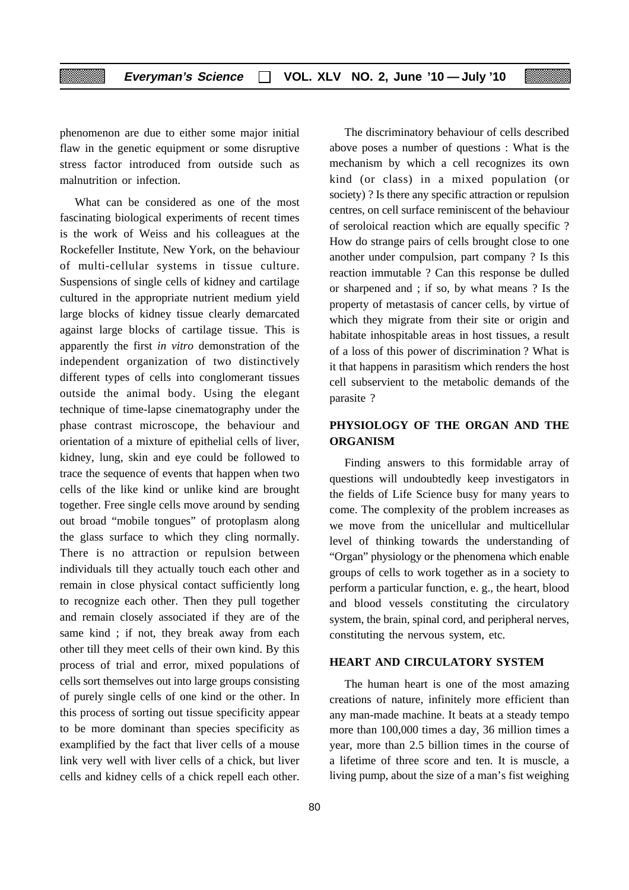phenomenon are due to either some major initial flaw in the genetic equipment or some disruptive stress factor introduced from outside such as malnutrition or infection.

What can be considered as one of the most fascinating biological experiments of recent times is the work of Weiss and his colleagues at the Rockefeller Institute, New York, on the behaviour of multi-cellular systems in tissue culture. Suspensions of single cells of kidney and cartilage cultured in the appropriate nutrient medium yield large blocks of kidney tissue clearly demarcated against large blocks of cartilage tissue. This is apparently the first *in vitro* demonstration of the independent organization of two distinctively different types of cells into conglomerant tissues outside the animal body. Using the elegant technique of time-lapse cinematography under the phase contrast microscope, the behaviour and orientation of a mixture of epithelial cells of liver, kidney, lung, skin and eye could be followed to trace the sequence of events that happen when two cells of the like kind or unlike kind are brought together. Free single cells move around by sending out broad "mobile tongues" of protoplasm along the glass surface to which they cling normally. There is no attraction or repulsion between individuals till they actually touch each other and remain in close physical contact sufficiently long to recognize each other. Then they pull together and remain closely associated if they are of the same kind ; if not, they break away from each other till they meet cells of their own kind. By this process of trial and error, mixed populations of cells sort themselves out into large groups consisting of purely single cells of one kind or the other. In this process of sorting out tissue specificity appear to be more dominant than species specificity as examplified by the fact that liver cells of a mouse link very well with liver cells of a chick, but liver cells and kidney cells of a chick repell each other.

The discriminatory behaviour of cells described above poses a number of questions : What is the mechanism by which a cell recognizes its own kind (or class) in a mixed population (or society) ? Is there any specific attraction or repulsion centres, on cell surface reminiscent of the behaviour of seroloical reaction which are equally specific ? How do strange pairs of cells brought close to one another under compulsion, part company ? Is this reaction immutable ? Can this response be dulled or sharpened and ; if so, by what means ? Is the property of metastasis of cancer cells, by virtue of which they migrate from their site or origin and habitate inhospitable areas in host tissues, a result of a loss of this power of discrimination ? What is it that happens in parasitism which renders the host cell subservient to the metabolic demands of the parasite ?

## PHYSIOLOGY OF THE ORGAN AND THE ORGANISM

Finding answers to this formidable array of questions will undoubtedly keep investigators in the fields of Life Science busy for many years to come. The complexity of the problem increases as we move from the unicellular and multicellular level of thinking towards the understanding of "Organ" physiology or the phenomena which enable groups of cells to work together as in a society to perform a particular function, e. g., the heart, blood and blood vessels constituting the circulatory system, the brain, spinal cord, and peripheral nerves, constituting the nervous system, etc.

## HEART AND CIRCULATORY SYSTEM

The human heart is one of the most amazing creations of nature, infinitely more efficient than any man-made machine. It beats at a steady tempo more than 100,000 times a day, 36 million times a year, more than 2.5 billion times in the course of a lifetime of three score and ten. It is muscle, a living pump, about the size of a man's fist weighing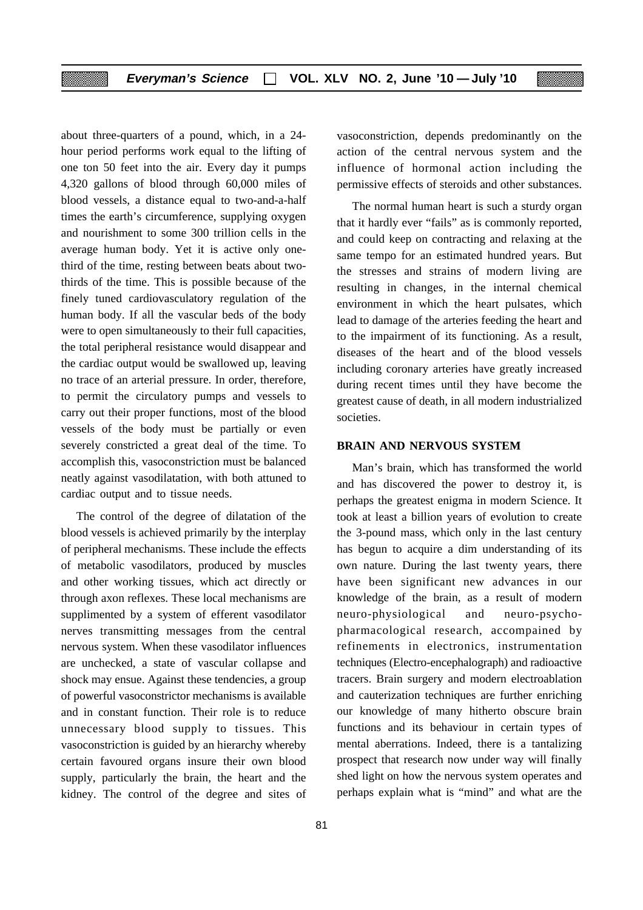about three-quarters of a pound, which, in a 24-hour period performs work equal to the lifting of one ton 50 feet into the air. Every day it pumps 4,320 gallons of blood through 60,000 miles of blood vessels, a distance equal to two-and-a-half times the earth's circumference, supplying oxygen and nourishment to some 300 trillion cells in the average human body. Yet it is active only one-third of the time, resting between beats about two-thirds of the time. This is possible because of the finely tuned cardiovasculatory regulation of the human body. If all the vascular beds of the body were to open simultaneously to their full capacities, the total peripheral resistance would disappear and the cardiac output would be swallowed up, leaving no trace of an arterial pressure. In order, therefore, to permit the circulatory pumps and vessels to carry out their proper functions, most of the blood vessels of the body must be partially or even severely constricted a great deal of the time. To accomplish this, vasoconstriction must be balanced neatly against vasodilatation, with both attuned to cardiac output and to tissue needs.

The control of the degree of dilatation of the blood vessels is achieved primarily by the interplay of peripheral mechanisms. These include the effects of metabolic vasodilators, produced by muscles and other working tissues, which act directly or through axon reflexes. These local mechanisms are supplimented by a system of efferent vasodilator nerves transmitting messages from the central nervous system. When these vasodilator influences are unchecked, a state of vascular collapse and shock may ensue. Against these tendencies, a group of powerful vasoconstrictor mechanisms is available and in constant function. Their role is to reduce unnecessary blood supply to tissues. This vasoconstriction is guided by an hierarchy whereby certain favoured organs insure their own blood supply, particularly the brain, the heart and the kidney. The control of the degree and sites of vasoconstriction, depends predominantly on the action of the central nervous system and the influence of hormonal action including the permissive effects of steroids and other substances.

The normal human heart is such a sturdy organ that it hardly ever "fails" as is commonly reported, and could keep on contracting and relaxing at the same tempo for an estimated hundred years. But the stresses and strains of modern living are resulting in changes, in the internal chemical environment in which the heart pulsates, which lead to damage of the arteries feeding the heart and to the impairment of its functioning. As a result, diseases of the heart and of the blood vessels including coronary arteries have greatly increased during recent times until they have become the greatest cause of death, in all modern industrialized societies.

## BRAIN AND NERVOUS SYSTEM

Man's brain, which has transformed the world and has discovered the power to destroy it, is perhaps the greatest enigma in modern Science. It took at least a billion years of evolution to create the 3-pound mass, which only in the last century has begun to acquire a dim understanding of its own nature. During the last twenty years, there have been significant new advances in our knowledge of the brain, as a result of modern neuro-physiological and neuro-psycho-pharmacological research, accompained by refinements in electronics, instrumentation techniques (Electro-encephalograph) and radioactive tracers. Brain surgery and modern electroablation and cauterization techniques are further enriching our knowledge of many hitherto obscure brain functions and its behaviour in certain types of mental aberrations. Indeed, there is a tantalizing prospect that research now under way will finally shed light on how the nervous system operates and perhaps explain what is "mind" and what are the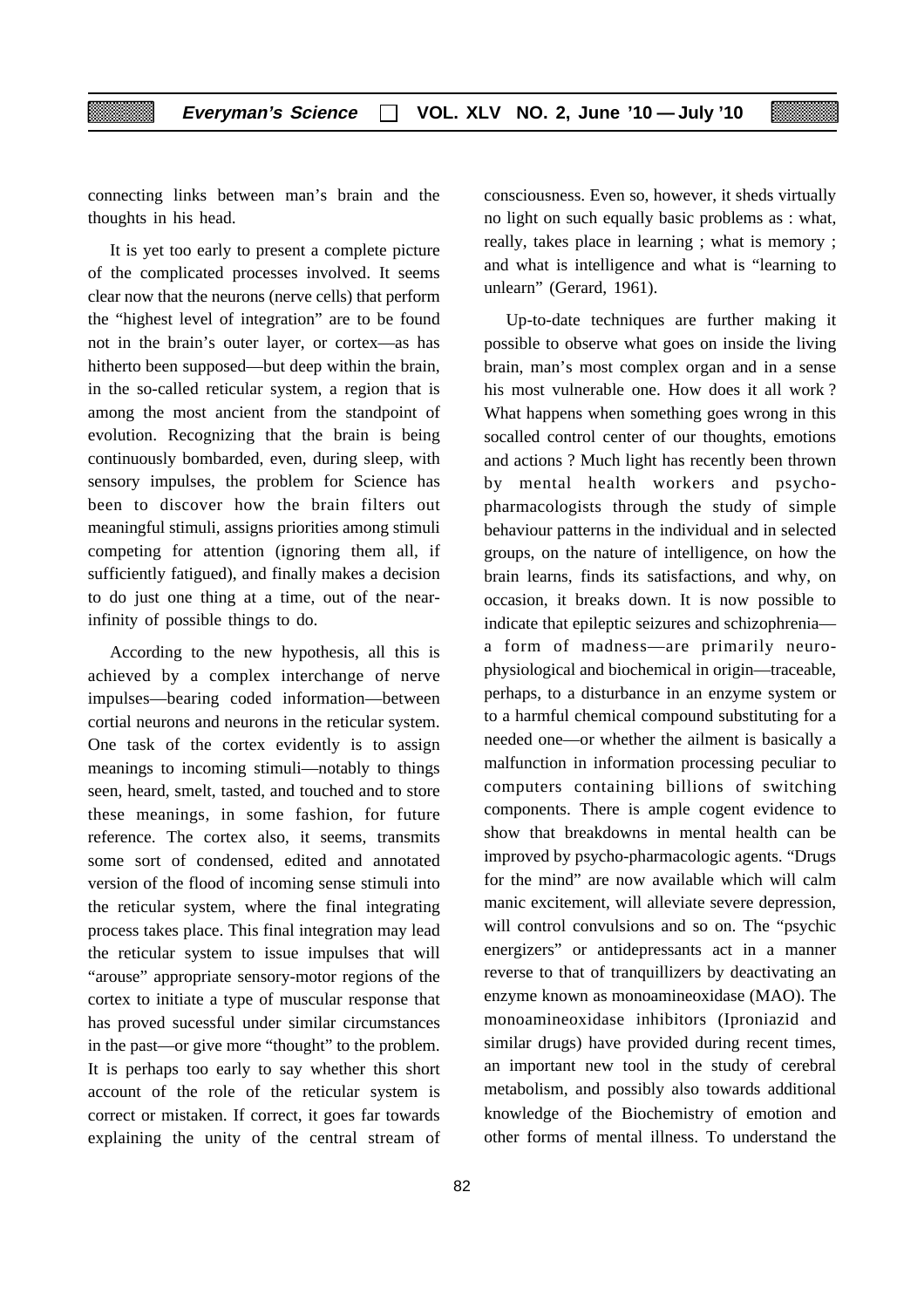connecting links between man's brain and the thoughts in his head.

It is yet too early to present a complete picture of the complicated processes involved. It seems clear now that the neurons (nerve cells) that perform the "highest level of integration" are to be found not in the brain's outer layer, or cortex—as has hitherto been supposed—but deep within the brain, in the so-called reticular system, a region that is among the most ancient from the standpoint of evolution. Recognizing that the brain is being continuously bombarded, even, during sleep, with sensory impulses, the problem for Science has been to discover how the brain filters out meaningful stimuli, assigns priorities among stimuli competing for attention (ignoring them all, if sufficiently fatigued), and finally makes a decision to do just one thing at a time, out of the near-infinity of possible things to do.

According to the new hypothesis, all this is achieved by a complex interchange of nerve impulses—bearing coded information—between cortial neurons and neurons in the reticular system. One task of the cortex evidently is to assign meanings to incoming stimuli—notably to things seen, heard, smelt, tasted, and touched and to store these meanings, in some fashion, for future reference. The cortex also, it seems, transmits some sort of condensed, edited and annotated version of the flood of incoming sense stimuli into the reticular system, where the final integrating process takes place. This final integration may lead the reticular system to issue impulses that will "arouse" appropriate sensory-motor regions of the cortex to initiate a type of muscular response that has proved sucessful under similar circumstances in the past—or give more "thought" to the problem. It is perhaps too early to say whether this short account of the role of the reticular system is correct or mistaken. If correct, it goes far towards explaining the unity of the central stream of consciousness. Even so, however, it sheds virtually no light on such equally basic problems as : what, really, takes place in learning ; what is memory ; and what is intelligence and what is "learning to unlearn" (Gerard, 1961).

Up-to-date techniques are further making it possible to observe what goes on inside the living brain, man's most complex organ and in a sense his most vulnerable one. How does it all work ? What happens when something goes wrong in this socalled control center of our thoughts, emotions and actions ? Much light has recently been thrown by mental health workers and psycho-pharmacologists through the study of simple behaviour patterns in the individual and in selected groups, on the nature of intelligence, on how the brain learns, finds its satisfactions, and why, on occasion, it breaks down. It is now possible to indicate that epileptic seizures and schizophrenia—a form of madness—are primarily neuro-physiological and biochemical in origin—traceable, perhaps, to a disturbance in an enzyme system or to a harmful chemical compound substituting for a needed one—or whether the ailment is basically a malfunction in information processing peculiar to computers containing billions of switching components. There is ample cogent evidence to show that breakdowns in mental health can be improved by psycho-pharmacologic agents. "Drugs for the mind" are now available which will calm manic excitement, will alleviate severe depression, will control convulsions and so on. The "psychic energizers" or antidepressants act in a manner reverse to that of tranquillizers by deactivating an enzyme known as monoamineoxidase (MAO). The monoamineoxidase inhibitors (Iproniazid and similar drugs) have provided during recent times, an important new tool in the study of cerebral metabolism, and possibly also towards additional knowledge of the Biochemistry of emotion and other forms of mental illness. To understand the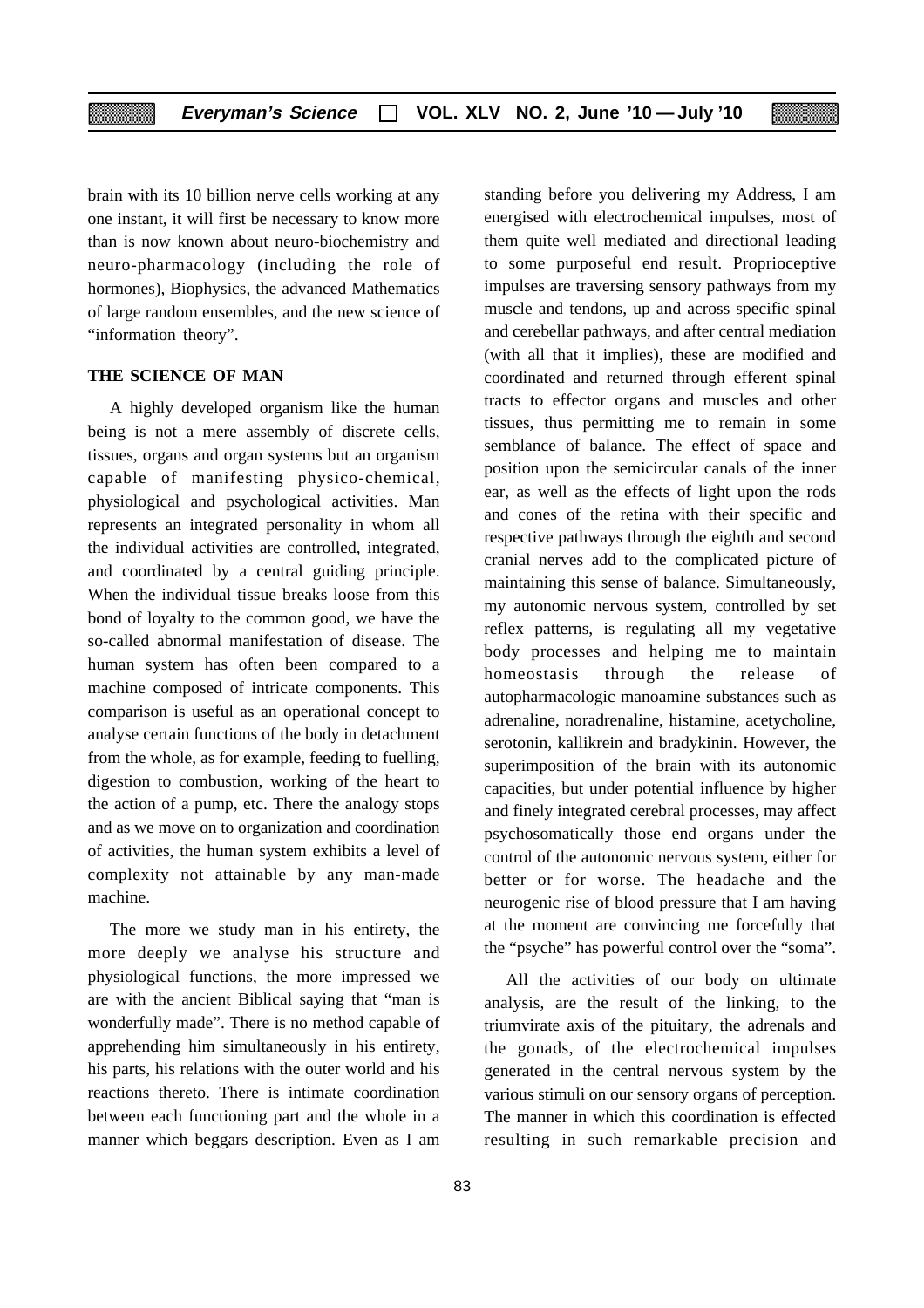brain with its 10 billion nerve cells working at any one instant, it will first be necessary to know more than is now known about neuro-biochemistry and neuro-pharmacology (including the role of hormones), Biophysics, the advanced Mathematics of large random ensembles, and the new science of "information theory".

### THE SCIENCE OF MAN

A highly developed organism like the human being is not a mere assembly of discrete cells, tissues, organs and organ systems but an organism capable of manifesting physico-chemical, physiological and psychological activities. Man represents an integrated personality in whom all the individual activities are controlled, integrated, and coordinated by a central guiding principle. When the individual tissue breaks loose from this bond of loyalty to the common good, we have the so-called abnormal manifestation of disease. The human system has often been compared to a machine composed of intricate components. This comparison is useful as an operational concept to analyse certain functions of the body in detachment from the whole, as for example, feeding to fuelling, digestion to combustion, working of the heart to the action of a pump, etc. There the analogy stops and as we move on to organization and coordination of activities, the human system exhibits a level of complexity not attainable by any man-made machine.

The more we study man in his entirety, the more deeply we analyse his structure and physiological functions, the more impressed we are with the ancient Biblical saying that "man is wonderfully made". There is no method capable of apprehending him simultaneously in his entirety, his parts, his relations with the outer world and his reactions thereto. There is intimate coordination between each functioning part and the whole in a manner which beggars description. Even as I am standing before you delivering my Address, I am energised with electrochemical impulses, most of them quite well mediated and directional leading to some purposeful end result. Proprioceptive impulses are traversing sensory pathways from my muscle and tendons, up and across specific spinal and cerebellar pathways, and after central mediation (with all that it implies), these are modified and coordinated and returned through efferent spinal tracts to effector organs and muscles and other tissues, thus permitting me to remain in some semblance of balance. The effect of space and position upon the semicircular canals of the inner ear, as well as the effects of light upon the rods and cones of the retina with their specific and respective pathways through the eighth and second cranial nerves add to the complicated picture of maintaining this sense of balance. Simultaneously, my autonomic nervous system, controlled by set reflex patterns, is regulating all my vegetative body processes and helping me to maintain homeostasis through the release of autopharmacologic manoamine substances such as adrenaline, noradrenaline, histamine, acetycholine, serotonin, kallikrein and bradykinin. However, the superimposition of the brain with its autonomic capacities, but under potential influence by higher and finely integrated cerebral processes, may affect psychosomatically those end organs under the control of the autonomic nervous system, either for better or for worse. The headache and the neurogenic rise of blood pressure that I am having at the moment are convincing me forcefully that the "psyche" has powerful control over the "soma".

All the activities of our body on ultimate analysis, are the result of the linking, to the triumvirate axis of the pituitary, the adrenals and the gonads, of the electrochemical impulses generated in the central nervous system by the various stimuli on our sensory organs of perception. The manner in which this coordination is effected resulting in such remarkable precision and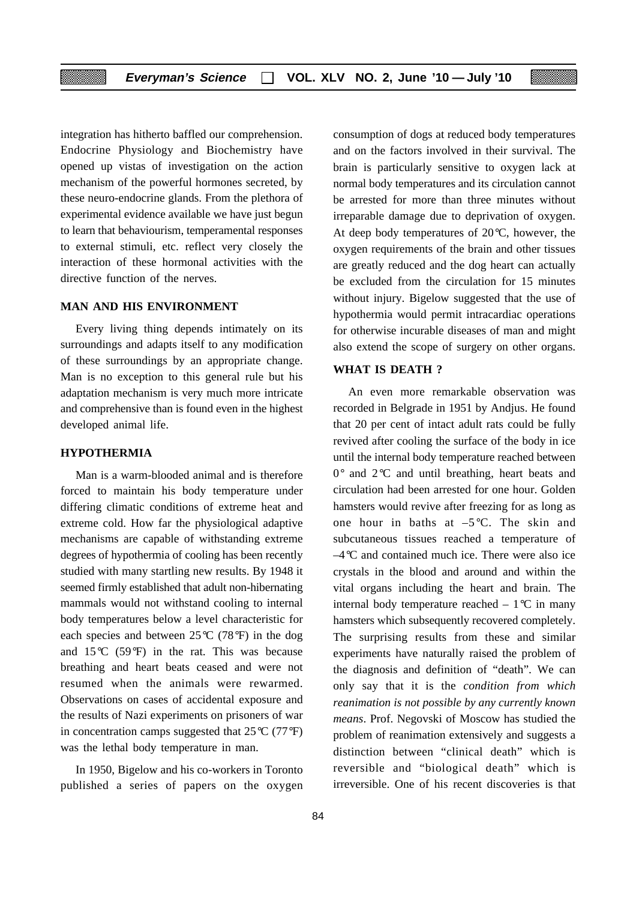integration has hitherto baffled our comprehension. Endocrine Physiology and Biochemistry have opened up vistas of investigation on the action mechanism of the powerful hormones secreted, by these neuro-endocrine glands. From the plethora of experimental evidence available we have just begun to learn that behaviourism, temperamental responses to external stimuli, etc. reflect very closely the interaction of these hormonal activities with the directive function of the nerves.

## MAN AND HIS ENVIRONMENT

Every living thing depends intimately on its surroundings and adapts itself to any modification of these surroundings by an appropriate change. Man is no exception to this general rule but his adaptation mechanism is very much more intricate and comprehensive than is found even in the highest developed animal life.

## HYPOTHERMIA

Man is a warm-blooded animal and is therefore forced to maintain his body temperature under differing climatic conditions of extreme heat and extreme cold. How far the physiological adaptive mechanisms are capable of withstanding extreme degrees of hypothermia of cooling has been recently studied with many startling new results. By 1948 it seemed firmly established that adult non-hibernating mammals would not withstand cooling to internal body temperatures below a level characteristic for each species and between 25°C (78°F) in the dog and 15°C (59°F) in the rat. This was because breathing and heart beats ceased and were not resumed when the animals were rewarmed. Observations on cases of accidental exposure and the results of Nazi experiments on prisoners of war in concentration camps suggested that 25°C (77°F) was the lethal body temperature in man.

In 1950, Bigelow and his co-workers in Toronto published a series of papers on the oxygen consumption of dogs at reduced body temperatures and on the factors involved in their survival. The brain is particularly sensitive to oxygen lack at normal body temperatures and its circulation cannot be arrested for more than three minutes without irreparable damage due to deprivation of oxygen. At deep body temperatures of 20°C, however, the oxygen requirements of the brain and other tissues are greatly reduced and the dog heart can actually be excluded from the circulation for 15 minutes without injury. Bigelow suggested that the use of hypothermia would permit intracardiac operations for otherwise incurable diseases of man and might also extend the scope of surgery on other organs.

## WHAT IS DEATH ?

An even more remarkable observation was recorded in Belgrade in 1951 by Andjus. He found that 20 per cent of intact adult rats could be fully revived after cooling the surface of the body in ice until the internal body temperature reached between 0° and 2°C and until breathing, heart beats and circulation had been arrested for one hour. Golden hamsters would revive after freezing for as long as one hour in baths at –5°C. The skin and subcutaneous tissues reached a temperature of –4°C and contained much ice. There were also ice crystals in the blood and around and within the vital organs including the heart and brain. The internal body temperature reached – 1°C in many hamsters which subsequently recovered completely. The surprising results from these and similar experiments have naturally raised the problem of the diagnosis and definition of "death". We can only say that it is the *condition from which reanimation is not possible by any currently known means*. Prof. Negovski of Moscow has studied the problem of reanimation extensively and suggests a distinction between "clinical death" which is reversible and "biological death" which is irreversible. One of his recent discoveries is that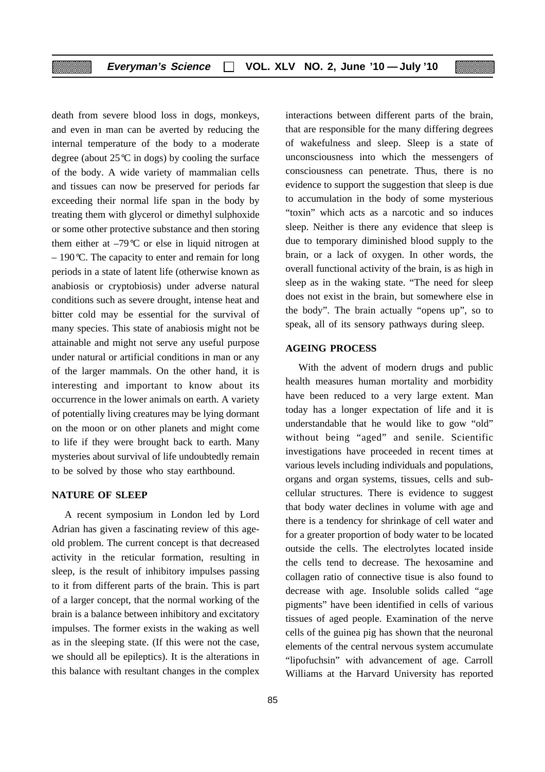death from severe blood loss in dogs, monkeys, and even in man can be averted by reducing the internal temperature of the body to a moderate degree (about 25°C in dogs) by cooling the surface of the body. A wide variety of mammalian cells and tissues can now be preserved for periods far exceeding their normal life span in the body by treating them with glycerol or dimethyl sulphoxide or some other protective substance and then storing them either at –79°C or else in liquid nitrogen at – 190°C. The capacity to enter and remain for long periods in a state of latent life (otherwise known as anabiosis or cryptobiosis) under adverse natural conditions such as severe drought, intense heat and bitter cold may be essential for the survival of many species. This state of anabiosis might not be attainable and might not serve any useful purpose under natural or artificial conditions in man or any of the larger mammals. On the other hand, it is interesting and important to know about its occurrence in the lower animals on earth. A variety of potentially living creatures may be lying dormant on the moon or on other planets and might come to life if they were brought back to earth. Many mysteries about survival of life undoubtedly remain to be solved by those who stay earthbound.

## NATURE OF SLEEP

A recent symposium in London led by Lord Adrian has given a fascinating review of this age-old problem. The current concept is that decreased activity in the reticular formation, resulting in sleep, is the result of inhibitory impulses passing to it from different parts of the brain. This is part of a larger concept, that the normal working of the brain is a balance between inhibitory and excitatory impulses. The former exists in the waking as well as in the sleeping state. (If this were not the case, we should all be epileptics). It is the alterations in this balance with resultant changes in the complex interactions between different parts of the brain, that are responsible for the many differing degrees of wakefulness and sleep. Sleep is a state of unconsciousness into which the messengers of consciousness can penetrate. Thus, there is no evidence to support the suggestion that sleep is due to accumulation in the body of some mysterious "toxin" which acts as a narcotic and so induces sleep. Neither is there any evidence that sleep is due to temporary diminished blood supply to the brain, or a lack of oxygen. In other words, the overall functional activity of the brain, is as high in sleep as in the waking state. "The need for sleep does not exist in the brain, but somewhere else in the body". The brain actually "opens up", so to speak, all of its sensory pathways during sleep.

## AGEING PROCESS

With the advent of modern drugs and public health measures human mortality and morbidity have been reduced to a very large extent. Man today has a longer expectation of life and it is understandable that he would like to gow "old" without being "aged" and senile. Scientific investigations have proceeded in recent times at various levels including individuals and populations, organs and organ systems, tissues, cells and sub-cellular structures. There is evidence to suggest that body water declines in volume with age and there is a tendency for shrinkage of cell water and for a greater proportion of body water to be located outside the cells. The electrolytes located inside the cells tend to decrease. The hexosamine and collagen ratio of connective tisue is also found to decrease with age. Insoluble solids called "age pigments" have been identified in cells of various tissues of aged people. Examination of the nerve cells of the guinea pig has shown that the neuronal elements of the central nervous system accumulate "lipofuchsin" with advancement of age. Carroll Williams at the Harvard University has reported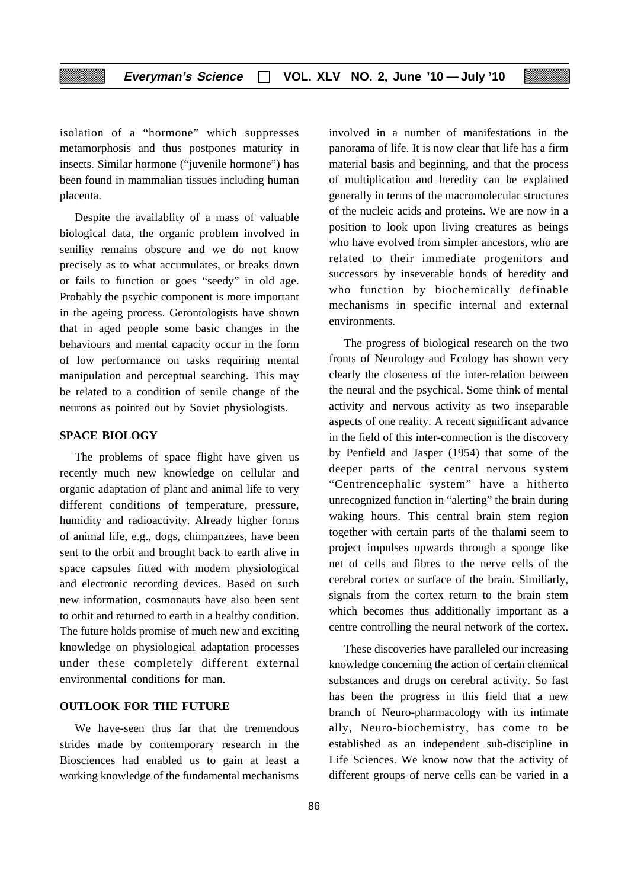isolation of a "hormone" which suppresses metamorphosis and thus postpones maturity in insects. Similar hormone ("juvenile hormone") has been found in mammalian tissues including human placenta.

Despite the availablity of a mass of valuable biological data, the organic problem involved in senility remains obscure and we do not know precisely as to what accumulates, or breaks down or fails to function or goes "seedy" in old age. Probably the psychic component is more important in the ageing process. Gerontologists have shown that in aged people some basic changes in the behaviours and mental capacity occur in the form of low performance on tasks requiring mental manipulation and perceptual searching. This may be related to a condition of senile change of the neurons as pointed out by Soviet physiologists.

## SPACE BIOLOGY

The problems of space flight have given us recently much new knowledge on cellular and organic adaptation of plant and animal life to very different conditions of temperature, pressure, humidity and radioactivity. Already higher forms of animal life, e.g., dogs, chimpanzees, have been sent to the orbit and brought back to earth alive in space capsules fitted with modern physiological and electronic recording devices. Based on such new information, cosmonauts have also been sent to orbit and returned to earth in a healthy condition. The future holds promise of much new and exciting knowledge on physiological adaptation processes under these completely different external environmental conditions for man.

## OUTLOOK FOR THE FUTURE

We have-seen thus far that the tremendous strides made by contemporary research in the Biosciences had enabled us to gain at least a working knowledge of the fundamental mechanisms involved in a number of manifestations in the panorama of life. It is now clear that life has a firm material basis and beginning, and that the process of multiplication and heredity can be explained generally in terms of the macromolecular structures of the nucleic acids and proteins. We are now in a position to look upon living creatures as beings who have evolved from simpler ancestors, who are related to their immediate progenitors and successors by inseverable bonds of heredity and who function by biochemically definable mechanisms in specific internal and external environments.

The progress of biological research on the two fronts of Neurology and Ecology has shown very clearly the closeness of the inter-relation between the neural and the psychical. Some think of mental activity and nervous activity as two inseparable aspects of one reality. A recent significant advance in the field of this inter-connection is the discovery by Penfield and Jasper (1954) that some of the deeper parts of the central nervous system "Centrencephalic system" have a hitherto unrecognized function in "alerting" the brain during waking hours. This central brain stem region together with certain parts of the thalami seem to project impulses upwards through a sponge like net of cells and fibres to the nerve cells of the cerebral cortex or surface of the brain. Similiarly, signals from the cortex return to the brain stem which becomes thus additionally important as a centre controlling the neural network of the cortex.

These discoveries have paralleled our increasing knowledge concerning the action of certain chemical substances and drugs on cerebral activity. So fast has been the progress in this field that a new branch of Neuro-pharmacology with its intimate ally, Neuro-biochemistry, has come to be established as an independent sub-discipline in Life Sciences. We know now that the activity of different groups of nerve cells can be varied in a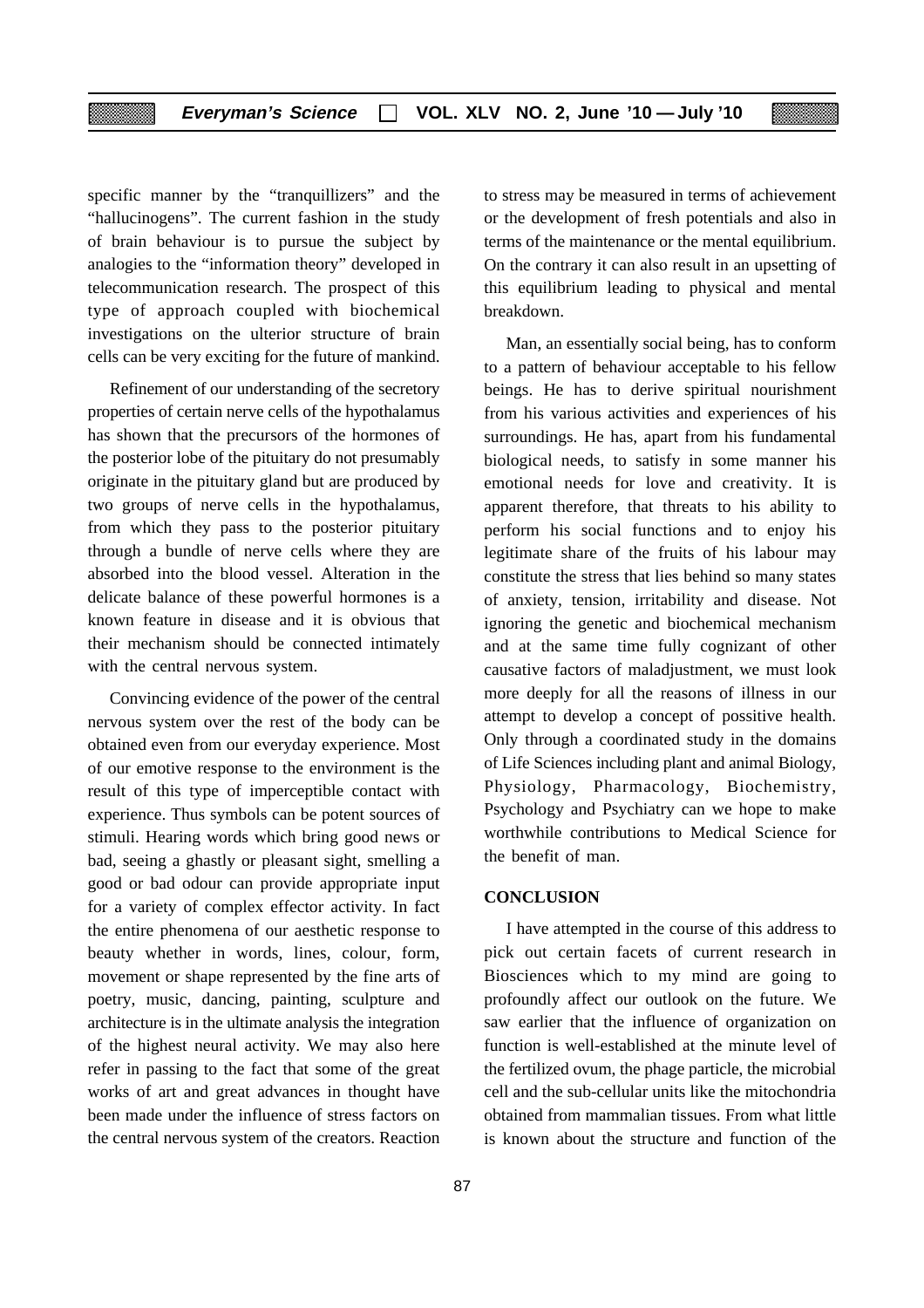specific manner by the "tranquillizers" and the "hallucinogens". The current fashion in the study of brain behaviour is to pursue the subject by analogies to the "information theory" developed in telecommunication research. The prospect of this type of approach coupled with biochemical investigations on the ulterior structure of brain cells can be very exciting for the future of mankind.

Refinement of our understanding of the secretory properties of certain nerve cells of the hypothalamus has shown that the precursors of the hormones of the posterior lobe of the pituitary do not presumably originate in the pituitary gland but are produced by two groups of nerve cells in the hypothalamus, from which they pass to the posterior pituitary through a bundle of nerve cells where they are absorbed into the blood vessel. Alteration in the delicate balance of these powerful hormones is a known feature in disease and it is obvious that their mechanism should be connected intimately with the central nervous system.

Convincing evidence of the power of the central nervous system over the rest of the body can be obtained even from our everyday experience. Most of our emotive response to the environment is the result of this type of imperceptible contact with experience. Thus symbols can be potent sources of stimuli. Hearing words which bring good news or bad, seeing a ghastly or pleasant sight, smelling a good or bad odour can provide appropriate input for a variety of complex effector activity. In fact the entire phenomena of our aesthetic response to beauty whether in words, lines, colour, form, movement or shape represented by the fine arts of poetry, music, dancing, painting, sculpture and architecture is in the ultimate analysis the integration of the highest neural activity. We may also here refer in passing to the fact that some of the great works of art and great advances in thought have been made under the influence of stress factors on the central nervous system of the creators. Reaction to stress may be measured in terms of achievement or the development of fresh potentials and also in terms of the maintenance or the mental equilibrium. On the contrary it can also result in an upsetting of this equilibrium leading to physical and mental breakdown.

Man, an essentially social being, has to conform to a pattern of behaviour acceptable to his fellow beings. He has to derive spiritual nourishment from his various activities and experiences of his surroundings. He has, apart from his fundamental biological needs, to satisfy in some manner his emotional needs for love and creativity. It is apparent therefore, that threats to his ability to perform his social functions and to enjoy his legitimate share of the fruits of his labour may constitute the stress that lies behind so many states of anxiety, tension, irritability and disease. Not ignoring the genetic and biochemical mechanism and at the same time fully cognizant of other causative factors of maladjustment, we must look more deeply for all the reasons of illness in our attempt to develop a concept of possitive health. Only through a coordinated study in the domains of Life Sciences including plant and animal Biology, Physiology, Pharmacology, Biochemistry, Psychology and Psychiatry can we hope to make worthwhile contributions to Medical Science for the benefit of man.

## CONCLUSION

I have attempted in the course of this address to pick out certain facets of current research in Biosciences which to my mind are going to profoundly affect our outlook on the future. We saw earlier that the influence of organization on function is well-established at the minute level of the fertilized ovum, the phage particle, the microbial cell and the sub-cellular units like the mitochondria obtained from mammalian tissues. From what little is known about the structure and function of the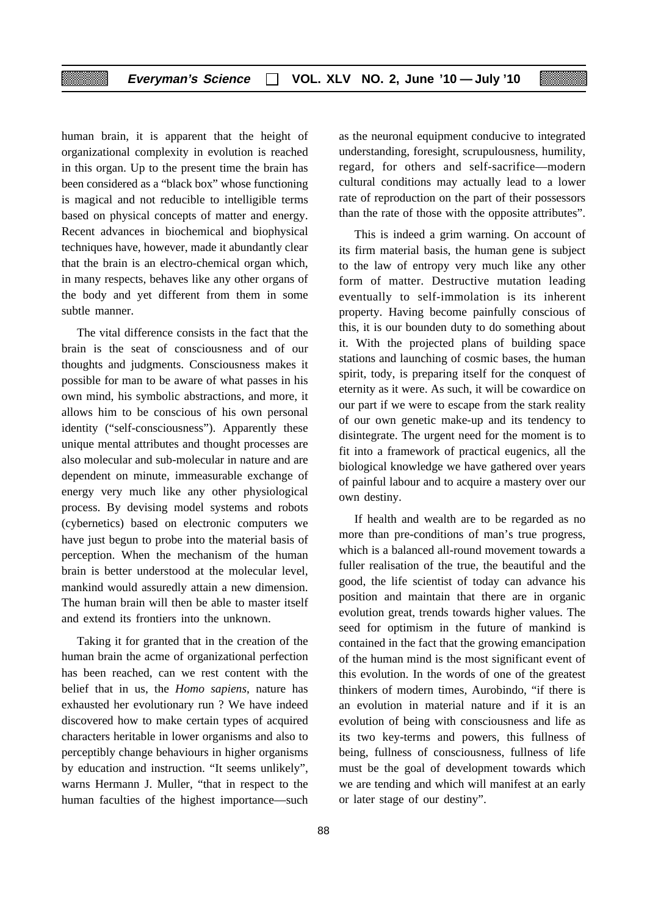human brain, it is apparent that the height of organizational complexity in evolution is reached in this organ. Up to the present time the brain has been considered as a "black box" whose functioning is magical and not reducible to intelligible terms based on physical concepts of matter and energy. Recent advances in biochemical and biophysical techniques have, however, made it abundantly clear that the brain is an electro-chemical organ which, in many respects, behaves like any other organs of the body and yet different from them in some subtle manner.

The vital difference consists in the fact that the brain is the seat of consciousness and of our thoughts and judgments. Consciousness makes it possible for man to be aware of what passes in his own mind, his symbolic abstractions, and more, it allows him to be conscious of his own personal identity ("self-consciousness"). Apparently these unique mental attributes and thought processes are also molecular and sub-molecular in nature and are dependent on minute, immeasurable exchange of energy very much like any other physiological process. By devising model systems and robots (cybernetics) based on electronic computers we have just begun to probe into the material basis of perception. When the mechanism of the human brain is better understood at the molecular level, mankind would assuredly attain a new dimension. The human brain will then be able to master itself and extend its frontiers into the unknown.

Taking it for granted that in the creation of the human brain the acme of organizational perfection has been reached, can we rest content with the belief that in us, the *Homo sapiens*, nature has exhausted her evolutionary run ? We have indeed discovered how to make certain types of acquired characters heritable in lower organisms and also to perceptibly change behaviours in higher organisms by education and instruction. "It seems unlikely", warns Hermann J. Muller, "that in respect to the human faculties of the highest importance—such as the neuronal equipment conducive to integrated understanding, foresight, scrupulousness, humility, regard, for others and self-sacrifice—modern cultural conditions may actually lead to a lower rate of reproduction on the part of their possessors than the rate of those with the opposite attributes".

This is indeed a grim warning. On account of its firm material basis, the human gene is subject to the law of entropy very much like any other form of matter. Destructive mutation leading eventually to self-immolation is its inherent property. Having become painfully conscious of this, it is our bounden duty to do something about it. With the projected plans of building space stations and launching of cosmic bases, the human spirit, tody, is preparing itself for the conquest of eternity as it were. As such, it will be cowardice on our part if we were to escape from the stark reality of our own genetic make-up and its tendency to disintegrate. The urgent need for the moment is to fit into a framework of practical eugenics, all the biological knowledge we have gathered over years of painful labour and to acquire a mastery over our own destiny.

If health and wealth are to be regarded as no more than pre-conditions of man's true progress, which is a balanced all-round movement towards a fuller realisation of the true, the beautiful and the good, the life scientist of today can advance his position and maintain that there are in organic evolution great, trends towards higher values. The seed for optimism in the future of mankind is contained in the fact that the growing emancipation of the human mind is the most significant event of this evolution. In the words of one of the greatest thinkers of modern times, Aurobindo, "if there is an evolution in material nature and if it is an evolution of being with consciousness and life as its two key-terms and powers, this fullness of being, fullness of consciousness, fullness of life must be the goal of development towards which we are tending and which will manifest at an early or later stage of our destiny".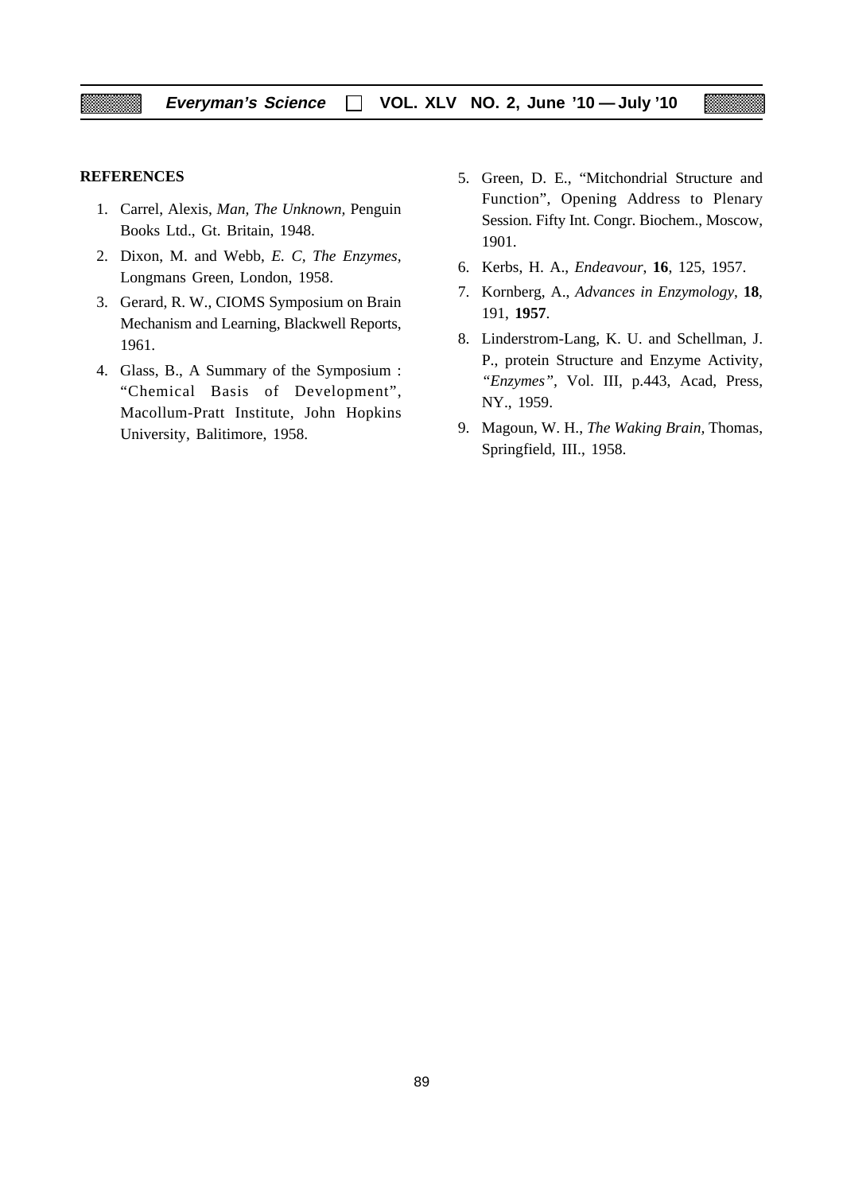**REFERENCES**

1. Carrel, Alexis, *Man, The Unknown,* Penguin Books Ltd., Gt. Britain, 1948.
2. Dixon, M. and Webb, *E. C, The Enzymes,* Longmans Green, London, 1958.
3. Gerard, R. W., CIOMS Symposium on Brain Mechanism and Learning, Blackwell Reports, 1961.
4. Glass, B., A Summary of the Symposium : "Chemical Basis of Development", Macollum-Pratt Institute, John Hopkins University, Balitimore, 1958.
5. Green, D. E., "Mitchondrial Structure and Function", Opening Address to Plenary Session. Fifty Int. Congr. Biochem., Moscow, 1901.
6. Kerbs, H. A., *Endeavour*, **16**, 125, 1957.
7. Kornberg, A., *Advances in Enzymology*, **18**, 191, **1957**.
8. Linderstrom-Lang, K. U. and Schellman, J. P., protein Structure and Enzyme Activity, *"Enzymes"*, Vol. III, p.443, Acad, Press, NY., 1959.
9. Magoun, W. H., *The Waking Brain,* Thomas, Springfield, III., 1958.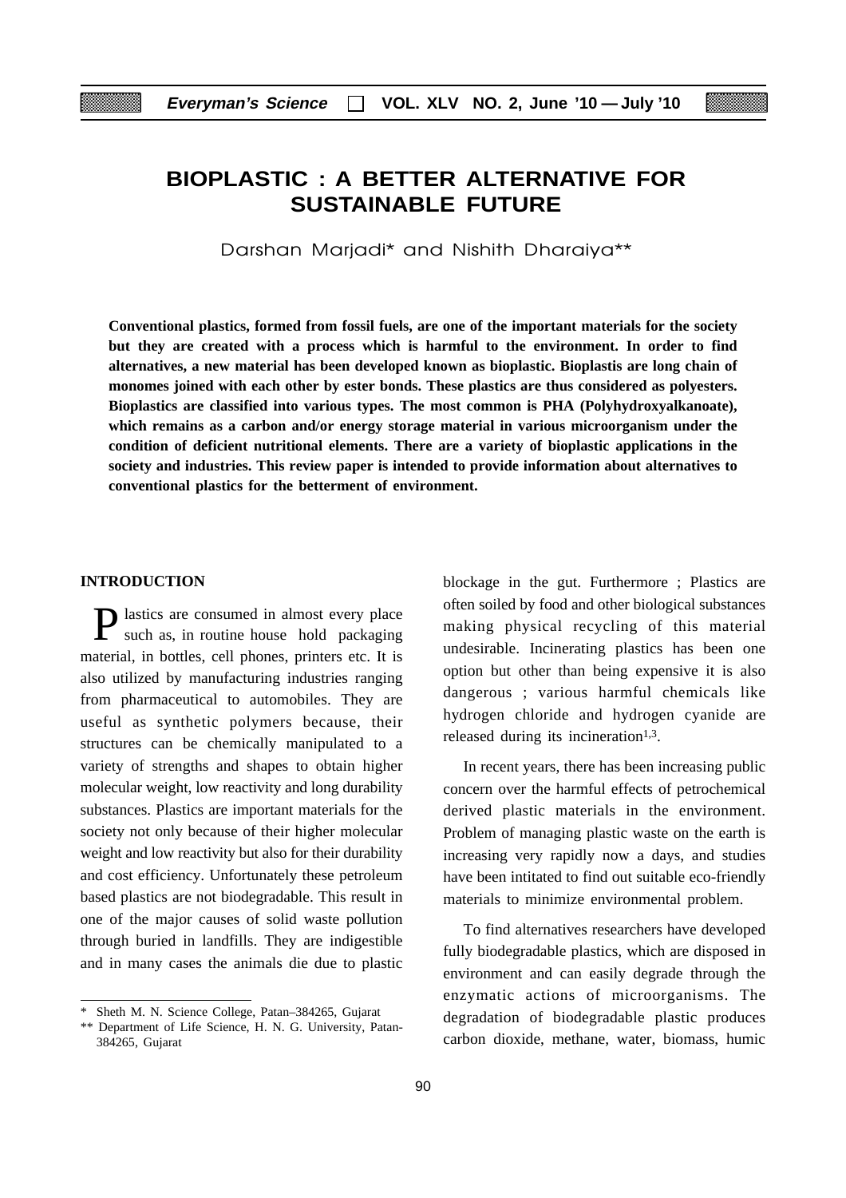# BIOPLASTIC : A BETTER ALTERNATIVE FOR SUSTAINABLE FUTURE

Darshan Marjadi* and Nishith Dharaiya**

**Conventional plastics, formed from fossil fuels, are one of the important materials for the society but they are created with a process which is harmful to the environment. In order to find alternatives, a new material has been developed known as bioplastic. Bioplastis are long chain of monomes joined with each other by ester bonds. These plastics are thus considered as polyesters. Bioplastics are classified into various types. The most common is PHA (Polyhydroxyalkanoate), which remains as a carbon and/or energy storage material in various microorganism under the condition of deficient nutritional elements. There are a variety of bioplastic applications in the society and industries. This review paper is intended to provide information about alternatives to conventional plastics for the betterment of environment.**

## INTRODUCTION

Plastics are consumed in almost every place such as, in routine house hold packaging material, in bottles, cell phones, printers etc. It is also utilized by manufacturing industries ranging from pharmaceutical to automobiles. They are useful as synthetic polymers because, their structures can be chemically manipulated to a variety of strengths and shapes to obtain higher molecular weight, low reactivity and long durability substances. Plastics are important materials for the society not only because of their higher molecular weight and low reactivity but also for their durability and cost efficiency. Unfortunately these petroleum based plastics are not biodegradable. This result in one of the major causes of solid waste pollution through buried in landfills. They are indigestible and in many cases the animals die due to plastic blockage in the gut. Furthermore ; Plastics are often soiled by food and other biological substances making physical recycling of this material undesirable. Incinerating plastics has been one option but other than being expensive it is also dangerous ; various harmful chemicals like hydrogen chloride and hydrogen cyanide are released during its incineration[1,3].

In recent years, there has been increasing public concern over the harmful effects of petrochemical derived plastic materials in the environment. Problem of managing plastic waste on the earth is increasing very rapidly now a days, and studies have been intitated to find out suitable eco-friendly materials to minimize environmental problem.

To find alternatives researchers have developed fully biodegradable plastics, which are disposed in environment and can easily degrade through the enzymatic actions of microorganisms. The degradation of biodegradable plastic produces carbon dioxide, methane, water, biomass, humic

---

\* Sheth M. N. Science College, Patan–384265, Gujarat

\*\* Department of Life Science, H. N. G. University, Patan-384265, Gujarat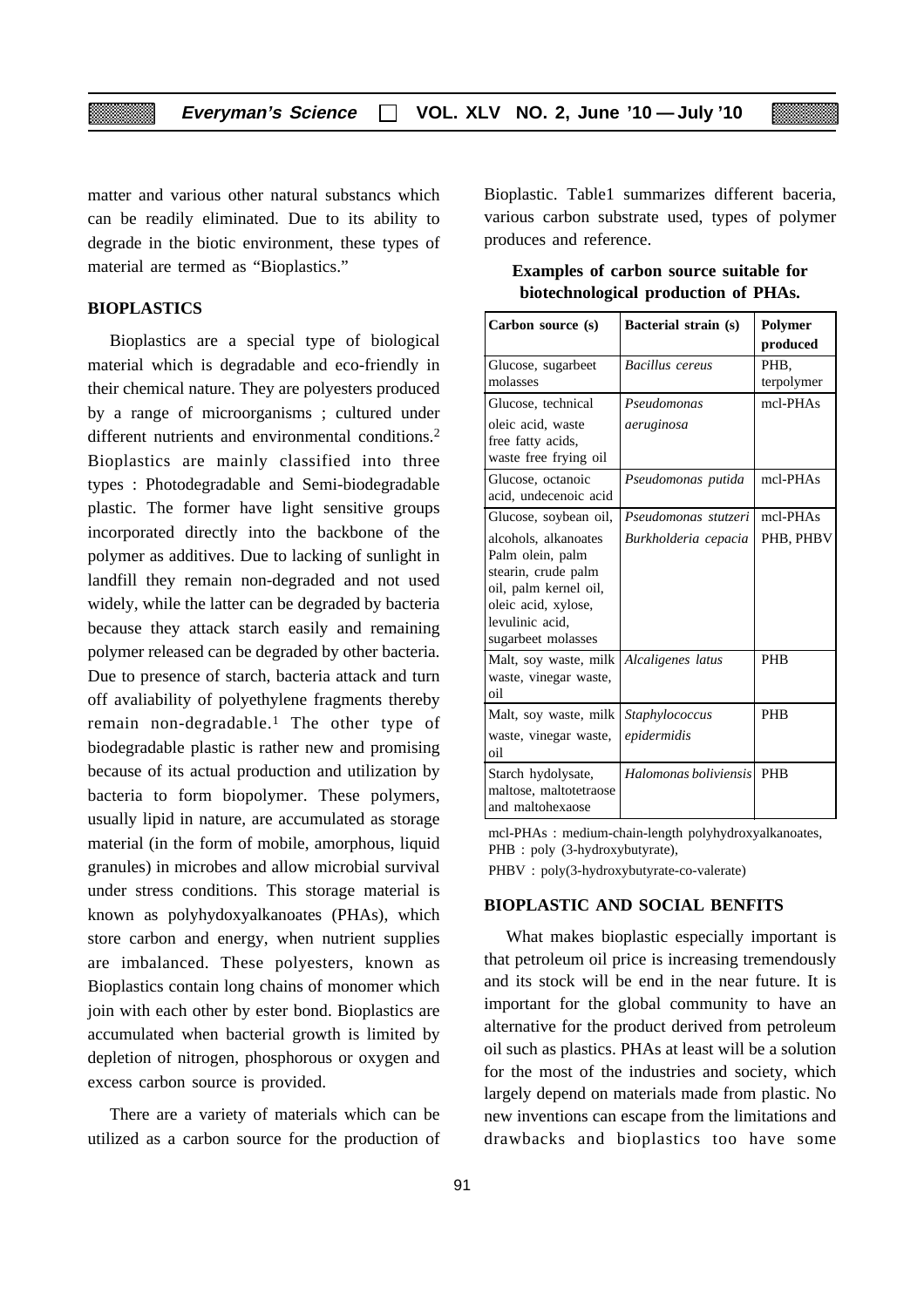matter and various other natural substancs which can be readily eliminated. Due to its ability to degrade in the biotic environment, these types of material are termed as "Bioplastics."

## BIOPLASTICS

Bioplastics are a special type of biological material which is degradable and eco-friendly in their chemical nature. They are polyesters produced by a range of microorganisms ; cultured under different nutrients and environmental conditions.[2] Bioplastics are mainly classified into three types : Photodegradable and Semi-biodegradable plastic. The former have light sensitive groups incorporated directly into the backbone of the polymer as additives. Due to lacking of sunlight in landfill they remain non-degraded and not used widely, while the latter can be degraded by bacteria because they attack starch easily and remaining polymer released can be degraded by other bacteria. Due to presence of starch, bacteria attack and turn off avaliability of polyethylene fragments thereby remain non-degradable.[1] The other type of biodegradable plastic is rather new and promising because of its actual production and utilization by bacteria to form biopolymer. These polymers, usually lipid in nature, are accumulated as storage material (in the form of mobile, amorphous, liquid granules) in microbes and allow microbial survival under stress conditions. This storage material is known as polyhydoxyalkanoates (PHAs), which store carbon and energy, when nutrient supplies are imbalanced. These polyesters, known as Bioplastics contain long chains of monomer which join with each other by ester bond. Bioplastics are accumulated when bacterial growth is limited by depletion of nitrogen, phosphorous or oxygen and excess carbon source is provided.

There are a variety of materials which can be utilized as a carbon source for the production of Bioplastic. Table1 summarizes different baceria, various carbon substrate used, types of polymer produces and reference.

**Examples of carbon source suitable for biotechnological production of PHAs.**

| Carbon source (s) | Bacterial strain (s) | Polymer produced |
|---|---|---|
| Glucose, sugarbeet molasses | *Bacillus cereus* | PHB, terpolymer |
| Glucose, technical oleic acid, waste free fatty acids, waste free frying oil | *Pseudomonas aeruginosa* | mcl-PHAs |
| Glucose, octanoic acid, undecenoic acid | *Pseudomonas putida* | mcl-PHAs |
| Glucose, soybean oil, alcohols, alkanoates | *Pseudomonas stutzeri* | mcl-PHAs |
| Palm olein, palm stearin, crude palm oil, palm kernel oil, oleic acid, xylose, levulinic acid, sugarbeet molasses | *Burkholderia cepacia* | PHB, PHBV |
| Malt, soy waste, milk waste, vinegar waste, oil | *Alcaligenes latus* | PHB |
| Malt, soy waste, milk waste, vinegar waste, oil | *Staphylococcus epidermidis* | PHB |
| Starch hydolysate, maltose, maltotetraose and maltohexaose | *Halomonas boliviensis* | PHB |

mcl-PHAs : medium-chain-length polyhydroxyalkanoates,
PHB : poly (3-hydroxybutyrate),
PHBV : poly(3-hydroxybutyrate-co-valerate)

## BIOPLASTIC AND SOCIAL BENFITS

What makes bioplastic especially important is that petroleum oil price is increasing tremendously and its stock will be end in the near future. It is important for the global community to have an alternative for the product derived from petroleum oil such as plastics. PHAs at least will be a solution for the most of the industries and society, which largely depend on materials made from plastic. No new inventions can escape from the limitations and drawbacks and bioplastics too have some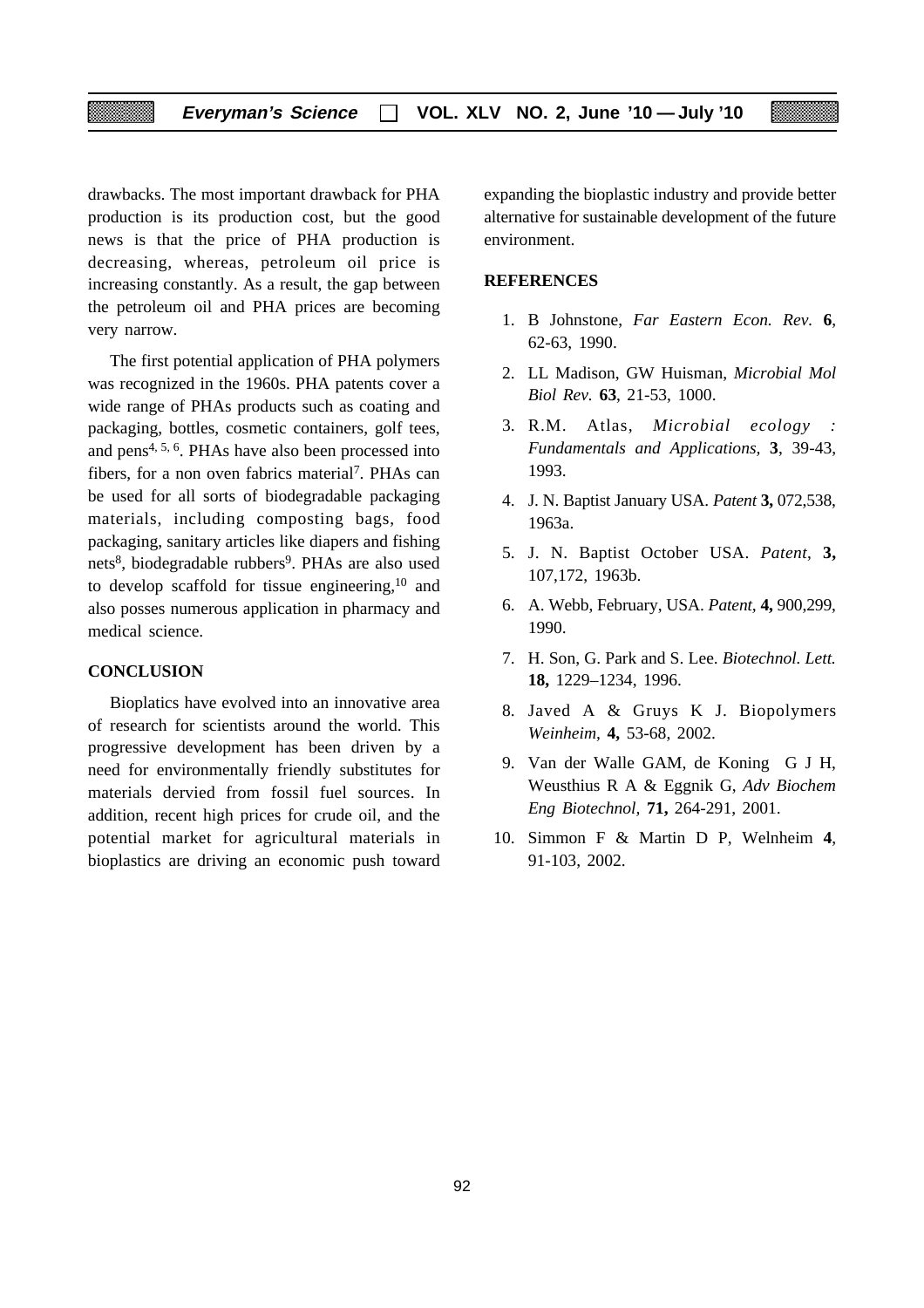drawbacks. The most important drawback for PHA production is its production cost, but the good news is that the price of PHA production is decreasing, whereas, petroleum oil price is increasing constantly. As a result, the gap between the petroleum oil and PHA prices are becoming very narrow.

The first potential application of PHA polymers was recognized in the 1960s. PHA patents cover a wide range of PHAs products such as coating and packaging, bottles, cosmetic containers, golf tees, and pens[4, 5, 6]. PHAs have also been processed into fibers, for a non oven fabrics material[7]. PHAs can be used for all sorts of biodegradable packaging materials, including composting bags, food packaging, sanitary articles like diapers and fishing nets[8], biodegradable rubbers[9]. PHAs are also used to develop scaffold for tissue engineering,[10] and also posses numerous application in pharmacy and medical science.

## CONCLUSION

Bioplatics have evolved into an innovative area of research for scientists around the world. This progressive development has been driven by a need for environmentally friendly substitutes for materials dervied from fossil fuel sources. In addition, recent high prices for crude oil, and the potential market for agricultural materials in bioplastics are driving an economic push toward expanding the bioplastic industry and provide better alternative for sustainable development of the future environment.

## REFERENCES

1. B Johnstone, *Far Eastern Econ. Rev.* **6**, 62-63, 1990.
2. LL Madison, GW Huisman, *Microbial Mol Biol Rev.* **63**, 21-53, 1000.
3. R.M. Atlas, *Microbial ecology : Fundamentals and Applications,* **3**, 39-43, 1993.
4. J. N. Baptist January USA. *Patent* **3,** 072,538, 1963a.
5. J. N. Baptist October USA. *Patent*, **3,** 107,172, 1963b.
6. A. Webb, February, USA. *Patent*, **4,** 900,299, 1990.
7. H. Son, G. Park and S. Lee. *Biotechnol. Lett.* **18,** 1229–1234, 1996.
8. Javed A & Gruys K J. Biopolymers *Weinheim,* **4,** 53-68, 2002.
9. Van der Walle GAM, de Koning G J H, Weusthius R A & Eggnik G, *Adv Biochem Eng Biotechnol,* **71,** 264-291, 2001.
10. Simmon F & Martin D P, Welnheim **4**, 91-103, 2002.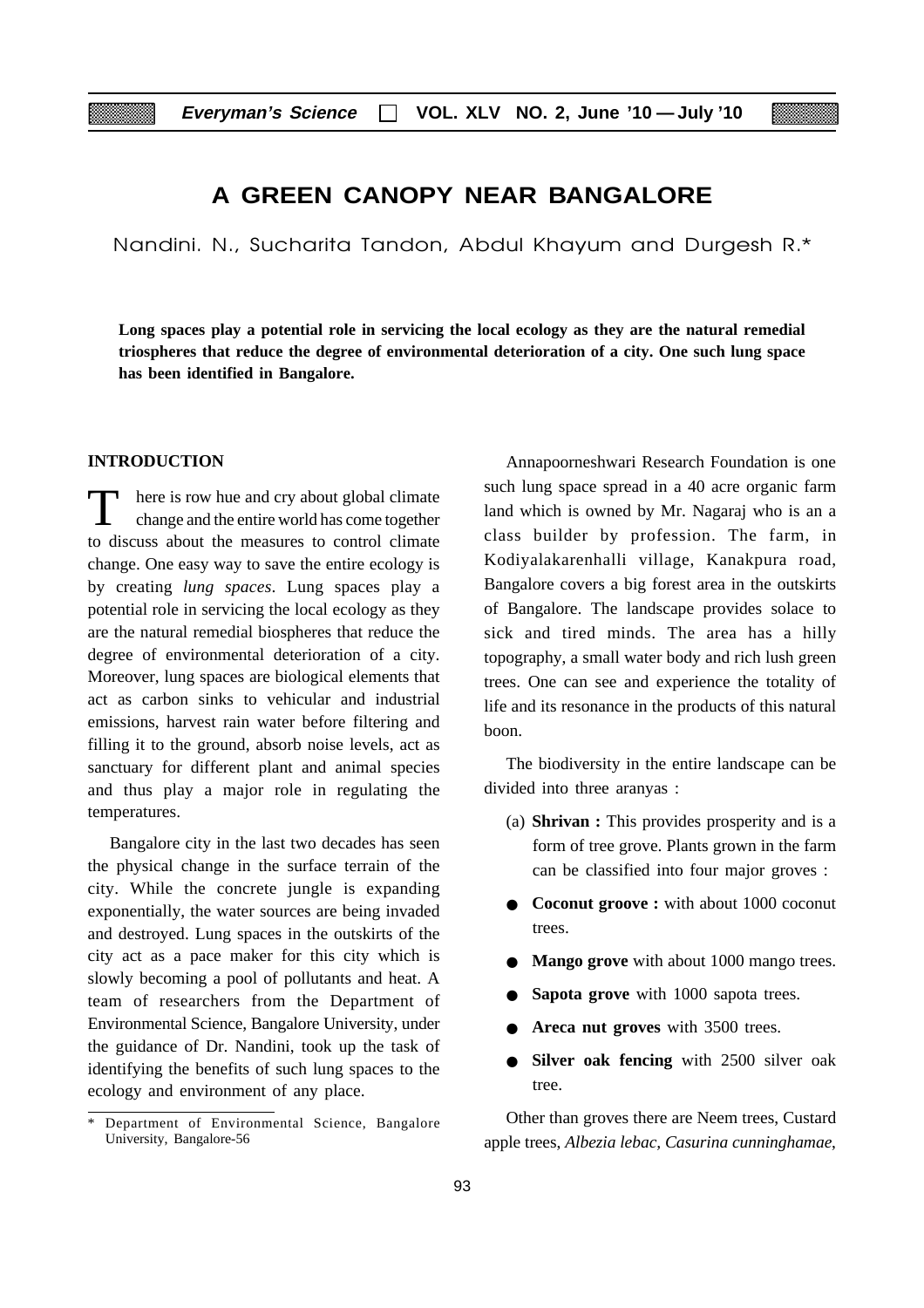# A GREEN CANOPY NEAR BANGALORE

Nandini. N., Sucharita Tandon, Abdul Khayum and Durgesh R.*

**Long spaces play a potential role in servicing the local ecology as they are the natural remedial triospheres that reduce the degree of environmental deterioration of a city. One such lung space has been identified in Bangalore.**

## INTRODUCTION

There is row hue and cry about global climate change and the entire world has come together to discuss about the measures to control climate change. One easy way to save the entire ecology is by creating *lung spaces*. Lung spaces play a potential role in servicing the local ecology as they are the natural remedial biospheres that reduce the degree of environmental deterioration of a city. Moreover, lung spaces are biological elements that act as carbon sinks to vehicular and industrial emissions, harvest rain water before filtering and filling it to the ground, absorb noise levels, act as sanctuary for different plant and animal species and thus play a major role in regulating the temperatures.

Bangalore city in the last two decades has seen the physical change in the surface terrain of the city. While the concrete jungle is expanding exponentially, the water sources are being invaded and destroyed. Lung spaces in the outskirts of the city act as a pace maker for this city which is slowly becoming a pool of pollutants and heat. A team of researchers from the Department of Environmental Science, Bangalore University, under the guidance of Dr. Nandini, took up the task of identifying the benefits of such lung spaces to the ecology and environment of any place.

\* Department of Environmental Science, Bangalore University, Bangalore-56

Annapoorneshwari Research Foundation is one such lung space spread in a 40 acre organic farm land which is owned by Mr. Nagaraj who is an a class builder by profession. The farm, in Kodiyalakarenhalli village, Kanakpura road, Bangalore covers a big forest area in the outskirts of Bangalore. The landscape provides solace to sick and tired minds. The area has a hilly topography, a small water body and rich lush green trees. One can see and experience the totality of life and its resonance in the products of this natural boon.

The biodiversity in the entire landscape can be divided into three aranyas :

(a) **Shrivan :** This provides prosperity and is a form of tree grove. Plants grown in the farm can be classified into four major groves :

- **Coconut groove :** with about 1000 coconut trees.
- **Mango grove** with about 1000 mango trees.
- **Sapota grove** with 1000 sapota trees.
- **Areca nut groves** with 3500 trees.
- **Silver oak fencing** with 2500 silver oak tree.

Other than groves there are Neem trees, Custard apple trees, *Albezia lebac*, *Casurina cunninghamae*,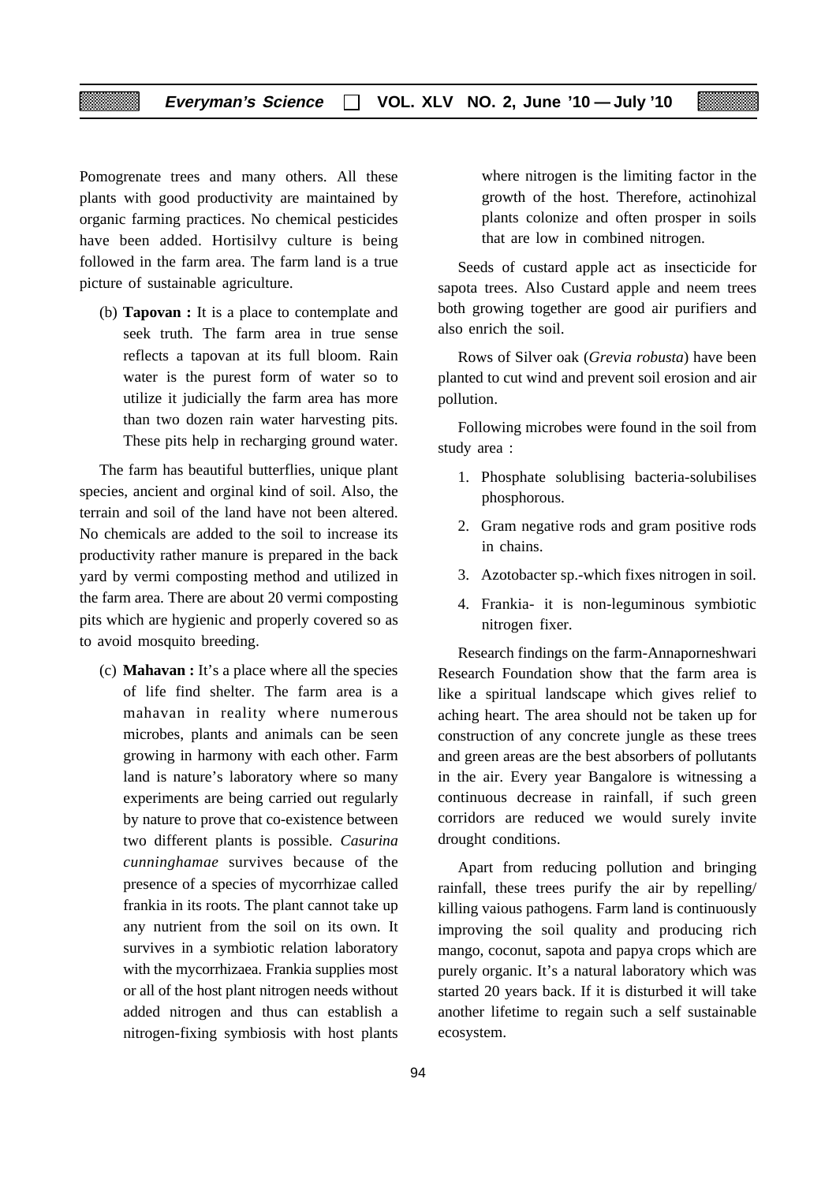Pomogrenate trees and many others. All these plants with good productivity are maintained by organic farming practices. No chemical pesticides have been added. Hortisilvy culture is being followed in the farm area. The farm land is a true picture of sustainable agriculture.

(b) **Tapovan :** It is a place to contemplate and seek truth. The farm area in true sense reflects a tapovan at its full bloom. Rain water is the purest form of water so to utilize it judicially the farm area has more than two dozen rain water harvesting pits. These pits help in recharging ground water.

The farm has beautiful butterflies, unique plant species, ancient and orginal kind of soil. Also, the terrain and soil of the land have not been altered. No chemicals are added to the soil to increase its productivity rather manure is prepared in the back yard by vermi composting method and utilized in the farm area. There are about 20 vermi composting pits which are hygienic and properly covered so as to avoid mosquito breeding.

(c) **Mahavan :** It's a place where all the species of life find shelter. The farm area is a mahavan in reality where numerous microbes, plants and animals can be seen growing in harmony with each other. Farm land is nature's laboratory where so many experiments are being carried out regularly by nature to prove that co-existence between two different plants is possible. *Casurina cunninghamae* survives because of the presence of a species of mycorrhizae called frankia in its roots. The plant cannot take up any nutrient from the soil on its own. It survives in a symbiotic relation laboratory with the mycorrhizaea. Frankia supplies most or all of the host plant nitrogen needs without added nitrogen and thus can establish a nitrogen-fixing symbiosis with host plants where nitrogen is the limiting factor in the growth of the host. Therefore, actinohizal plants colonize and often prosper in soils that are low in combined nitrogen.

Seeds of custard apple act as insecticide for sapota trees. Also Custard apple and neem trees both growing together are good air purifiers and also enrich the soil.

Rows of Silver oak (*Grevia robusta*) have been planted to cut wind and prevent soil erosion and air pollution.

Following microbes were found in the soil from study area :

1. Phosphate solublising bacteria-solubilises phosphorous.
2. Gram negative rods and gram positive rods in chains.
3. Azotobacter sp.-which fixes nitrogen in soil.
4. Frankia- it is non-leguminous symbiotic nitrogen fixer.

Research findings on the farm-Annaporneshwari Research Foundation show that the farm area is like a spiritual landscape which gives relief to aching heart. The area should not be taken up for construction of any concrete jungle as these trees and green areas are the best absorbers of pollutants in the air. Every year Bangalore is witnessing a continuous decrease in rainfall, if such green corridors are reduced we would surely invite drought conditions.

Apart from reducing pollution and bringing rainfall, these trees purify the air by repelling/ killing vaious pathogens. Farm land is continuously improving the soil quality and producing rich mango, coconut, sapota and papya crops which are purely organic. It's a natural laboratory which was started 20 years back. If it is disturbed it will take another lifetime to regain such a self sustainable ecosystem.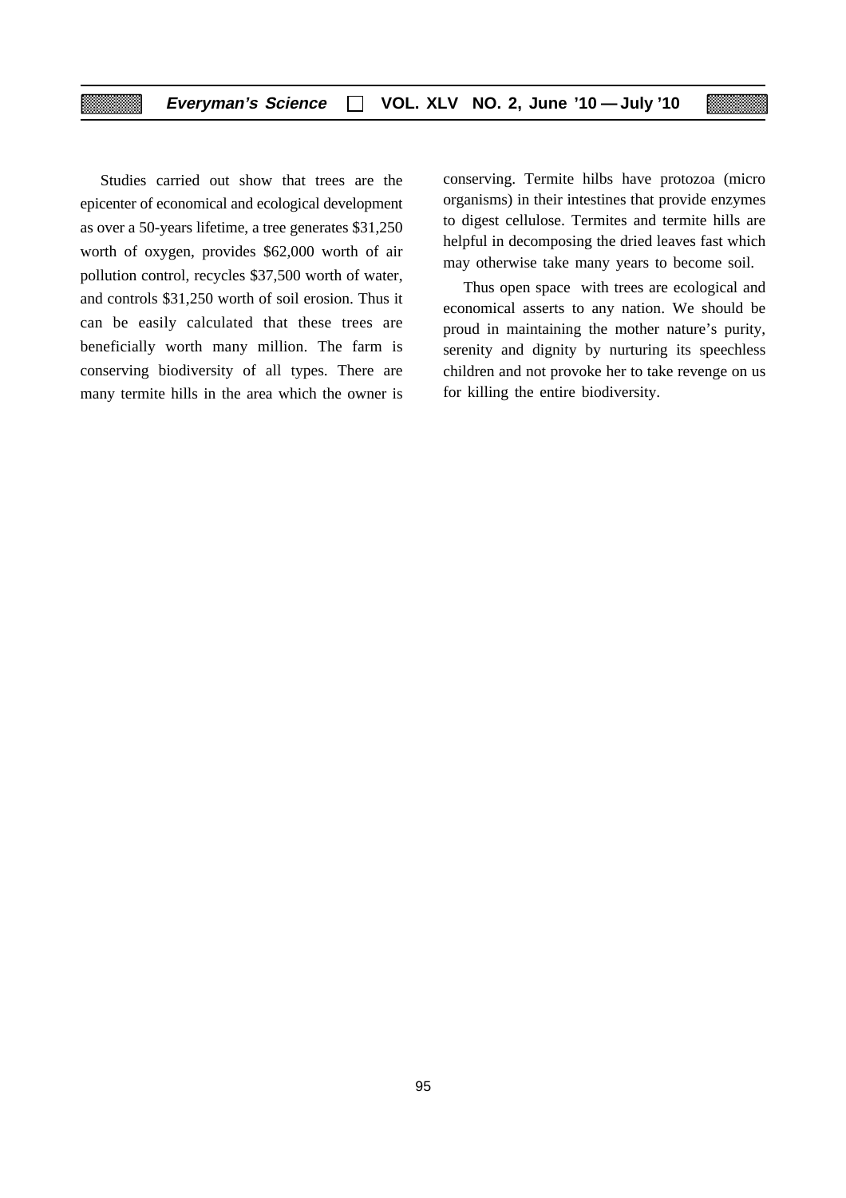Studies carried out show that trees are the epicenter of economical and ecological development as over a 50-years lifetime, a tree generates $31,250 worth of oxygen, provides $62,000 worth of air pollution control, recycles $37,500 worth of water, and controls $31,250 worth of soil erosion. Thus it can be easily calculated that these trees are beneficially worth many million. The farm is conserving biodiversity of all types. There are many termite hills in the area which the owner is conserving. Termite hilbs have protozoa (micro organisms) in their intestines that provide enzymes to digest cellulose. Termites and termite hills are helpful in decomposing the dried leaves fast which may otherwise take many years to become soil.

Thus open space with trees are ecological and economical asserts to any nation. We should be proud in maintaining the mother nature's purity, serenity and dignity by nurturing its speechless children and not provoke her to take revenge on us for killing the entire biodiversity.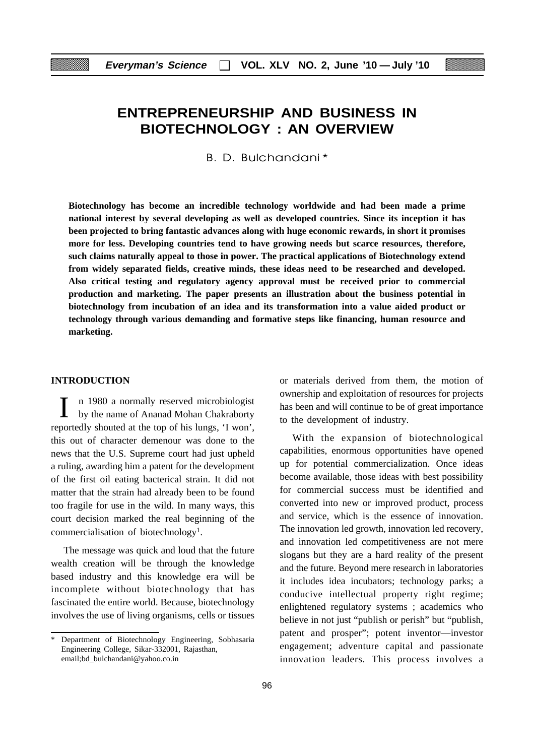# ENTREPRENEURSHIP AND BUSINESS IN BIOTECHNOLOGY : AN OVERVIEW

B. D. Bulchandani *

**Biotechnology has become an incredible technology worldwide and had been made a prime national interest by several developing as well as developed countries. Since its inception it has been projected to bring fantastic advances along with huge economic rewards, in short it promises more for less. Developing countries tend to have growing needs but scarce resources, therefore, such claims naturally appeal to those in power. The practical applications of Biotechnology extend from widely separated fields, creative minds, these ideas need to be researched and developed. Also critical testing and regulatory agency approval must be received prior to commercial production and marketing. The paper presents an illustration about the business potential in biotechnology from incubation of an idea and its transformation into a value aided product or technology through various demanding and formative steps like financing, human resource and marketing.**

## INTRODUCTION

In 1980 a normally reserved microbiologist by the name of Ananad Mohan Chakraborty reportedly shouted at the top of his lungs, 'I won', this out of character demenour was done to the news that the U.S. Supreme court had just upheld a ruling, awarding him a patent for the development of the first oil eating bacterical strain. It did not matter that the strain had already been to be found too fragile for use in the wild. In many ways, this court decision marked the real beginning of the commercialisation of biotechnology[1].

The message was quick and loud that the future wealth creation will be through the knowledge based industry and this knowledge era will be incomplete without biotechnology that has fascinated the entire world. Because, biotechnology involves the use of living organisms, cells or tissues or materials derived from them, the motion of ownership and exploitation of resources for projects has been and will continue to be of great importance to the development of industry.

With the expansion of biotechnological capabilities, enormous opportunities have opened up for potential commercialization. Once ideas become available, those ideas with best possibility for commercial success must be identified and converted into new or improved product, process and service, which is the essence of innovation. The innovation led growth, innovation led recovery, and innovation led competitiveness are not mere slogans but they are a hard reality of the present and the future. Beyond mere research in laboratories it includes idea incubators; technology parks; a conducive intellectual property right regime; enlightened regulatory systems ; academics who believe in not just "publish or perish" but "publish, patent and prosper"; potent inventor—investor engagement; adventure capital and passionate innovation leaders. This process involves a

---

* Department of Biotechnology Engineering, Sobhasaria Engineering College, Sikar-332001, Rajasthan, email;bd_bulchandani@yahoo.co.in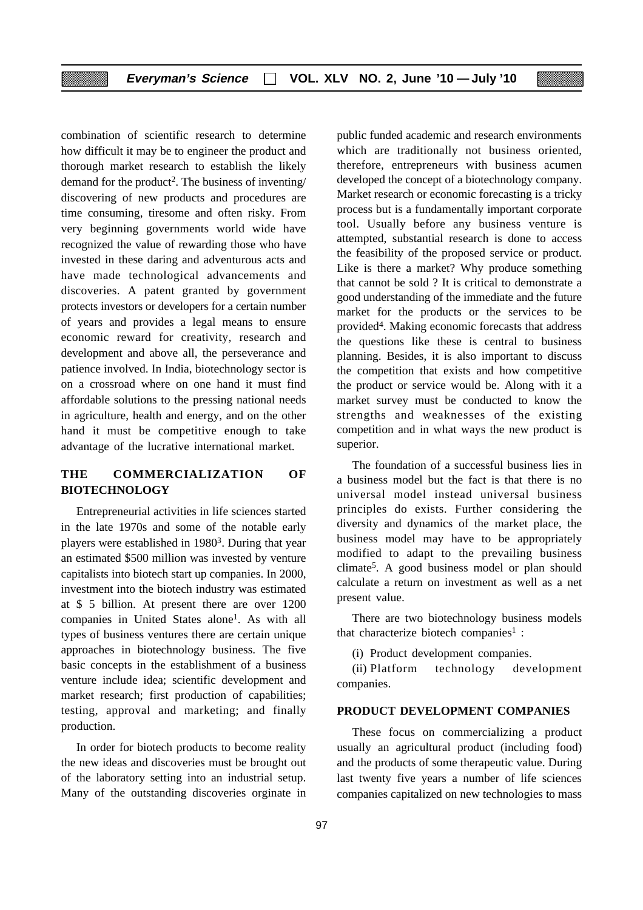combination of scientific research to determine how difficult it may be to engineer the product and thorough market research to establish the likely demand for the product[2]. The business of inventing/ discovering of new products and procedures are time consuming, tiresome and often risky. From very beginning governments world wide have recognized the value of rewarding those who have invested in these daring and adventurous acts and have made technological advancements and discoveries. A patent granted by government protects investors or developers for a certain number of years and provides a legal means to ensure economic reward for creativity, research and development and above all, the perseverance and patience involved. In India, biotechnology sector is on a crossroad where on one hand it must find affordable solutions to the pressing national needs in agriculture, health and energy, and on the other hand it must be competitive enough to take advantage of the lucrative international market.

## THE COMMERCIALIZATION OF BIOTECHNOLOGY

Entrepreneurial activities in life sciences started in the late 1970s and some of the notable early players were established in 1980[3]. During that year an estimated $500 million was invested by venture capitalists into biotech start up companies. In 2000, investment into the biotech industry was estimated at $ 5 billion. At present there are over 1200 companies in United States alone[1]. As with all types of business ventures there are certain unique approaches in biotechnology business. The five basic concepts in the establishment of a business venture include idea; scientific development and market research; first production of capabilities; testing, approval and marketing; and finally production.

In order for biotech products to become reality the new ideas and discoveries must be brought out of the laboratory setting into an industrial setup. Many of the outstanding discoveries orginate in public funded academic and research environments which are traditionally not business oriented, therefore, entrepreneurs with business acumen developed the concept of a biotechnology company. Market research or economic forecasting is a tricky process but is a fundamentally important corporate tool. Usually before any business venture is attempted, substantial research is done to access the feasibility of the proposed service or product. Like is there a market? Why produce something that cannot be sold ? It is critical to demonstrate a good understanding of the immediate and the future market for the products or the services to be provided[4]. Making economic forecasts that address the questions like these is central to business planning. Besides, it is also important to discuss the competition that exists and how competitive the product or service would be. Along with it a market survey must be conducted to know the strengths and weaknesses of the existing competition and in what ways the new product is superior.

The foundation of a successful business lies in a business model but the fact is that there is no universal model instead universal business principles do exists. Further considering the diversity and dynamics of the market place, the business model may have to be appropriately modified to adapt to the prevailing business climate[5]. A good business model or plan should calculate a return on investment as well as a net present value.

There are two biotechnology business models that characterize biotech companies[1] :

(i) Product development companies.

(ii) Platform technology development companies.

## PRODUCT DEVELOPMENT COMPANIES

These focus on commercializing a product usually an agricultural product (including food) and the products of some therapeutic value. During last twenty five years a number of life sciences companies capitalized on new technologies to mass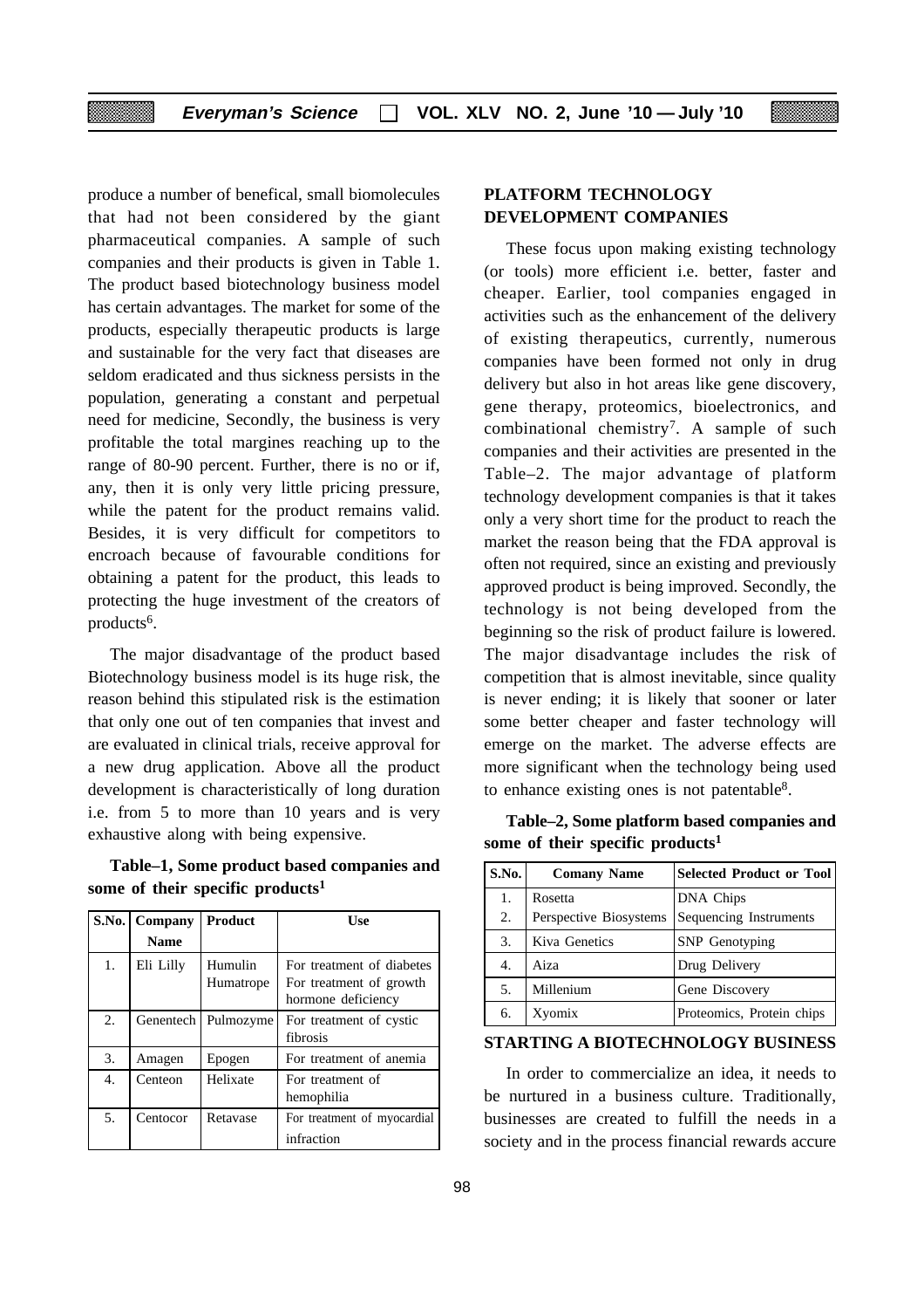produce a number of benefical, small biomolecules that had not been considered by the giant pharmaceutical companies. A sample of such companies and their products is given in Table 1. The product based biotechnology business model has certain advantages. The market for some of the products, especially therapeutic products is large and sustainable for the very fact that diseases are seldom eradicated and thus sickness persists in the population, generating a constant and perpetual need for medicine, Secondly, the business is very profitable the total margines reaching up to the range of 80-90 percent. Further, there is no or if, any, then it is only very little pricing pressure, while the patent for the product remains valid. Besides, it is very difficult for competitors to encroach because of favourable conditions for obtaining a patent for the product, this leads to protecting the huge investment of the creators of products[6].

The major disadvantage of the product based Biotechnology business model is its huge risk, the reason behind this stipulated risk is the estimation that only one out of ten companies that invest and are evaluated in clinical trials, receive approval for a new drug application. Above all the product development is characteristically of long duration i.e. from 5 to more than 10 years and is very exhaustive along with being expensive.

**Table–1, Some product based companies and some of their specific products[1]**

| S.No. | Company Name | Product | Use |
|---|---|---|---|
| 1. | Eli Lilly | Humulin<br>Humatrope | For treatment of diabetes<br>For treatment of growth hormone deficiency |
| 2. | Genentech | Pulmozyme | For treatment of cystic fibrosis |
| 3. | Amagen | Epogen | For treatment of anemia |
| 4. | Centeon | Helixate | For treatment of hemophilia |
| 5. | Centocor | Retavase | For treatment of myocardial infraction |

## PLATFORM TECHNOLOGY DEVELOPMENT COMPANIES

These focus upon making existing technology (or tools) more efficient i.e. better, faster and cheaper. Earlier, tool companies engaged in activities such as the enhancement of the delivery of existing therapeutics, currently, numerous companies have been formed not only in drug delivery but also in hot areas like gene discovery, gene therapy, proteomics, bioelectronics, and combinational chemistry[7]. A sample of such companies and their activities are presented in the Table–2. The major advantage of platform technology development companies is that it takes only a very short time for the product to reach the market the reason being that the FDA approval is often not required, since an existing and previously approved product is being improved. Secondly, the technology is not being developed from the beginning so the risk of product failure is lowered. The major disadvantage includes the risk of competition that is almost inevitable, since quality is never ending; it is likely that sooner or later some better cheaper and faster technology will emerge on the market. The adverse effects are more significant when the technology being used to enhance existing ones is not patentable[8].

**Table–2, Some platform based companies and some of their specific products[1]**

| S.No. | Comany Name | Selected Product or Tool |
|---|---|---|
| 1.<br>2. | Rosetta<br>Perspective Biosystems | DNA Chips<br>Sequencing Instruments |
| 3. | Kiva Genetics | SNP Genotyping |
| 4. | Aiza | Drug Delivery |
| 5. | Millenium | Gene Discovery |
| 6. | Xyomix | Proteomics, Protein chips |

## STARTING A BIOTECHNOLOGY BUSINESS

In order to commercialize an idea, it needs to be nurtured in a business culture. Traditionally, businesses are created to fulfill the needs in a society and in the process financial rewards accure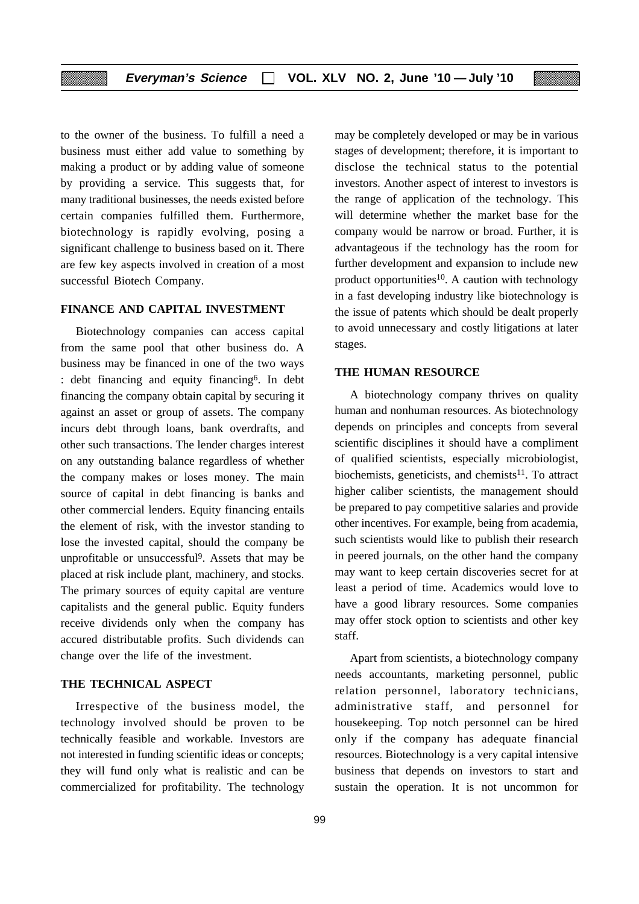to the owner of the business. To fulfill a need a business must either add value to something by making a product or by adding value of someone by providing a service. This suggests that, for many traditional businesses, the needs existed before certain companies fulfilled them. Furthermore, biotechnology is rapidly evolving, posing a significant challenge to business based on it. There are few key aspects involved in creation of a most successful Biotech Company.

## FINANCE AND CAPITAL INVESTMENT

Biotechnology companies can access capital from the same pool that other business do. A business may be financed in one of the two ways : debt financing and equity financing[6]. In debt financing the company obtain capital by securing it against an asset or group of assets. The company incurs debt through loans, bank overdrafts, and other such transactions. The lender charges interest on any outstanding balance regardless of whether the company makes or loses money. The main source of capital in debt financing is banks and other commercial lenders. Equity financing entails the element of risk, with the investor standing to lose the invested capital, should the company be unprofitable or unsuccessful[9]. Assets that may be placed at risk include plant, machinery, and stocks. The primary sources of equity capital are venture capitalists and the general public. Equity funders receive dividends only when the company has accured distributable profits. Such dividends can change over the life of the investment.

## THE TECHNICAL ASPECT

Irrespective of the business model, the technology involved should be proven to be technically feasible and workable. Investors are not interested in funding scientific ideas or concepts; they will fund only what is realistic and can be commercialized for profitability. The technology may be completely developed or may be in various stages of development; therefore, it is important to disclose the technical status to the potential investors. Another aspect of interest to investors is the range of application of the technology. This will determine whether the market base for the company would be narrow or broad. Further, it is advantageous if the technology has the room for further development and expansion to include new product opportunities[10]. A caution with technology in a fast developing industry like biotechnology is the issue of patents which should be dealt properly to avoid unnecessary and costly litigations at later stages.

## THE HUMAN RESOURCE

A biotechnology company thrives on quality human and nonhuman resources. As biotechnology depends on principles and concepts from several scientific disciplines it should have a compliment of qualified scientists, especially microbiologist, biochemists, geneticists, and chemists[11]. To attract higher caliber scientists, the management should be prepared to pay competitive salaries and provide other incentives. For example, being from academia, such scientists would like to publish their research in peered journals, on the other hand the company may want to keep certain discoveries secret for at least a period of time. Academics would love to have a good library resources. Some companies may offer stock option to scientists and other key staff.

Apart from scientists, a biotechnology company needs accountants, marketing personnel, public relation personnel, laboratory technicians, administrative staff, and personnel for housekeeping. Top notch personnel can be hired only if the company has adequate financial resources. Biotechnology is a very capital intensive business that depends on investors to start and sustain the operation. It is not uncommon for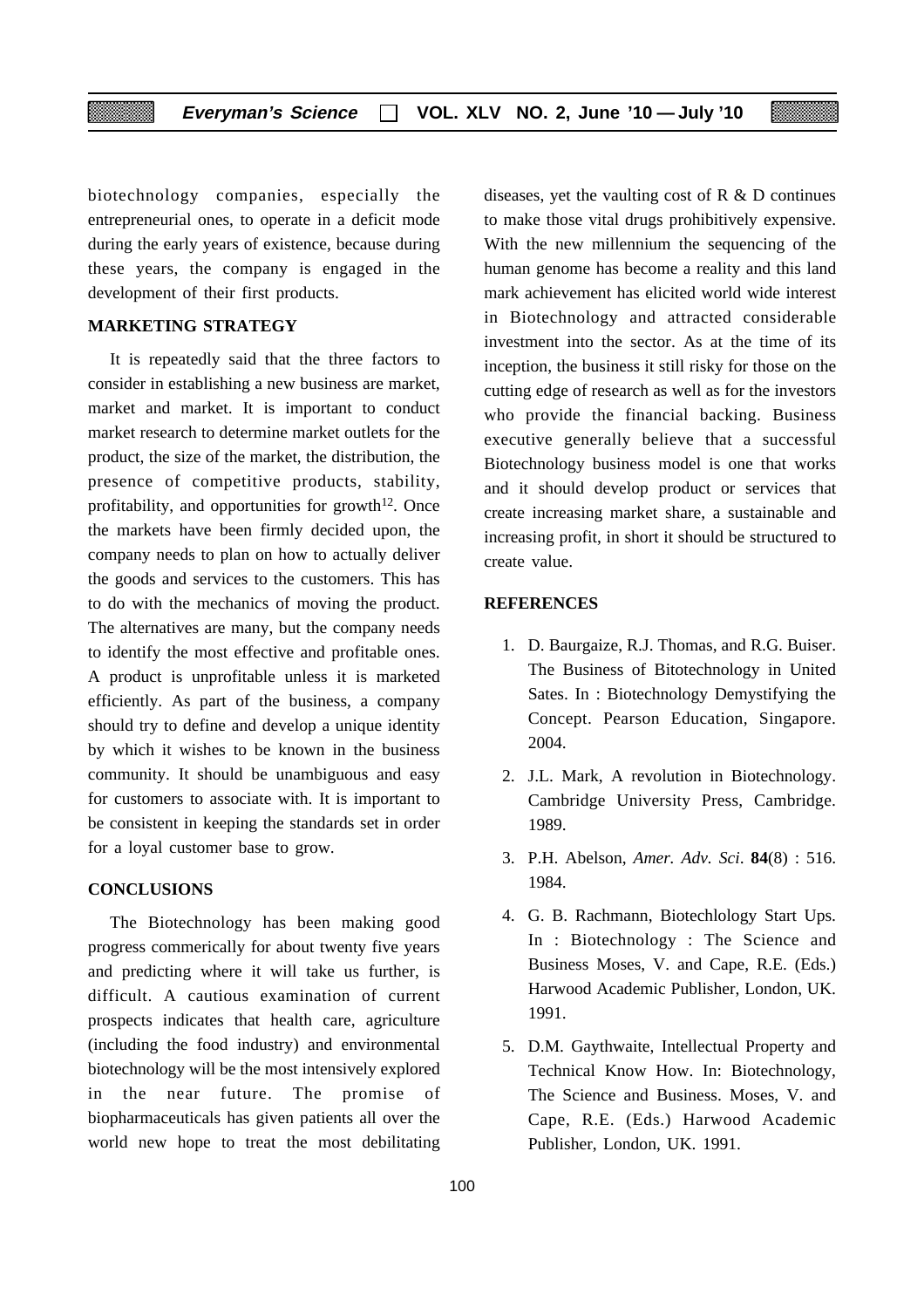biotechnology companies, especially the entrepreneurial ones, to operate in a deficit mode during the early years of existence, because during these years, the company is engaged in the development of their first products.

## MARKETING STRATEGY

It is repeatedly said that the three factors to consider in establishing a new business are market, market and market. It is important to conduct market research to determine market outlets for the product, the size of the market, the distribution, the presence of competitive products, stability, profitability, and opportunities for growth[12]. Once the markets have been firmly decided upon, the company needs to plan on how to actually deliver the goods and services to the customers. This has to do with the mechanics of moving the product. The alternatives are many, but the company needs to identify the most effective and profitable ones. A product is unprofitable unless it is marketed efficiently. As part of the business, a company should try to define and develop a unique identity by which it wishes to be known in the business community. It should be unambiguous and easy for customers to associate with. It is important to be consistent in keeping the standards set in order for a loyal customer base to grow.

## CONCLUSIONS

The Biotechnology has been making good progress commerically for about twenty five years and predicting where it will take us further, is difficult. A cautious examination of current prospects indicates that health care, agriculture (including the food industry) and environmental biotechnology will be the most intensively explored in the near future. The promise of biopharmaceuticals has given patients all over the world new hope to treat the most debilitating diseases, yet the vaulting cost of R & D continues to make those vital drugs prohibitively expensive. With the new millennium the sequencing of the human genome has become a reality and this land mark achievement has elicited world wide interest in Biotechnology and attracted considerable investment into the sector. As at the time of its inception, the business it still risky for those on the cutting edge of research as well as for the investors who provide the financial backing. Business executive generally believe that a successful Biotechnology business model is one that works and it should develop product or services that create increasing market share, a sustainable and increasing profit, in short it should be structured to create value.

## REFERENCES

1. D. Baurgaize, R.J. Thomas, and R.G. Buiser. The Business of Bitotechnology in United Sates. In : Biotechnology Demystifying the Concept. Pearson Education, Singapore. 2004.
2. J.L. Mark, A revolution in Biotechnology. Cambridge University Press, Cambridge. 1989.
3. P.H. Abelson, *Amer. Adv. Sci*. **84**(8) : 516. 1984.
4. G. B. Rachmann, Biotechlology Start Ups. In : Biotechnology : The Science and Business Moses, V. and Cape, R.E. (Eds.) Harwood Academic Publisher, London, UK. 1991.
5. D.M. Gaythwaite, Intellectual Property and Technical Know How. In: Biotechnology, The Science and Business. Moses, V. and Cape, R.E. (Eds.) Harwood Academic Publisher, London, UK. 1991.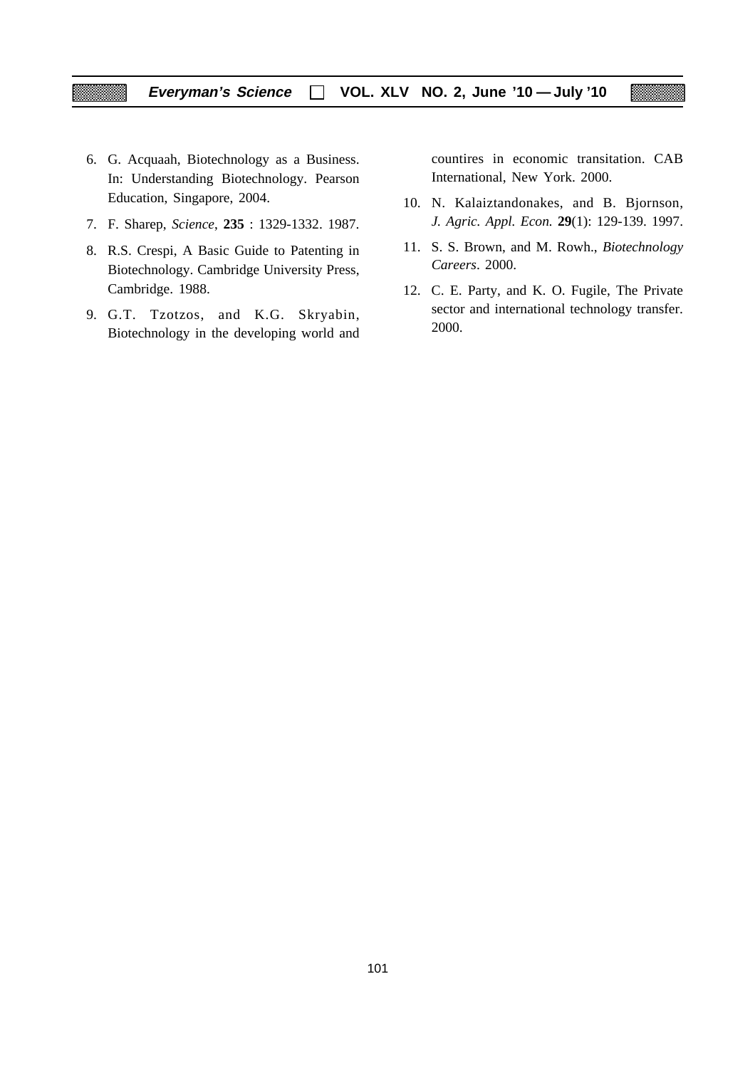6. G. Acquaah, Biotechnology as a Business. In: Understanding Biotechnology. Pearson Education, Singapore, 2004.

7. F. Sharep, *Science*, **235** : 1329-1332. 1987.

8. R.S. Crespi, A Basic Guide to Patenting in Biotechnology. Cambridge University Press, Cambridge. 1988.

9. G.T. Tzotzos, and K.G. Skryabin, Biotechnology in the developing world and countires in economic transitation. CAB International, New York. 2000.

10. N. Kalaiztandonakes, and B. Bjornson, *J. Agric. Appl. Econ.* **29**(1): 129-139. 1997.

11. S. S. Brown, and M. Rowh., *Biotechnology Careers*. 2000.

12. C. E. Party, and K. O. Fugile, The Private sector and international technology transfer. 2000.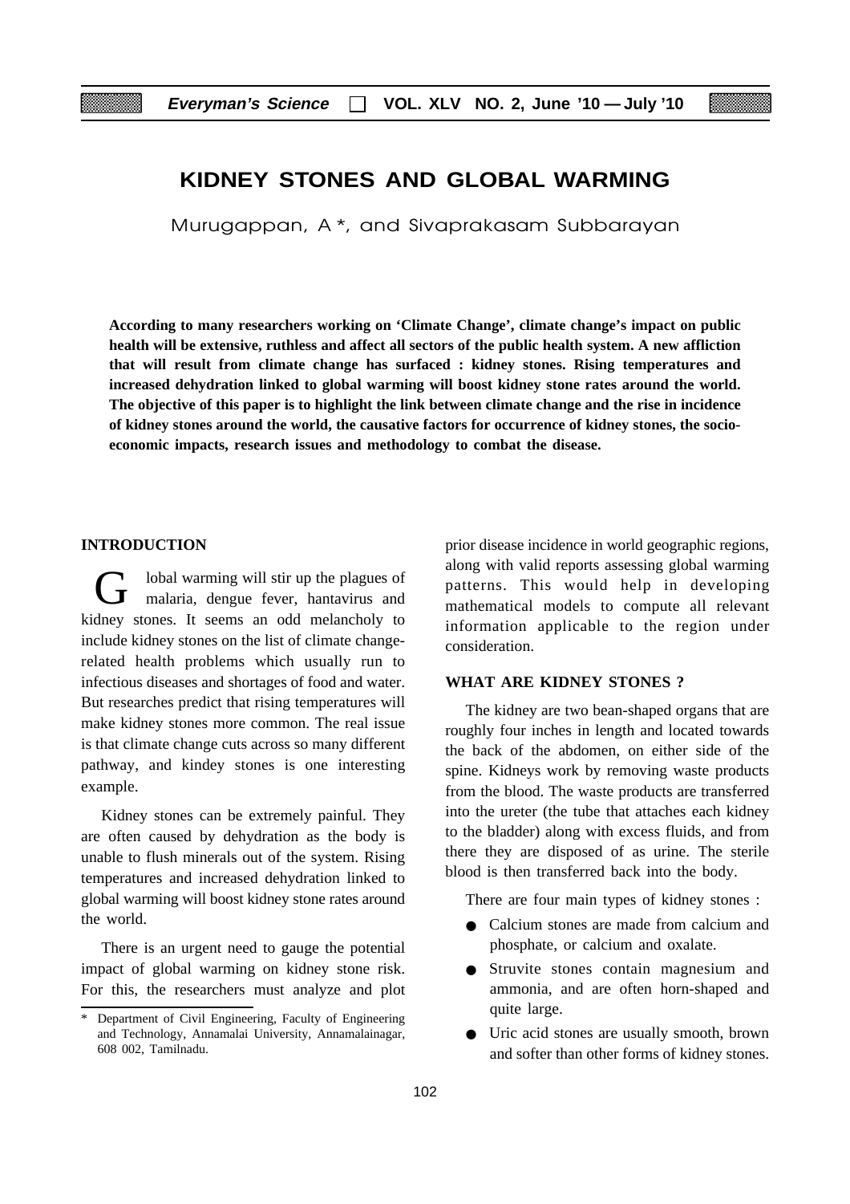# KIDNEY STONES AND GLOBAL WARMING

Murugappan, A *, and Sivaprakasam Subbarayan

**According to many researchers working on 'Climate Change', climate change's impact on public health will be extensive, ruthless and affect all sectors of the public health system. A new affliction that will result from climate change has surfaced : kidney stones. Rising temperatures and increased dehydration linked to global warming will boost kidney stone rates around the world. The objective of this paper is to highlight the link between climate change and the rise in incidence of kidney stones around the world, the causative factors for occurrence of kidney stones, the socio-economic impacts, research issues and methodology to combat the disease.**

## INTRODUCTION

Global warming will stir up the plagues of malaria, dengue fever, hantavirus and kidney stones. It seems an odd melancholy to include kidney stones on the list of climate change-related health problems which usually run to infectious diseases and shortages of food and water. But researches predict that rising temperatures will make kidney stones more common. The real issue is that climate change cuts across so many different pathway, and kindey stones is one interesting example.

Kidney stones can be extremely painful. They are often caused by dehydration as the body is unable to flush minerals out of the system. Rising temperatures and increased dehydration linked to global warming will boost kidney stone rates around the world.

There is an urgent need to gauge the potential impact of global warming on kidney stone risk. For this, the researchers must analyze and plot prior disease incidence in world geographic regions, along with valid reports assessing global warming patterns. This would help in developing mathematical models to compute all relevant information applicable to the region under consideration.

## WHAT ARE KIDNEY STONES ?

The kidney are two bean-shaped organs that are roughly four inches in length and located towards the back of the abdomen, on either side of the spine. Kidneys work by removing waste products from the blood. The waste products are transferred into the ureter (the tube that attaches each kidney to the bladder) along with excess fluids, and from there they are disposed of as urine. The sterile blood is then transferred back into the body.

There are four main types of kidney stones :

- Calcium stones are made from calcium and phosphate, or calcium and oxalate.
- Struvite stones contain magnesium and ammonia, and are often horn-shaped and quite large.
- Uric acid stones are usually smooth, brown and softer than other forms of kidney stones.

\* Department of Civil Engineering, Faculty of Engineering and Technology, Annamalai University, Annamalainagar, 608 002, Tamilnadu.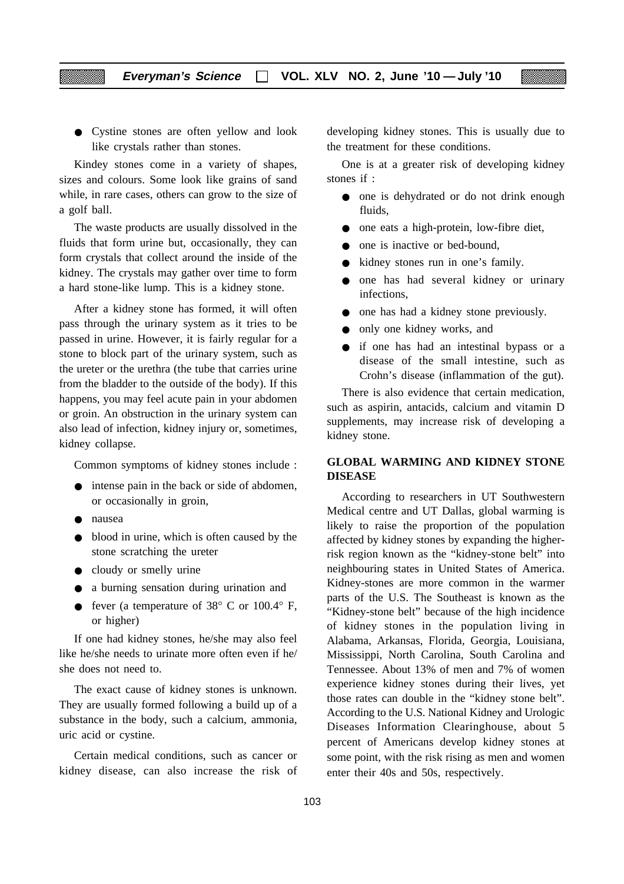- Cystine stones are often yellow and look like crystals rather than stones.

Kindey stones come in a variety of shapes, sizes and colours. Some look like grains of sand while, in rare cases, others can grow to the size of a golf ball.

The waste products are usually dissolved in the fluids that form urine but, occasionally, they can form crystals that collect around the inside of the kidney. The crystals may gather over time to form a hard stone-like lump. This is a kidney stone.

After a kidney stone has formed, it will often pass through the urinary system as it tries to be passed in urine. However, it is fairly regular for a stone to block part of the urinary system, such as the ureter or the urethra (the tube that carries urine from the bladder to the outside of the body). If this happens, you may feel acute pain in your abdomen or groin. An obstruction in the urinary system can also lead of infection, kidney injury or, sometimes, kidney collapse.

Common symptoms of kidney stones include :

- intense pain in the back or side of abdomen, or occasionally in groin,
- nausea
- blood in urine, which is often caused by the stone scratching the ureter
- cloudy or smelly urine
- a burning sensation during urination and
- fever (a temperature of 38° C or 100.4° F, or higher)

If one had kidney stones, he/she may also feel like he/she needs to urinate more often even if he/ she does not need to.

The exact cause of kidney stones is unknown. They are usually formed following a build up of a substance in the body, such a calcium, ammonia, uric acid or cystine.

Certain medical conditions, such as cancer or kidney disease, can also increase the risk of developing kidney stones. This is usually due to the treatment for these conditions.

One is at a greater risk of developing kidney stones if :

- one is dehydrated or do not drink enough fluids,
- one eats a high-protein, low-fibre diet,
- one is inactive or bed-bound,
- kidney stones run in one's family.
- one has had several kidney or urinary infections,
- one has had a kidney stone previously.
- only one kidney works, and
- if one has had an intestinal bypass or a disease of the small intestine, such as Crohn's disease (inflammation of the gut).

There is also evidence that certain medication, such as aspirin, antacids, calcium and vitamin D supplements, may increase risk of developing a kidney stone.

## GLOBAL WARMING AND KIDNEY STONE DISEASE

According to researchers in UT Southwestern Medical centre and UT Dallas, global warming is likely to raise the proportion of the population affected by kidney stones by expanding the higher-risk region known as the "kidney-stone belt" into neighbouring states in United States of America. Kidney-stones are more common in the warmer parts of the U.S. The Southeast is known as the "Kidney-stone belt" because of the high incidence of kidney stones in the population living in Alabama, Arkansas, Florida, Georgia, Louisiana, Mississippi, North Carolina, South Carolina and Tennessee. About 13% of men and 7% of women experience kidney stones during their lives, yet those rates can double in the "kidney stone belt". According to the U.S. National Kidney and Urologic Diseases Information Clearinghouse, about 5 percent of Americans develop kidney stones at some point, with the risk rising as men and women enter their 40s and 50s, respectively.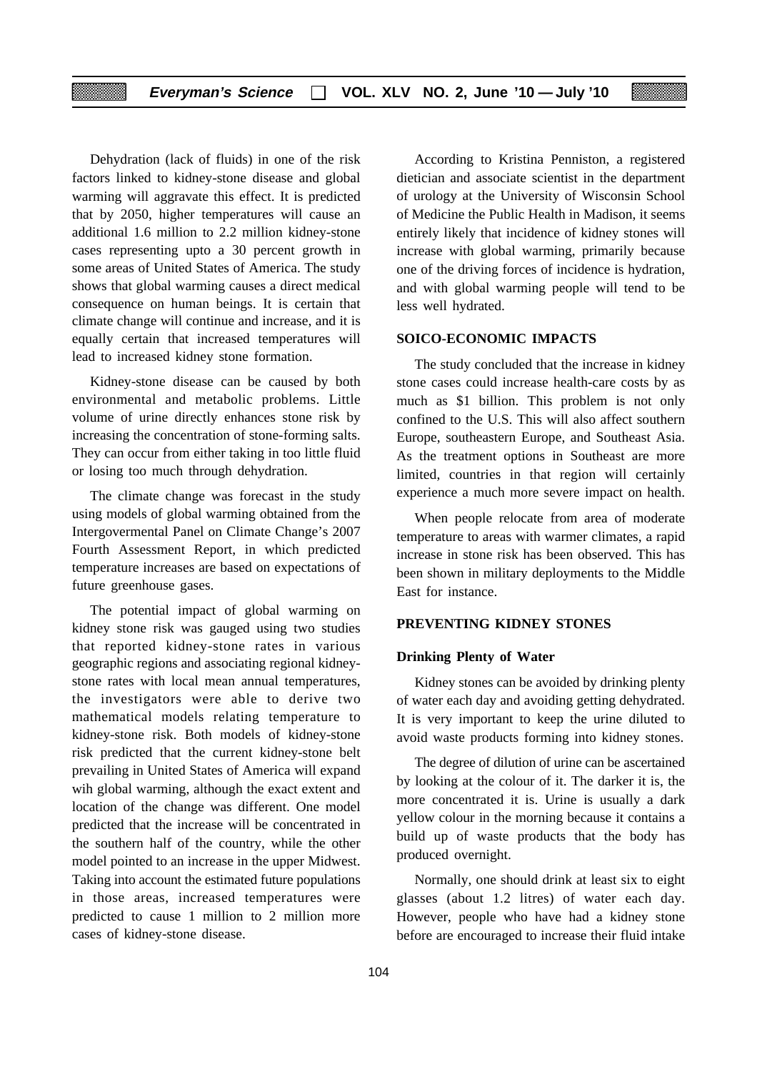Dehydration (lack of fluids) in one of the risk factors linked to kidney-stone disease and global warming will aggravate this effect. It is predicted that by 2050, higher temperatures will cause an additional 1.6 million to 2.2 million kidney-stone cases representing upto a 30 percent growth in some areas of United States of America. The study shows that global warming causes a direct medical consequence on human beings. It is certain that climate change will continue and increase, and it is equally certain that increased temperatures will lead to increased kidney stone formation.

Kidney-stone disease can be caused by both environmental and metabolic problems. Little volume of urine directly enhances stone risk by increasing the concentration of stone-forming salts. They can occur from either taking in too little fluid or losing too much through dehydration.

The climate change was forecast in the study using models of global warming obtained from the Intergovermental Panel on Climate Change's 2007 Fourth Assessment Report, in which predicted temperature increases are based on expectations of future greenhouse gases.

The potential impact of global warming on kidney stone risk was gauged using two studies that reported kidney-stone rates in various geographic regions and associating regional kidney-stone rates with local mean annual temperatures, the investigators were able to derive two mathematical models relating temperature to kidney-stone risk. Both models of kidney-stone risk predicted that the current kidney-stone belt prevailing in United States of America will expand wih global warming, although the exact extent and location of the change was different. One model predicted that the increase will be concentrated in the southern half of the country, while the other model pointed to an increase in the upper Midwest. Taking into account the estimated future populations in those areas, increased temperatures were predicted to cause 1 million to 2 million more cases of kidney-stone disease.

According to Kristina Penniston, a registered dietician and associate scientist in the department of urology at the University of Wisconsin School of Medicine the Public Health in Madison, it seems entirely likely that incidence of kidney stones will increase with global warming, primarily because one of the driving forces of incidence is hydration, and with global warming people will tend to be less well hydrated.

## SOICO-ECONOMIC IMPACTS

The study concluded that the increase in kidney stone cases could increase health-care costs by as much as $1 billion. This problem is not only confined to the U.S. This will also affect southern Europe, southeastern Europe, and Southeast Asia. As the treatment options in Southeast are more limited, countries in that region will certainly experience a much more severe impact on health.

When people relocate from area of moderate temperature to areas with warmer climates, a rapid increase in stone risk has been observed. This has been shown in military deployments to the Middle East for instance.

## PREVENTING KIDNEY STONES

### Drinking Plenty of Water

Kidney stones can be avoided by drinking plenty of water each day and avoiding getting dehydrated. It is very important to keep the urine diluted to avoid waste products forming into kidney stones.

The degree of dilution of urine can be ascertained by looking at the colour of it. The darker it is, the more concentrated it is. Urine is usually a dark yellow colour in the morning because it contains a build up of waste products that the body has produced overnight.

Normally, one should drink at least six to eight glasses (about 1.2 litres) of water each day. However, people who have had a kidney stone before are encouraged to increase their fluid intake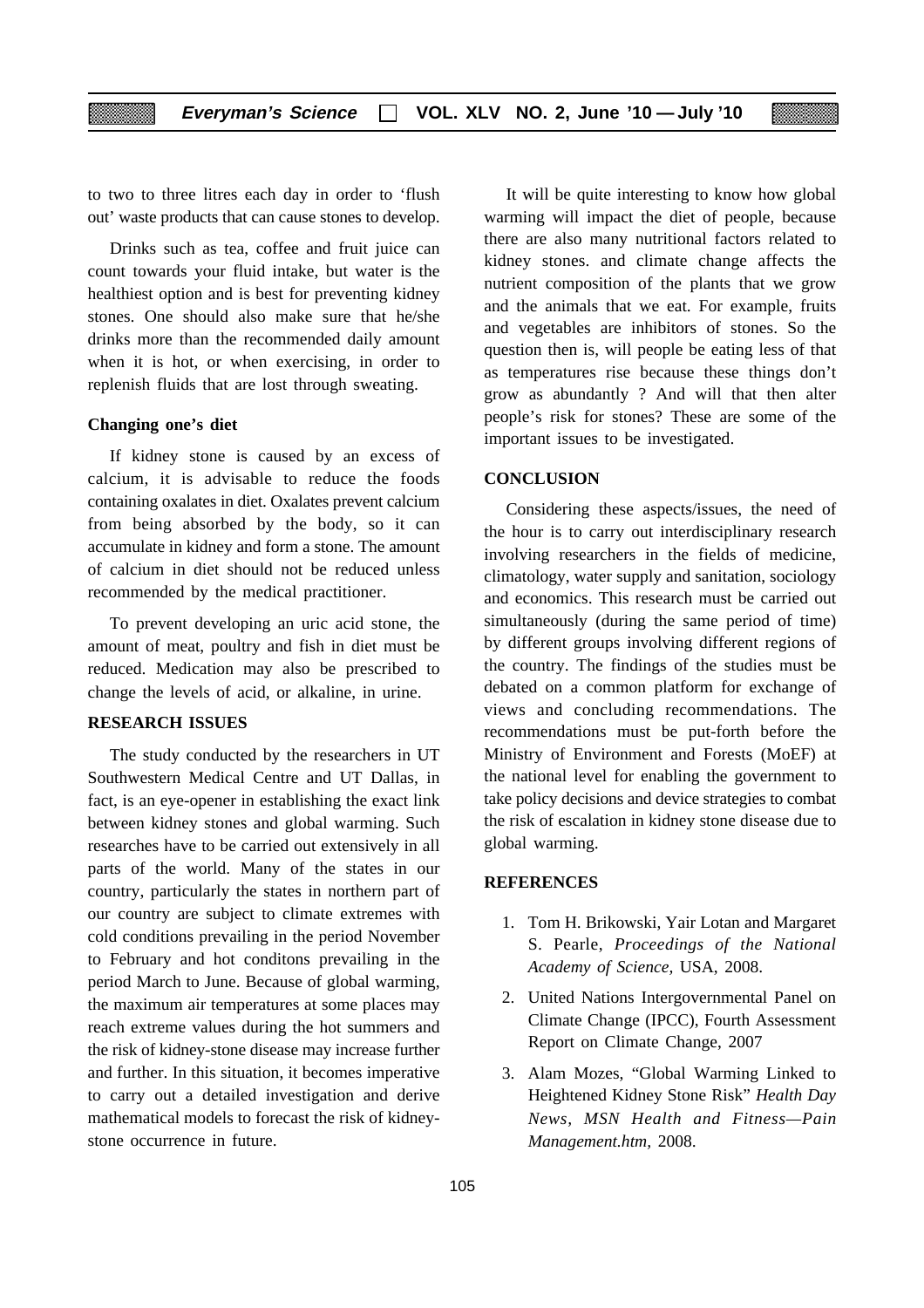to two to three litres each day in order to 'flush out' waste products that can cause stones to develop.

Drinks such as tea, coffee and fruit juice can count towards your fluid intake, but water is the healthiest option and is best for preventing kidney stones. One should also make sure that he/she drinks more than the recommended daily amount when it is hot, or when exercising, in order to replenish fluids that are lost through sweating.

**Changing one's diet**

If kidney stone is caused by an excess of calcium, it is advisable to reduce the foods containing oxalates in diet. Oxalates prevent calcium from being absorbed by the body, so it can accumulate in kidney and form a stone. The amount of calcium in diet should not be reduced unless recommended by the medical practitioner.

To prevent developing an uric acid stone, the amount of meat, poultry and fish in diet must be reduced. Medication may also be prescribed to change the levels of acid, or alkaline, in urine.

## RESEARCH ISSUES

The study conducted by the researchers in UT Southwestern Medical Centre and UT Dallas, in fact, is an eye-opener in establishing the exact link between kidney stones and global warming. Such researches have to be carried out extensively in all parts of the world. Many of the states in our country, particularly the states in northern part of our country are subject to climate extremes with cold conditions prevailing in the period November to February and hot conditons prevailing in the period March to June. Because of global warming, the maximum air temperatures at some places may reach extreme values during the hot summers and the risk of kidney-stone disease may increase further and further. In this situation, it becomes imperative to carry out a detailed investigation and derive mathematical models to forecast the risk of kidney-stone occurrence in future.

It will be quite interesting to know how global warming will impact the diet of people, because there are also many nutritional factors related to kidney stones. and climate change affects the nutrient composition of the plants that we grow and the animals that we eat. For example, fruits and vegetables are inhibitors of stones. So the question then is, will people be eating less of that as temperatures rise because these things don't grow as abundantly ? And will that then alter people's risk for stones? These are some of the important issues to be investigated.

## CONCLUSION

Considering these aspects/issues, the need of the hour is to carry out interdisciplinary research involving researchers in the fields of medicine, climatology, water supply and sanitation, sociology and economics. This research must be carried out simultaneously (during the same period of time) by different groups involving different regions of the country. The findings of the studies must be debated on a common platform for exchange of views and concluding recommendations. The recommendations must be put-forth before the Ministry of Environment and Forests (MoEF) at the national level for enabling the government to take policy decisions and device strategies to combat the risk of escalation in kidney stone disease due to global warming.

## REFERENCES

1. Tom H. Brikowski, Yair Lotan and Margaret S. Pearle, *Proceedings of the National Academy of Science*, USA, 2008.
2. United Nations Intergovernmental Panel on Climate Change (IPCC), Fourth Assessment Report on Climate Change, 2007
3. Alam Mozes, "Global Warming Linked to Heightened Kidney Stone Risk" *Health Day News, MSN Health and Fitness—Pain Management.htm*, 2008.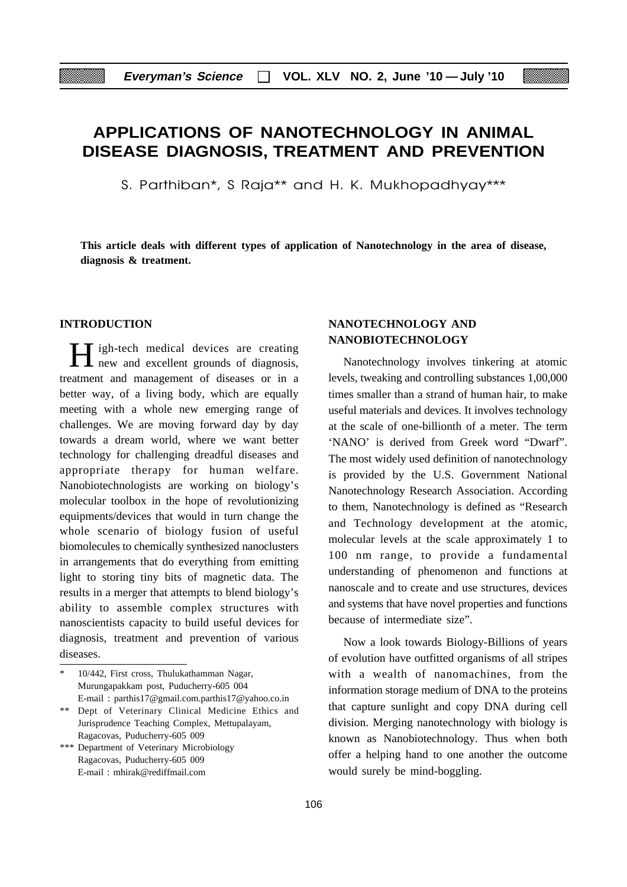# APPLICATIONS OF NANOTECHNOLOGY IN ANIMAL DISEASE DIAGNOSIS, TREATMENT AND PREVENTION

S. Parthiban*, S Raja** and H. K. Mukhopadhyay***

**This article deals with different types of application of Nanotechnology in the area of disease, diagnosis & treatment.**

## INTRODUCTION

High-tech medical devices are creating new and excellent grounds of diagnosis, treatment and management of diseases or in a better way, of a living body, which are equally meeting with a whole new emerging range of challenges. We are moving forward day by day towards a dream world, where we want better technology for challenging dreadful diseases and appropriate therapy for human welfare. Nanobiotechnologists are working on biology's molecular toolbox in the hope of revolutionizing equipments/devices that would in turn change the whole scenario of biology fusion of useful biomolecules to chemically synthesized nanoclusters in arrangements that do everything from emitting light to storing tiny bits of magnetic data. The results in a merger that attempts to blend biology's ability to assemble complex structures with nanoscientists capacity to build useful devices for diagnosis, treatment and prevention of various diseases.

## NANOTECHNOLOGY AND NANOBIOTECHNOLOGY

Nanotechnology involves tinkering at atomic levels, tweaking and controlling substances 1,00,000 times smaller than a strand of human hair, to make useful materials and devices. It involves technology at the scale of one-billionth of a meter. The term 'NANO' is derived from Greek word "Dwarf". The most widely used definition of nanotechnology is provided by the U.S. Government National Nanotechnology Research Association. According to them, Nanotechnology is defined as "Research and Technology development at the atomic, molecular levels at the scale approximately 1 to 100 nm range, to provide a fundamental understanding of phenomenon and functions at nanoscale and to create and use structures, devices and systems that have novel properties and functions because of intermediate size".

Now a look towards Biology-Billions of years of evolution have outfitted organisms of all stripes with a wealth of nanomachines, from the information storage medium of DNA to the proteins that capture sunlight and copy DNA during cell division. Merging nanotechnology with biology is known as Nanobiotechnology. Thus when both offer a helping hand to one another the outcome would surely be mind-boggling.

---

\* 10/442, First cross, Thulukathamman Nagar, Murungapakkam post, Puducherry-605 004 E-mail : parthis17@gmail.com.parthis17@yahoo.co.in

\*\* Dept of Veterinary Clinical Medicine Ethics and Jurisprudence Teaching Complex, Mettupalayam, Ragacovas, Puducherry-605 009

\*\*\* Department of Veterinary Microbiology Ragacovas, Puducherry-605 009 E-mail : mhirak@rediffmail.com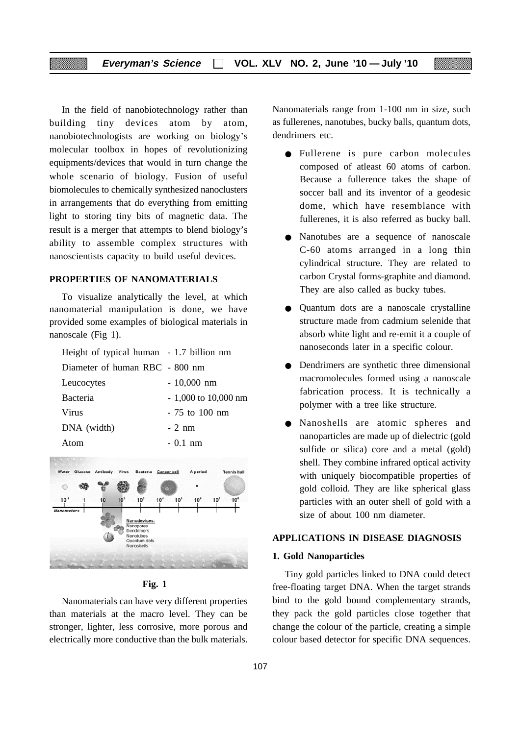In the field of nanobiotechnology rather than building tiny devices atom by atom, nanobiotechnologists are working on biology's molecular toolbox in hopes of revolutionizing equipments/devices that would in turn change the whole scenario of biology. Fusion of useful biomolecules to chemically synthesized nanoclusters in arrangements that do everything from emitting light to storing tiny bits of magnetic data. The result is a merger that attempts to blend biology's ability to assemble complex structures with nanoscientists capacity to build useful devices.

## PROPERTIES OF NANOMATERIALS

To visualize analytically the level, at which nanomaterial manipulation is done, we have provided some examples of biological materials in nanoscale (Fig 1).

| | |
|---|---|
| Height of typical human | - 1.7 billion nm |
| Diameter of human RBC | - 800 nm |
| Leucocytes | - 10,000 nm |
| Bacteria | - 1,000 to 10,000 nm |
| Virus | - 75 to 100 nm |
| DNA (width) | - 2 nm |
| Atom | - 0.1 nm |

**Fig. 1**

Nanomaterials can have very different properties than materials at the macro level. They can be stronger, lighter, less corrosive, more porous and electrically more conductive than the bulk materials. Nanomaterials range from 1-100 nm in size, such as fullerenes, nanotubes, bucky balls, quantum dots, dendrimers etc.

- Fullerene is pure carbon molecules composed of atleast 60 atoms of carbon. Because a fullerence takes the shape of soccer ball and its inventor of a geodesic dome, which have resemblance with fullerenes, it is also referred as bucky ball.
- Nanotubes are a sequence of nanoscale C-60 atoms arranged in a long thin cylindrical structure. They are related to carbon Crystal forms-graphite and diamond. They are also called as bucky tubes.
- Quantum dots are a nanoscale crystalline structure made from cadmium selenide that absorb white light and re-emit it a couple of nanoseconds later in a specific colour.
- Dendrimers are synthetic three dimensional macromolecules formed using a nanoscale fabrication process. It is technically a polymer with a tree like structure.
- Nanoshells are atomic spheres and nanoparticles are made up of dielectric (gold sulfide or silica) core and a metal (gold) shell. They combine infrared optical activity with uniquely biocompatible properties of gold colloid. They are like spherical glass particles with an outer shell of gold with a size of about 100 nm diameter.

## APPLICATIONS IN DISEASE DIAGNOSIS

### 1. Gold Nanoparticles

Tiny gold particles linked to DNA could detect free-floating target DNA. When the target strands bind to the gold bound complementary strands, they pack the gold particles close together that change the colour of the particle, creating a simple colour based detector for specific DNA sequences.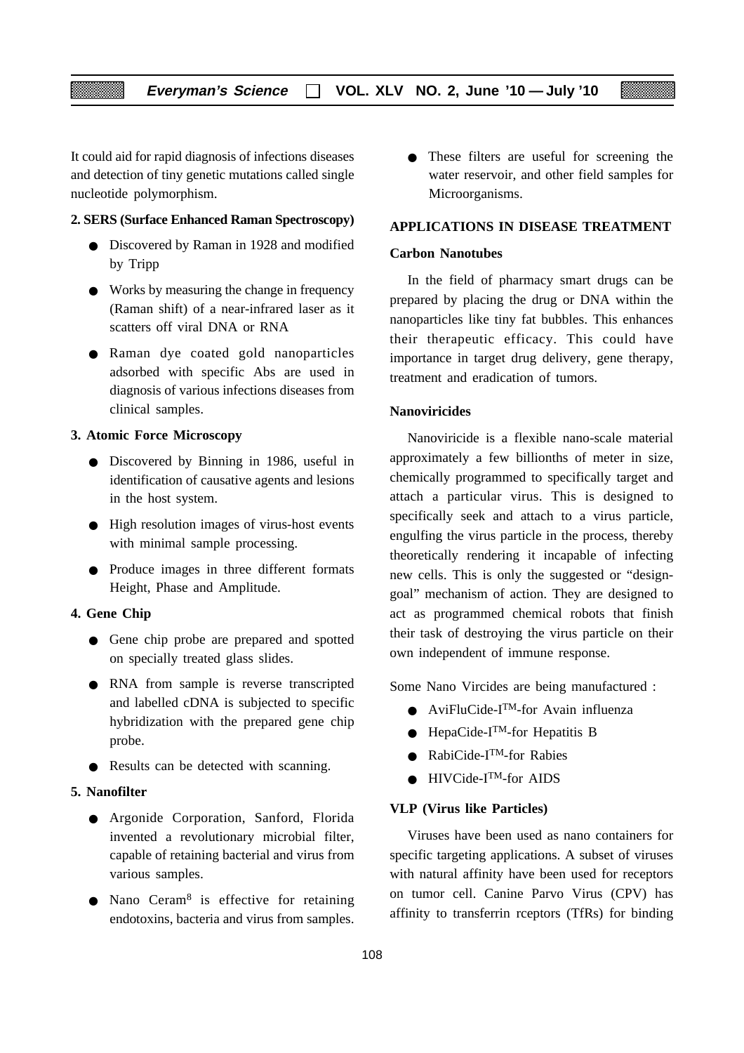It could aid for rapid diagnosis of infections diseases and detection of tiny genetic mutations called single nucleotide polymorphism.

**2. SERS (Surface Enhanced Raman Spectroscopy)**

- Discovered by Raman in 1928 and modified by Tripp
- Works by measuring the change in frequency (Raman shift) of a near-infrared laser as it scatters off viral DNA or RNA
- Raman dye coated gold nanoparticles adsorbed with specific Abs are used in diagnosis of various infections diseases from clinical samples.

**3. Atomic Force Microscopy**

- Discovered by Binning in 1986, useful in identification of causative agents and lesions in the host system.
- High resolution images of virus-host events with minimal sample processing.
- Produce images in three different formats Height, Phase and Amplitude.

**4. Gene Chip**

- Gene chip probe are prepared and spotted on specially treated glass slides.
- RNA from sample is reverse transcripted and labelled cDNA is subjected to specific hybridization with the prepared gene chip probe.
- Results can be detected with scanning.

**5. Nanofilter**

- Argonide Corporation, Sanford, Florida invented a revolutionary microbial filter, capable of retaining bacterial and virus from various samples.
- Nano Ceram[8] is effective for retaining endotoxins, bacteria and virus from samples.
- These filters are useful for screening the water reservoir, and other field samples for Microorganisms.

**APPLICATIONS IN DISEASE TREATMENT**

**Carbon Nanotubes**

In the field of pharmacy smart drugs can be prepared by placing the drug or DNA within the nanoparticles like tiny fat bubbles. This enhances their therapeutic efficacy. This could have importance in target drug delivery, gene therapy, treatment and eradication of tumors.

**Nanoviricides**

Nanoviricide is a flexible nano-scale material approximately a few billionths of meter in size, chemically programmed to specifically target and attach a particular virus. This is designed to specifically seek and attach to a virus particle, engulfing the virus particle in the process, thereby theoretically rendering it incapable of infecting new cells. This is only the suggested or "design-goal" mechanism of action. They are designed to act as programmed chemical robots that finish their task of destroying the virus particle on their own independent of immune response.

Some Nano Vircides are being manufactured :

- AviFluCide-I™-for Avain influenza
- HepaCide-I™-for Hepatitis B
- RabiCide-I™-for Rabies
- HIVCide-I™-for AIDS

**VLP (Virus like Particles)**

Viruses have been used as nano containers for specific targeting applications. A subset of viruses with natural affinity have been used for receptors on tumor cell. Canine Parvo Virus (CPV) has affinity to transferrin rceptors (TfRs) for binding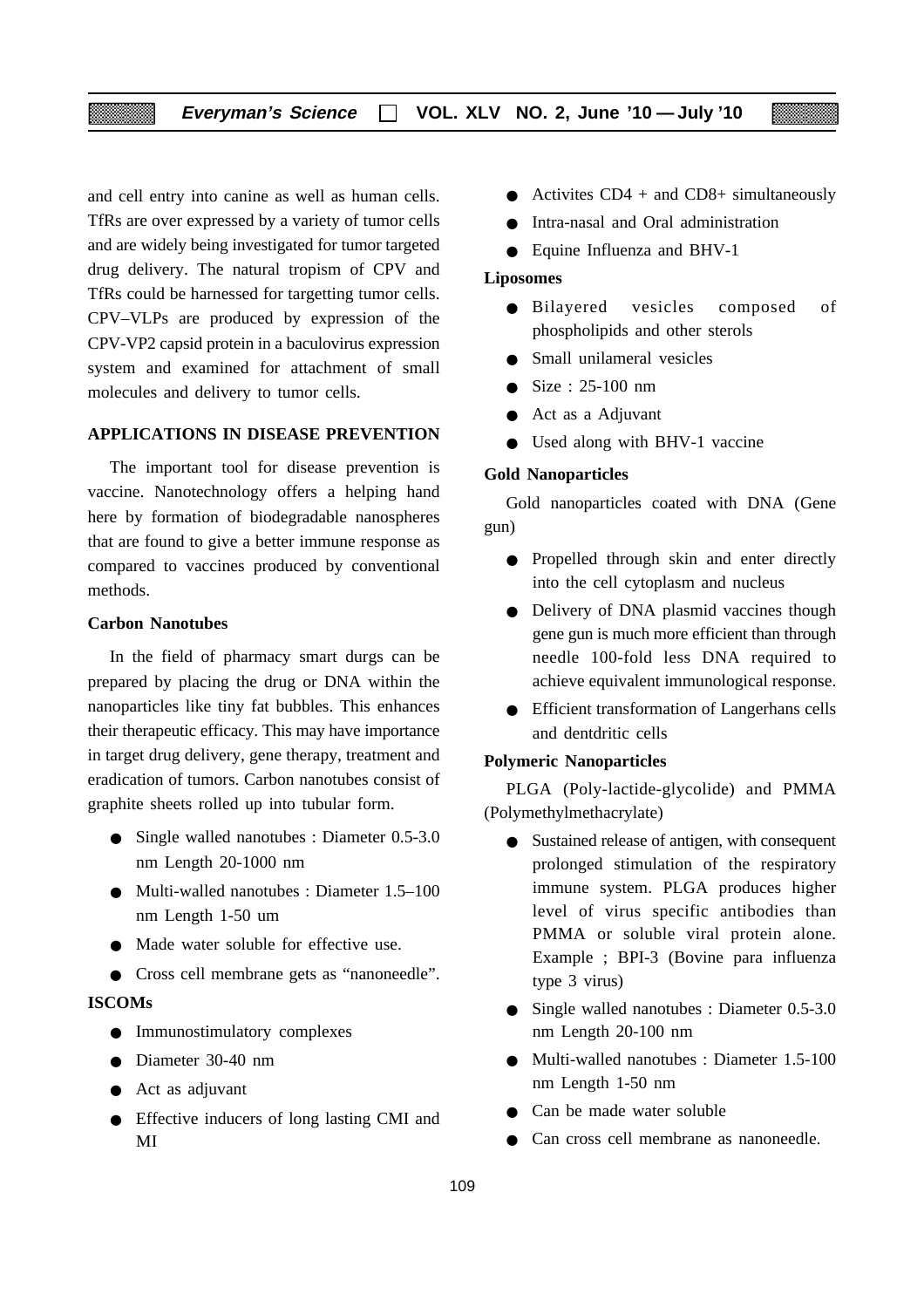and cell entry into canine as well as human cells. TfRs are over expressed by a variety of tumor cells and are widely being investigated for tumor targeted drug delivery. The natural tropism of CPV and TfRs could be harnessed for targetting tumor cells. CPV–VLPs are produced by expression of the CPV-VP2 capsid protein in a baculovirus expression system and examined for attachment of small molecules and delivery to tumor cells.

## APPLICATIONS IN DISEASE PREVENTION

The important tool for disease prevention is vaccine. Nanotechnology offers a helping hand here by formation of biodegradable nanospheres that are found to give a better immune response as compared to vaccines produced by conventional methods.

### Carbon Nanotubes

In the field of pharmacy smart durgs can be prepared by placing the drug or DNA within the nanoparticles like tiny fat bubbles. This enhances their therapeutic efficacy. This may have importance in target drug delivery, gene therapy, treatment and eradication of tumors. Carbon nanotubes consist of graphite sheets rolled up into tubular form.

- Single walled nanotubes : Diameter 0.5-3.0 nm Length 20-1000 nm
- Multi-walled nanotubes : Diameter 1.5–100 nm Length 1-50 um
- Made water soluble for effective use.
- Cross cell membrane gets as "nanoneedle".

### ISCOMs

- Immunostimulatory complexes
- Diameter 30-40 nm
- Act as adjuvant
- Effective inducers of long lasting CMI and MI
- Activites CD4 + and CD8+ simultaneously
- Intra-nasal and Oral administration
- Equine Influenza and BHV-1

### Liposomes

- Bilayered vesicles composed of phospholipids and other sterols
- Small unilameral vesicles
- Size : 25-100 nm
- Act as a Adjuvant
- Used along with BHV-1 vaccine

### Gold Nanoparticles

Gold nanoparticles coated with DNA (Gene gun)

- Propelled through skin and enter directly into the cell cytoplasm and nucleus
- Delivery of DNA plasmid vaccines though gene gun is much more efficient than through needle 100-fold less DNA required to achieve equivalent immunological response.
- Efficient transformation of Langerhans cells and dentdritic cells

### Polymeric Nanoparticles

PLGA (Poly-lactide-glycolide) and PMMA (Polymethylmethacrylate)

- Sustained release of antigen, with consequent prolonged stimulation of the respiratory immune system. PLGA produces higher level of virus specific antibodies than PMMA or soluble viral protein alone. Example ; BPI-3 (Bovine para influenza type 3 virus)
- Single walled nanotubes : Diameter 0.5-3.0 nm Length 20-100 nm
- Multi-walled nanotubes : Diameter 1.5-100 nm Length 1-50 nm
- Can be made water soluble
- Can cross cell membrane as nanoneedle.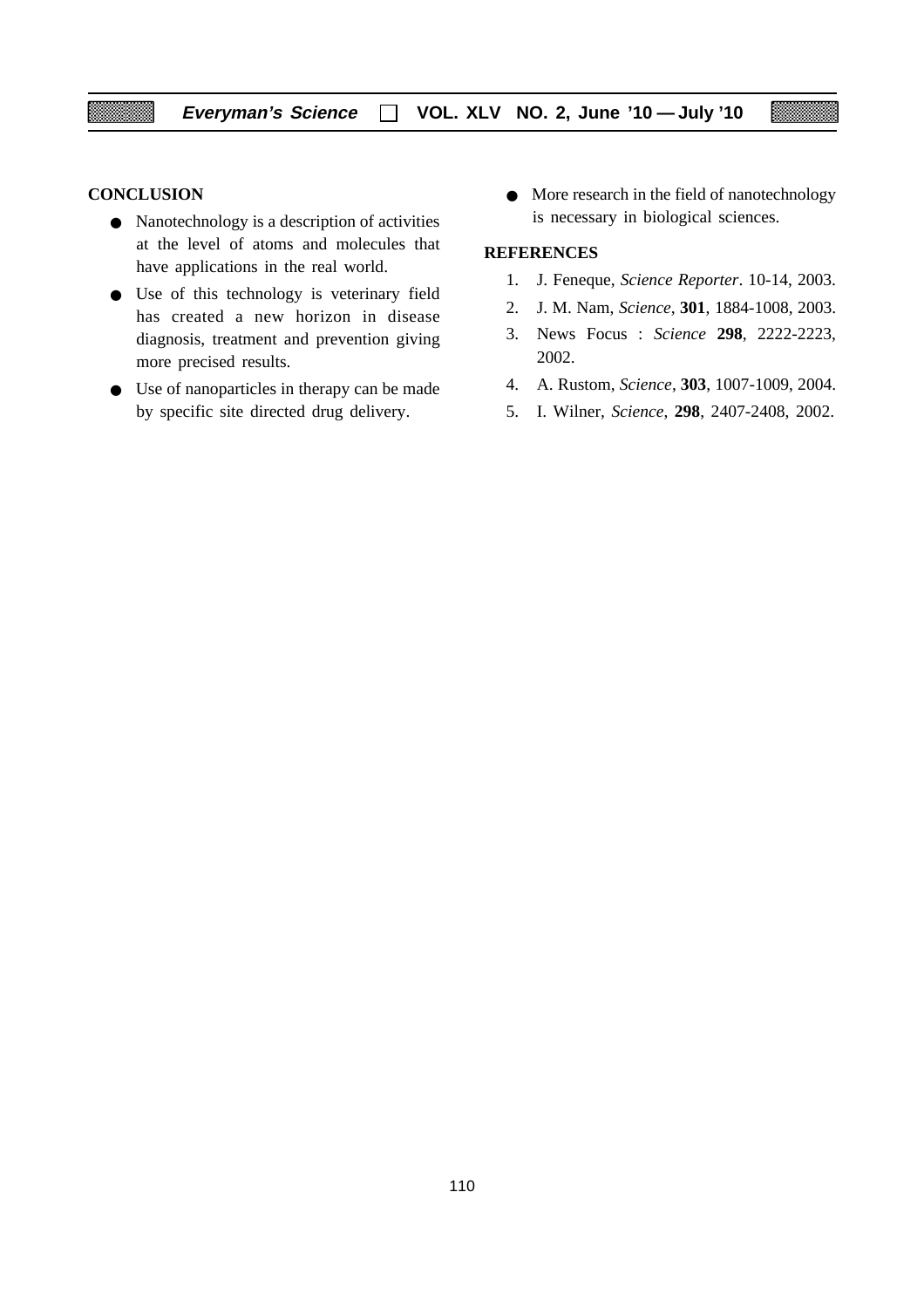## CONCLUSION

- Nanotechnology is a description of activities at the level of atoms and molecules that have applications in the real world.
- Use of this technology is veterinary field has created a new horizon in disease diagnosis, treatment and prevention giving more precised results.
- Use of nanoparticles in therapy can be made by specific site directed drug delivery.
- More research in the field of nanotechnology is necessary in biological sciences.

## REFERENCES

1. J. Feneque, *Science Reporter*. 10-14, 2003.
2. J. M. Nam, *Science*, **301**, 1884-1008, 2003.
3. News Focus : *Science* **298**, 2222-2223, 2002.
4. A. Rustom, *Science*, **303**, 1007-1009, 2004.
5. I. Wilner, *Science*, **298**, 2407-2408, 2002.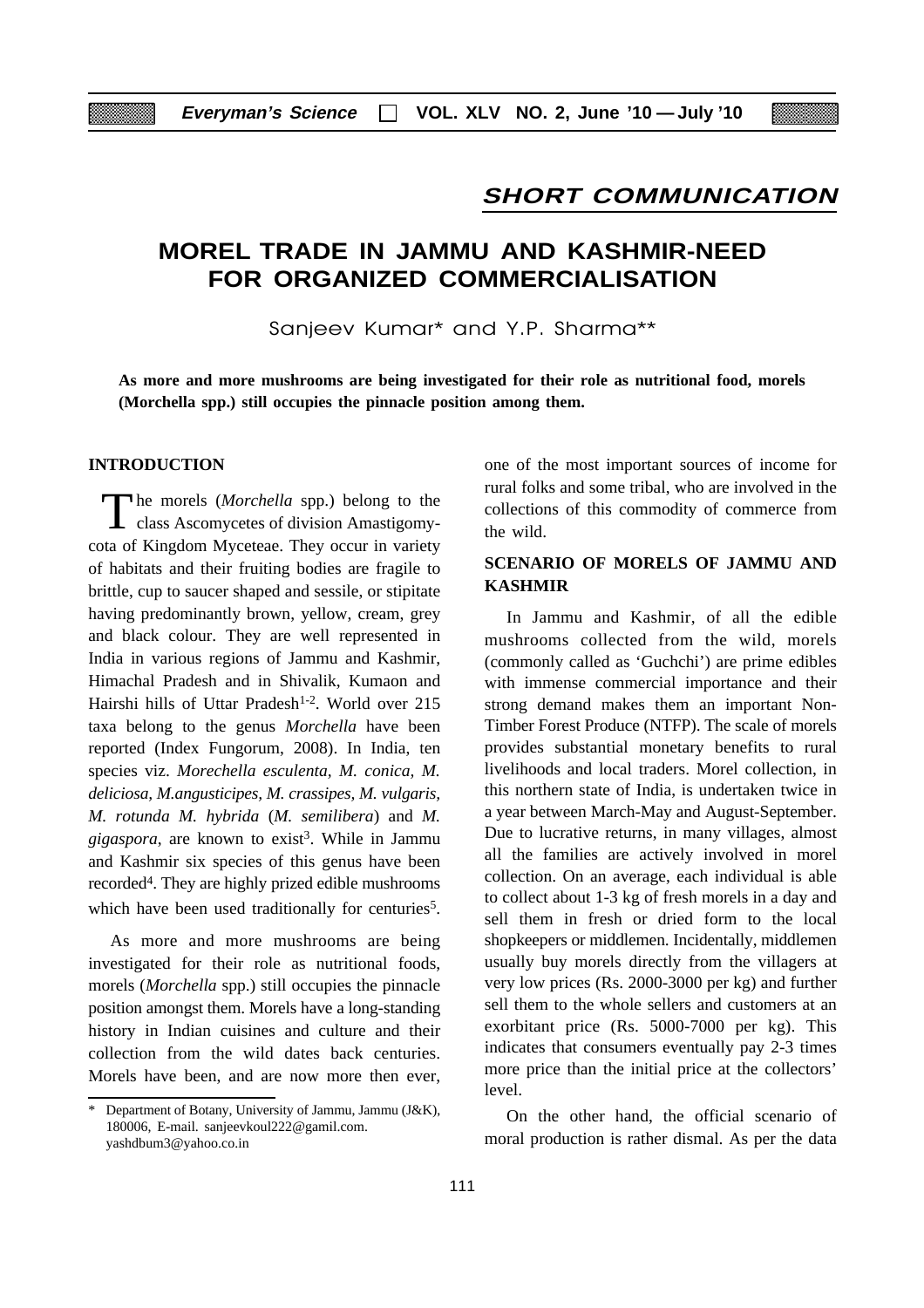## SHORT COMMUNICATION

# MOREL TRADE IN JAMMU AND KASHMIR-NEED FOR ORGANIZED COMMERCIALISATION

Sanjeev Kumar* and Y.P. Sharma**

**As more and more mushrooms are being investigated for their role as nutritional food, morels (Morchella spp.) still occupies the pinnacle position among them.**

### INTRODUCTION

The morels (*Morchella* spp.) belong to the class Ascomycetes of division Amastigomycota of Kingdom Myceteae. They occur in variety of habitats and their fruiting bodies are fragile to brittle, cup to saucer shaped and sessile, or stipitate having predominantly brown, yellow, cream, grey and black colour. They are well represented in India in various regions of Jammu and Kashmir, Himachal Pradesh and in Shivalik, Kumaon and Hairshi hills of Uttar Pradesh[1-2]. World over 215 taxa belong to the genus *Morchella* have been reported (Index Fungorum, 2008). In India, ten species viz. *Morechella esculenta, M. conica, M. deliciosa, M.angusticipes, M. crassipes, M. vulgaris, M. rotunda M. hybrida* (*M. semilibera*) and *M. gigaspora*, are known to exist[3]. While in Jammu and Kashmir six species of this genus have been recorded[4]. They are highly prized edible mushrooms which have been used traditionally for centuries[5].

As more and more mushrooms are being investigated for their role as nutritional foods, morels (*Morchella* spp.) still occupies the pinnacle position amongst them. Morels have a long-standing history in Indian cuisines and culture and their collection from the wild dates back centuries. Morels have been, and are now more then ever, one of the most important sources of income for rural folks and some tribal, who are involved in the collections of this commodity of commerce from the wild.

### SCENARIO OF MORELS OF JAMMU AND KASHMIR

In Jammu and Kashmir, of all the edible mushrooms collected from the wild, morels (commonly called as 'Guchchi') are prime edibles with immense commercial importance and their strong demand makes them an important Non-Timber Forest Produce (NTFP). The scale of morels provides substantial monetary benefits to rural livelihoods and local traders. Morel collection, in this northern state of India, is undertaken twice in a year between March-May and August-September. Due to lucrative returns, in many villages, almost all the families are actively involved in morel collection. On an average, each individual is able to collect about 1-3 kg of fresh morels in a day and sell them in fresh or dried form to the local shopkeepers or middlemen. Incidentally, middlemen usually buy morels directly from the villagers at very low prices (Rs. 2000-3000 per kg) and further sell them to the whole sellers and customers at an exorbitant price (Rs. 5000-7000 per kg). This indicates that consumers eventually pay 2-3 times more price than the initial price at the collectors' level.

On the other hand, the official scenario of moral production is rather dismal. As per the data

---

\* Department of Botany, University of Jammu, Jammu (J&K), 180006, E-mail. sanjeevkoul222@gamil.com. yashdbum3@yahoo.co.in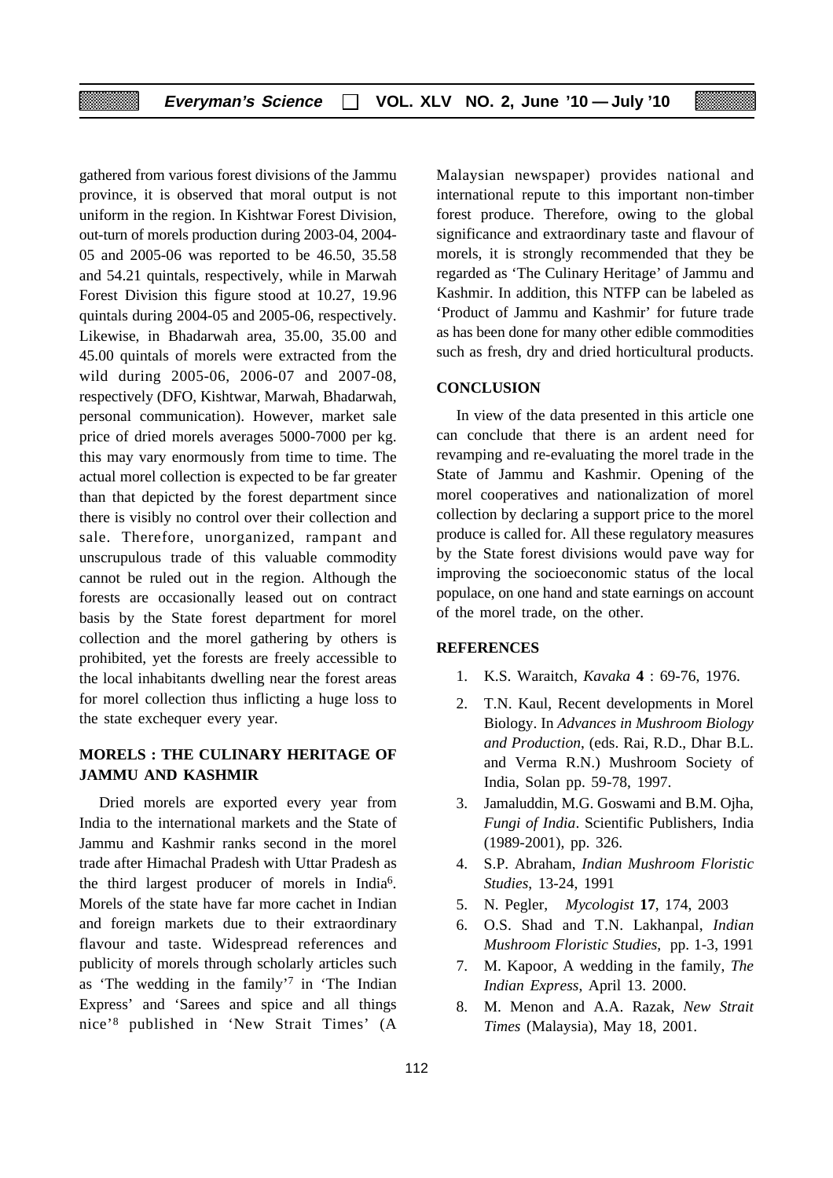gathered from various forest divisions of the Jammu province, it is observed that moral output is not uniform in the region. In Kishtwar Forest Division, out-turn of morels production during 2003-04, 2004-05 and 2005-06 was reported to be 46.50, 35.58 and 54.21 quintals, respectively, while in Marwah Forest Division this figure stood at 10.27, 19.96 quintals during 2004-05 and 2005-06, respectively. Likewise, in Bhadarwah area, 35.00, 35.00 and 45.00 quintals of morels were extracted from the wild during 2005-06, 2006-07 and 2007-08, respectively (DFO, Kishtwar, Marwah, Bhadarwah, personal communication). However, market sale price of dried morels averages 5000-7000 per kg. this may vary enormously from time to time. The actual morel collection is expected to be far greater than that depicted by the forest department since there is visibly no control over their collection and sale. Therefore, unorganized, rampant and unscrupulous trade of this valuable commodity cannot be ruled out in the region. Although the forests are occasionally leased out on contract basis by the State forest department for morel collection and the morel gathering by others is prohibited, yet the forests are freely accessible to the local inhabitants dwelling near the forest areas for morel collection thus inflicting a huge loss to the state exchequer every year.

## MORELS : THE CULINARY HERITAGE OF JAMMU AND KASHMIR

Dried morels are exported every year from India to the international markets and the State of Jammu and Kashmir ranks second in the morel trade after Himachal Pradesh with Uttar Pradesh as the third largest producer of morels in India[6]. Morels of the state have far more cachet in Indian and foreign markets due to their extraordinary flavour and taste. Widespread references and publicity of morels through scholarly articles such as 'The wedding in the family'[7] in 'The Indian Express' and 'Sarees and spice and all things nice'[8] published in 'New Strait Times' (A Malaysian newspaper) provides national and international repute to this important non-timber forest produce. Therefore, owing to the global significance and extraordinary taste and flavour of morels, it is strongly recommended that they be regarded as 'The Culinary Heritage' of Jammu and Kashmir. In addition, this NTFP can be labeled as 'Product of Jammu and Kashmir' for future trade as has been done for many other edible commodities such as fresh, dry and dried horticultural products.

## CONCLUSION

In view of the data presented in this article one can conclude that there is an ardent need for revamping and re-evaluating the morel trade in the State of Jammu and Kashmir. Opening of the morel cooperatives and nationalization of morel collection by declaring a support price to the morel produce is called for. All these regulatory measures by the State forest divisions would pave way for improving the socioeconomic status of the local populace, on one hand and state earnings on account of the morel trade, on the other.

## REFERENCES

1. K.S. Waraitch, *Kavaka* **4** : 69-76, 1976.
2. T.N. Kaul, Recent developments in Morel Biology. In *Advances in Mushroom Biology and Production*, (eds. Rai, R.D., Dhar B.L. and Verma R.N.) Mushroom Society of India, Solan pp. 59-78, 1997.
3. Jamaluddin, M.G. Goswami and B.M. Ojha, *Fungi of India*. Scientific Publishers, India (1989-2001), pp. 326.
4. S.P. Abraham, *Indian Mushroom Floristic Studies*, 13-24, 1991
5. N. Pegler, *Mycologist* **17**, 174, 2003
6. O.S. Shad and T.N. Lakhanpal, *Indian Mushroom Floristic Studies*, pp. 1-3, 1991
7. M. Kapoor, A wedding in the family, *The Indian Express*, April 13. 2000.
8. M. Menon and A.A. Razak, *New Strait Times* (Malaysia), May 18, 2001.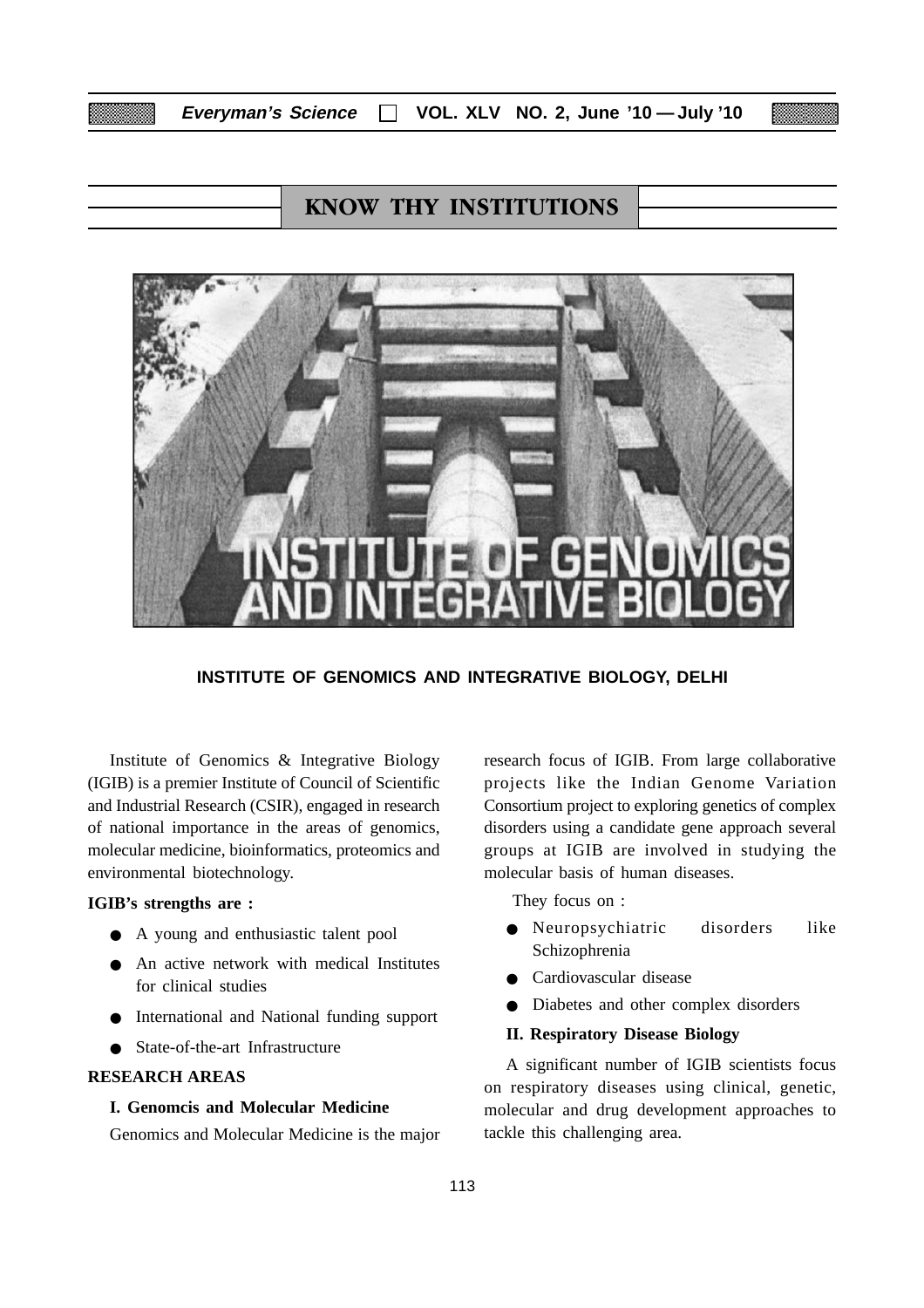# KNOW THY INSTITUTIONS

**INSTITUTE OF GENOMICS AND INTEGRATIVE BIOLOGY, DELHI**

Institute of Genomics & Integrative Biology (IGIB) is a premier Institute of Council of Scientific and Industrial Research (CSIR), engaged in research of national importance in the areas of genomics, molecular medicine, bioinformatics, proteomics and environmental biotechnology.

**IGIB's strengths are :**

- A young and enthusiastic talent pool
- An active network with medical Institutes for clinical studies
- International and National funding support
- State-of-the-art Infrastructure

## RESEARCH AREAS

### I. Genomcis and Molecular Medicine

Genomics and Molecular Medicine is the major research focus of IGIB. From large collaborative projects like the Indian Genome Variation Consortium project to exploring genetics of complex disorders using a candidate gene approach several groups at IGIB are involved in studying the molecular basis of human diseases.

They focus on :

- Neuropsychiatric disorders like Schizophrenia
- Cardiovascular disease
- Diabetes and other complex disorders

### II. Respiratory Disease Biology

A significant number of IGIB scientists focus on respiratory diseases using clinical, genetic, molecular and drug development approaches to tackle this challenging area.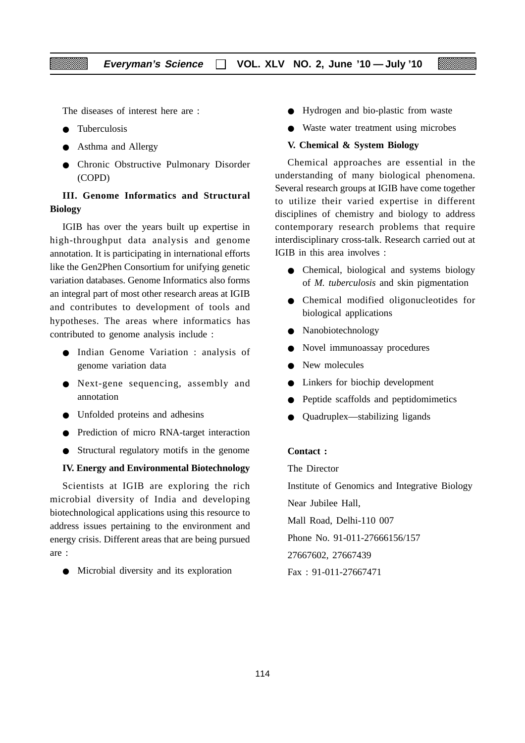The diseases of interest here are :

- Tuberculosis
- Asthma and Allergy
- Chronic Obstructive Pulmonary Disorder (COPD)

**III. Genome Informatics and Structural Biology**

IGIB has over the years built up expertise in high-throughput data analysis and genome annotation. It is participating in international efforts like the Gen2Phen Consortium for unifying genetic variation databases. Genome Informatics also forms an integral part of most other research areas at IGIB and contributes to development of tools and hypotheses. The areas where informatics has contributed to genome analysis include :

- Indian Genome Variation : analysis of genome variation data
- Next-gene sequencing, assembly and annotation
- Unfolded proteins and adhesins
- Prediction of micro RNA-target interaction
- Structural regulatory motifs in the genome

**IV. Energy and Environmental Biotechnology**

Scientists at IGIB are exploring the rich microbial diversity of India and developing biotechnological applications using this resource to address issues pertaining to the environment and energy crisis. Different areas that are being pursued are :

- Microbial diversity and its exploration
- Hydrogen and bio-plastic from waste
- Waste water treatment using microbes

**V. Chemical & System Biology**

Chemical approaches are essential in the understanding of many biological phenomena. Several research groups at IGIB have come together to utilize their varied expertise in different disciplines of chemistry and biology to address contemporary research problems that require interdisciplinary cross-talk. Research carried out at IGIB in this area involves :

- Chemical, biological and systems biology of *M. tuberculosis* and skin pigmentation
- Chemical modified oligonucleotides for biological applications
- Nanobiotechnology
- Novel immunoassay procedures
- New molecules
- Linkers for biochip development
- Peptide scaffolds and peptidomimetics
- Quadruplex—stabilizing ligands

**Contact :**

The Director

Institute of Genomics and Integrative Biology

Near Jubilee Hall,

Mall Road, Delhi-110 007

Phone No. 91-011-27666156/157

27667602, 27667439

Fax : 91-011-27667471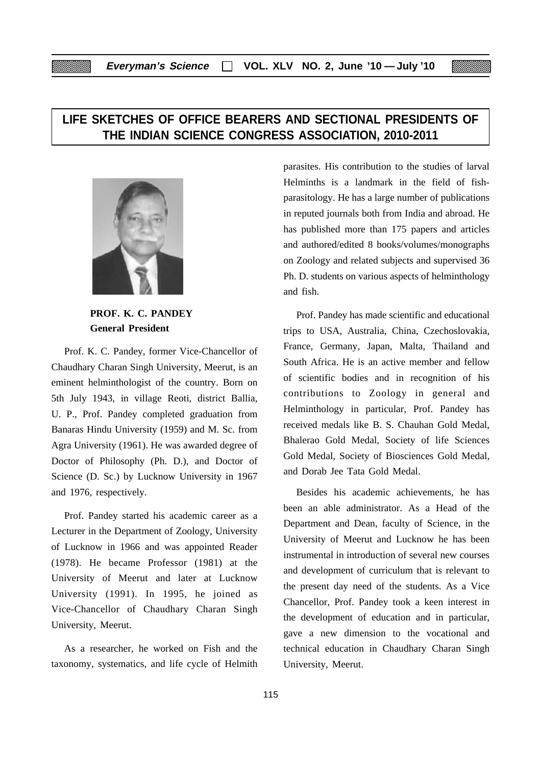# LIFE SKETCHES OF OFFICE BEARERS AND SECTIONAL PRESIDENTS OF THE INDIAN SCIENCE CONGRESS ASSOCIATION, 2010-2011

**PROF. K. C. PANDEY**
**General President**

Prof. K. C. Pandey, former Vice-Chancellor of Chaudhary Charan Singh University, Meerut, is an eminent helminthologist of the country. Born on 5th July 1943, in village Reoti, district Ballia, U. P., Prof. Pandey completed graduation from Banaras Hindu University (1959) and M. Sc. from Agra University (1961). He was awarded degree of Doctor of Philosophy (Ph. D.), and Doctor of Science (D. Sc.) by Lucknow University in 1967 and 1976, respectively.

Prof. Pandey started his academic career as a Lecturer in the Department of Zoology, University of Lucknow in 1966 and was appointed Reader (1978). He became Professor (1981) at the University of Meerut and later at Lucknow University (1991). In 1995, he joined as Vice-Chancellor of Chaudhary Charan Singh University, Meerut.

As a researcher, he worked on Fish and the taxonomy, systematics, and life cycle of Helmith parasites. His contribution to the studies of larval Helminths is a landmark in the field of fish-parasitology. He has a large number of publications in reputed journals both from India and abroad. He has published more than 175 papers and articles and authored/edited 8 books/volumes/monographs on Zoology and related subjects and supervised 36 Ph. D. students on various aspects of helminthology and fish.

Prof. Pandey has made scientific and educational trips to USA, Australia, China, Czechoslovakia, France, Germany, Japan, Malta, Thailand and South Africa. He is an active member and fellow of scientific bodies and in recognition of his contributions to Zoology in general and Helminthology in particular, Prof. Pandey has received medals like B. S. Chauhan Gold Medal, Bhalerao Gold Medal, Society of life Sciences Gold Medal, Society of Biosciences Gold Medal, and Dorab Jee Tata Gold Medal.

Besides his academic achievements, he has been an able administrator. As a Head of the Department and Dean, faculty of Science, in the University of Meerut and Lucknow he has been instrumental in introduction of several new courses and development of curriculum that is relevant to the present day need of the students. As a Vice Chancellor, Prof. Pandey took a keen interest in the development of education and in particular, gave a new dimension to the vocational and technical education in Chaudhary Charan Singh University, Meerut.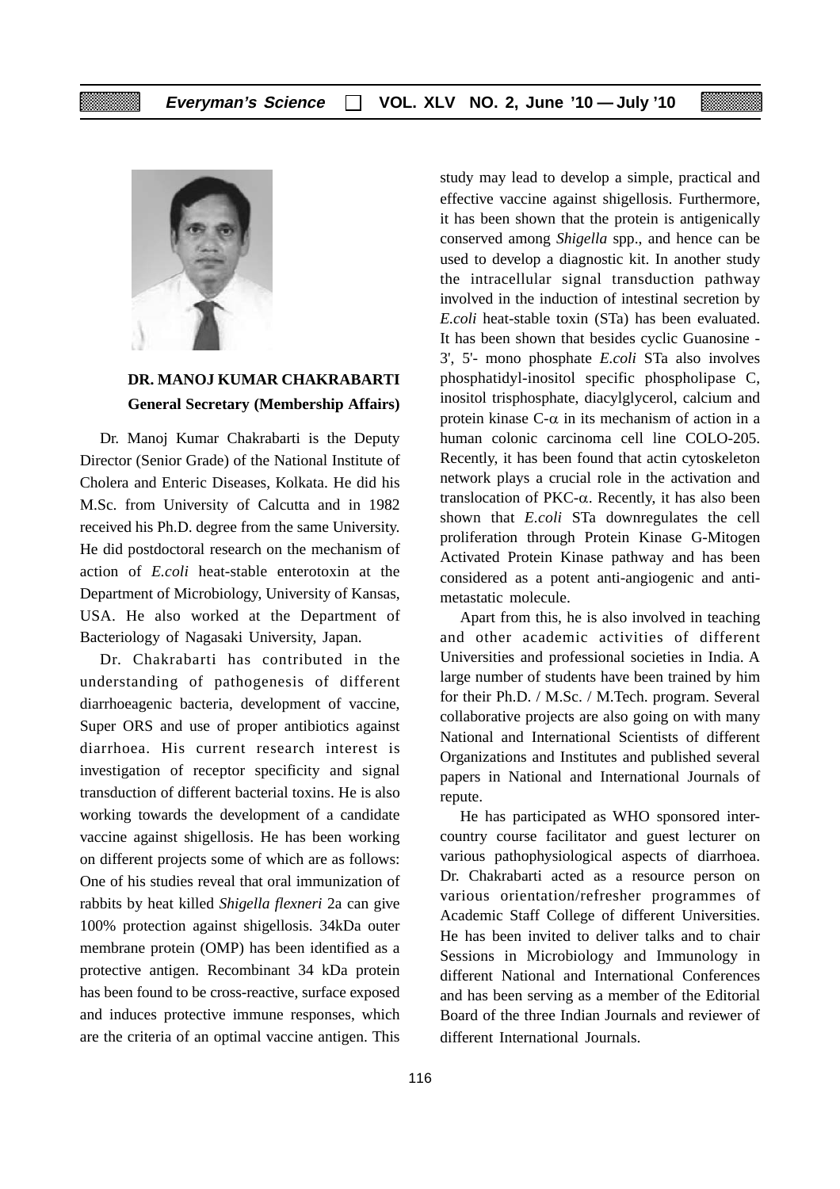**DR. MANOJ KUMAR CHAKRABARTI**
**General Secretary (Membership Affairs)**

Dr. Manoj Kumar Chakrabarti is the Deputy Director (Senior Grade) of the National Institute of Cholera and Enteric Diseases, Kolkata. He did his M.Sc. from University of Calcutta and in 1982 received his Ph.D. degree from the same University. He did postdoctoral research on the mechanism of action of *E.coli* heat-stable enterotoxin at the Department of Microbiology, University of Kansas, USA. He also worked at the Department of Bacteriology of Nagasaki University, Japan.

Dr. Chakrabarti has contributed in the understanding of pathogenesis of different diarrhoeagenic bacteria, development of vaccine, Super ORS and use of proper antibiotics against diarrhoea. His current research interest is investigation of receptor specificity and signal transduction of different bacterial toxins. He is also working towards the development of a candidate vaccine against shigellosis. He has been working on different projects some of which are as follows: One of his studies reveal that oral immunization of rabbits by heat killed *Shigella flexneri* 2a can give 100% protection against shigellosis. 34kDa outer membrane protein (OMP) has been identified as a protective antigen. Recombinant 34 kDa protein has been found to be cross-reactive, surface exposed and induces protective immune responses, which are the criteria of an optimal vaccine antigen. This study may lead to develop a simple, practical and effective vaccine against shigellosis. Furthermore, it has been shown that the protein is antigenically conserved among *Shigella* spp., and hence can be used to develop a diagnostic kit. In another study the intracellular signal transduction pathway involved in the induction of intestinal secretion by *E.coli* heat-stable toxin (STa) has been evaluated. It has been shown that besides cyclic Guanosine - 3', 5'- mono phosphate *E.coli* STa also involves phosphatidyl-inositol specific phospholipase C, inositol trisphosphate, diacylglycerol, calcium and protein kinase C-$\alpha$ in its mechanism of action in a human colonic carcinoma cell line COLO-205. Recently, it has been found that actin cytoskeleton network plays a crucial role in the activation and translocation of PKC-$\alpha$. Recently, it has also been shown that *E.coli* STa downregulates the cell proliferation through Protein Kinase G-Mitogen Activated Protein Kinase pathway and has been considered as a potent anti-angiogenic and anti-metastatic molecule.

Apart from this, he is also involved in teaching and other academic activities of different Universities and professional societies in India. A large number of students have been trained by him for their Ph.D. / M.Sc. / M.Tech. program. Several collaborative projects are also going on with many National and International Scientists of different Organizations and Institutes and published several papers in National and International Journals of repute.

He has participated as WHO sponsored inter-country course facilitator and guest lecturer on various pathophysiological aspects of diarrhoea. Dr. Chakrabarti acted as a resource person on various orientation/refresher programmes of Academic Staff College of different Universities. He has been invited to deliver talks and to chair Sessions in Microbiology and Immunology in different National and International Conferences and has been serving as a member of the Editorial Board of the three Indian Journals and reviewer of different International Journals.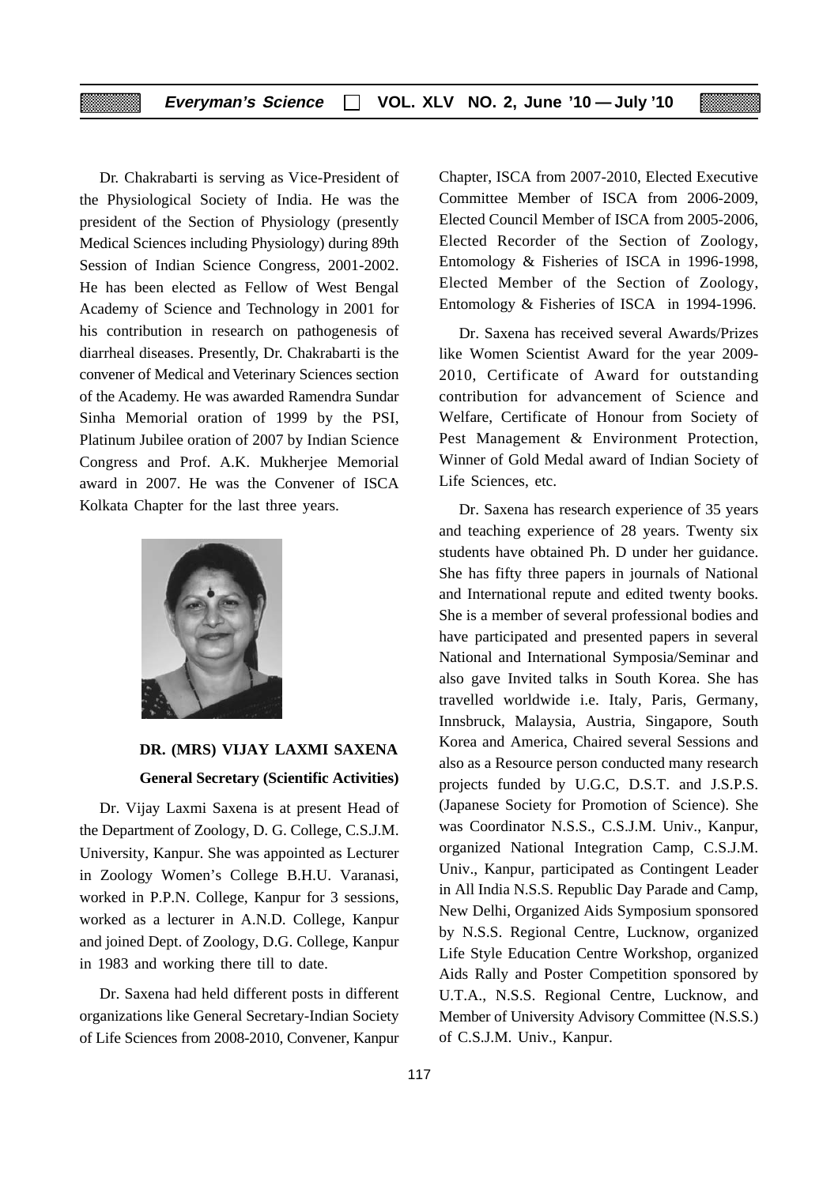Dr. Chakrabarti is serving as Vice-President of the Physiological Society of India. He was the president of the Section of Physiology (presently Medical Sciences including Physiology) during 89th Session of Indian Science Congress, 2001-2002. He has been elected as Fellow of West Bengal Academy of Science and Technology in 2001 for his contribution in research on pathogenesis of diarrheal diseases. Presently, Dr. Chakrabarti is the convener of Medical and Veterinary Sciences section of the Academy. He was awarded Ramendra Sundar Sinha Memorial oration of 1999 by the PSI, Platinum Jubilee oration of 2007 by Indian Science Congress and Prof. A.K. Mukherjee Memorial award in 2007. He was the Convener of ISCA Kolkata Chapter for the last three years.

**DR. (MRS) VIJAY LAXMI SAXENA**

**General Secretary (Scientific Activities)**

Dr. Vijay Laxmi Saxena is at present Head of the Department of Zoology, D. G. College, C.S.J.M. University, Kanpur. She was appointed as Lecturer in Zoology Women's College B.H.U. Varanasi, worked in P.P.N. College, Kanpur for 3 sessions, worked as a lecturer in A.N.D. College, Kanpur and joined Dept. of Zoology, D.G. College, Kanpur in 1983 and working there till to date.

Dr. Saxena had held different posts in different organizations like General Secretary-Indian Society of Life Sciences from 2008-2010, Convener, Kanpur Chapter, ISCA from 2007-2010, Elected Executive Committee Member of ISCA from 2006-2009, Elected Council Member of ISCA from 2005-2006, Elected Recorder of the Section of Zoology, Entomology & Fisheries of ISCA in 1996-1998, Elected Member of the Section of Zoology, Entomology & Fisheries of ISCA in 1994-1996.

Dr. Saxena has received several Awards/Prizes like Women Scientist Award for the year 2009-2010, Certificate of Award for outstanding contribution for advancement of Science and Welfare, Certificate of Honour from Society of Pest Management & Environment Protection, Winner of Gold Medal award of Indian Society of Life Sciences, etc.

Dr. Saxena has research experience of 35 years and teaching experience of 28 years. Twenty six students have obtained Ph. D under her guidance. She has fifty three papers in journals of National and International repute and edited twenty books. She is a member of several professional bodies and have participated and presented papers in several National and International Symposia/Seminar and also gave Invited talks in South Korea. She has travelled worldwide i.e. Italy, Paris, Germany, Innsbruck, Malaysia, Austria, Singapore, South Korea and America, Chaired several Sessions and also as a Resource person conducted many research projects funded by U.G.C, D.S.T. and J.S.P.S. (Japanese Society for Promotion of Science). She was Coordinator N.S.S., C.S.J.M. Univ., Kanpur, organized National Integration Camp, C.S.J.M. Univ., Kanpur, participated as Contingent Leader in All India N.S.S. Republic Day Parade and Camp, New Delhi, Organized Aids Symposium sponsored by N.S.S. Regional Centre, Lucknow, organized Life Style Education Centre Workshop, organized Aids Rally and Poster Competition sponsored by U.T.A., N.S.S. Regional Centre, Lucknow, and Member of University Advisory Committee (N.S.S.) of C.S.J.M. Univ., Kanpur.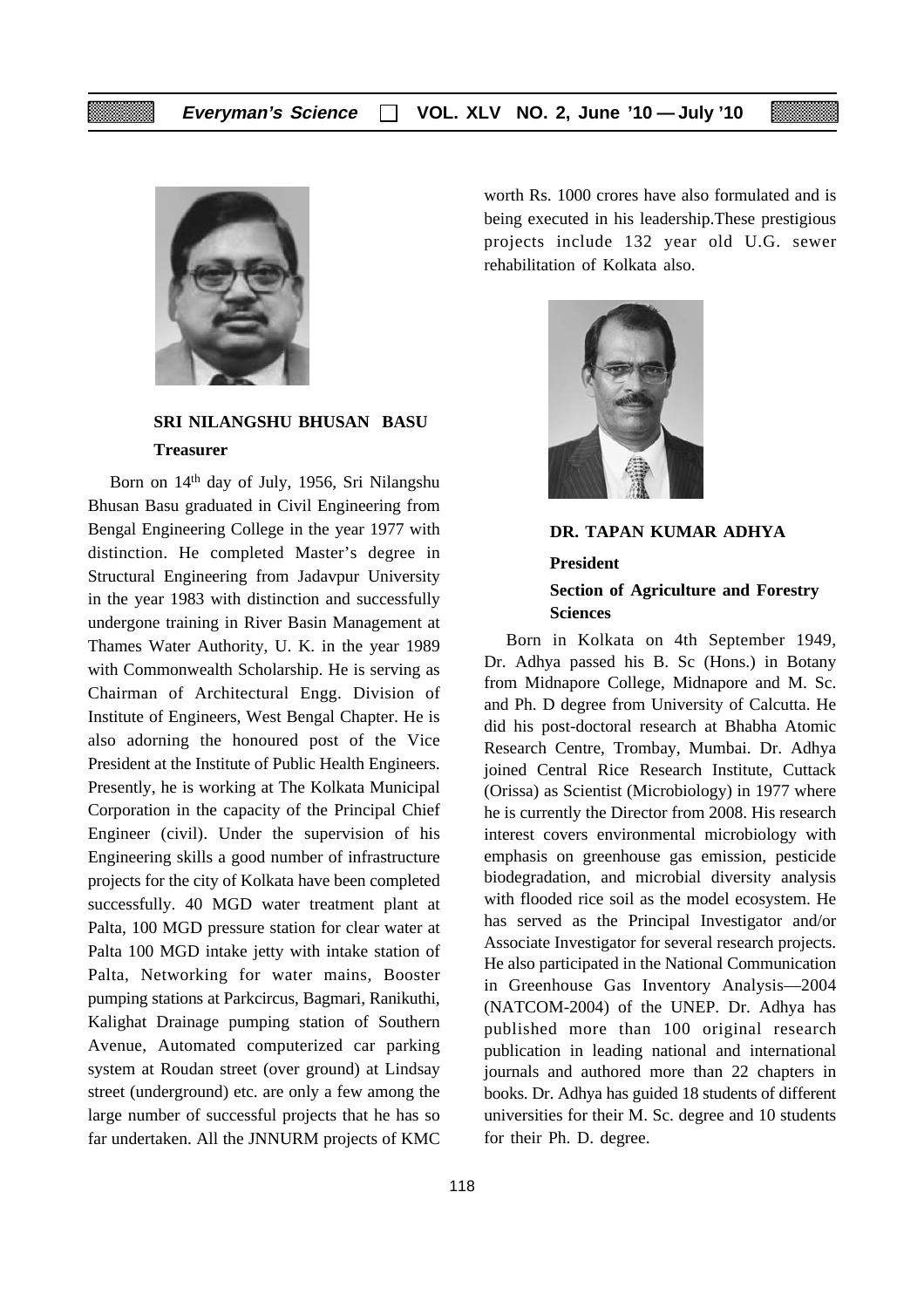**SRI NILANGSHU BHUSAN BASU**

**Treasurer**

Born on 14th day of July, 1956, Sri Nilangshu Bhusan Basu graduated in Civil Engineering from Bengal Engineering College in the year 1977 with distinction. He completed Master's degree in Structural Engineering from Jadavpur University in the year 1983 with distinction and successfully undergone training in River Basin Management at Thames Water Authority, U. K. in the year 1989 with Commonwealth Scholarship. He is serving as Chairman of Architectural Engg. Division of Institute of Engineers, West Bengal Chapter. He is also adorning the honoured post of the Vice President at the Institute of Public Health Engineers. Presently, he is working at The Kolkata Municipal Corporation in the capacity of the Principal Chief Engineer (civil). Under the supervision of his Engineering skills a good number of infrastructure projects for the city of Kolkata have been completed successfully. 40 MGD water treatment plant at Palta, 100 MGD pressure station for clear water at Palta 100 MGD intake jetty with intake station of Palta, Networking for water mains, Booster pumping stations at Parkcircus, Bagmari, Ranikuthi, Kalighat Drainage pumping station of Southern Avenue, Automated computerized car parking system at Roudan street (over ground) at Lindsay street (underground) etc. are only a few among the large number of successful projects that he has so far undertaken. All the JNNURM projects of KMC worth Rs. 1000 crores have also formulated and is being executed in his leadership.These prestigious projects include 132 year old U.G. sewer rehabilitation of Kolkata also.

**DR. TAPAN KUMAR ADHYA**

**President**

**Section of Agriculture and Forestry Sciences**

Born in Kolkata on 4th September 1949, Dr. Adhya passed his B. Sc (Hons.) in Botany from Midnapore College, Midnapore and M. Sc. and Ph. D degree from University of Calcutta. He did his post-doctoral research at Bhabha Atomic Research Centre, Trombay, Mumbai. Dr. Adhya joined Central Rice Research Institute, Cuttack (Orissa) as Scientist (Microbiology) in 1977 where he is currently the Director from 2008. His research interest covers environmental microbiology with emphasis on greenhouse gas emission, pesticide biodegradation, and microbial diversity analysis with flooded rice soil as the model ecosystem. He has served as the Principal Investigator and/or Associate Investigator for several research projects. He also participated in the National Communication in Greenhouse Gas Inventory Analysis—2004 (NATCOM-2004) of the UNEP. Dr. Adhya has published more than 100 original research publication in leading national and international journals and authored more than 22 chapters in books. Dr. Adhya has guided 18 students of different universities for their M. Sc. degree and 10 students for their Ph. D. degree.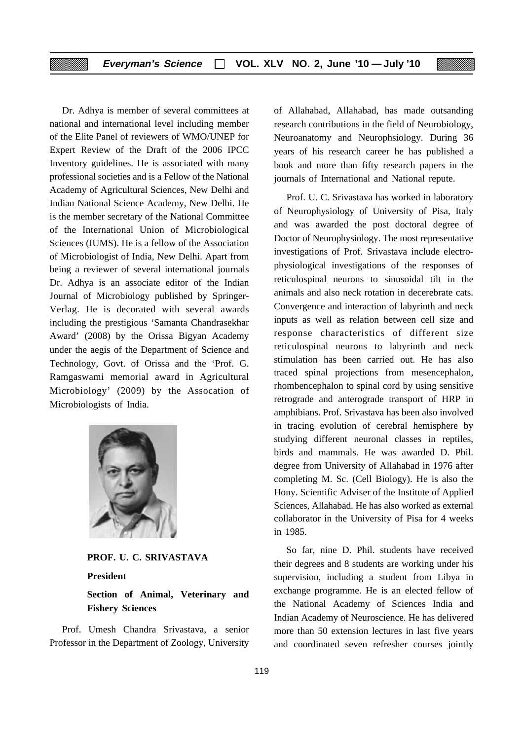Dr. Adhya is member of several committees at national and international level including member of the Elite Panel of reviewers of WMO/UNEP for Expert Review of the Draft of the 2006 IPCC Inventory guidelines. He is associated with many professional societies and is a Fellow of the National Academy of Agricultural Sciences, New Delhi and Indian National Science Academy, New Delhi. He is the member secretary of the National Committee of the International Union of Microbiological Sciences (IUMS). He is a fellow of the Association of Microbiologist of India, New Delhi. Apart from being a reviewer of several international journals Dr. Adhya is an associate editor of the Indian Journal of Microbiology published by Springer-Verlag. He is decorated with several awards including the prestigious 'Samanta Chandrasekhar Award' (2008) by the Orissa Bigyan Academy under the aegis of the Department of Science and Technology, Govt. of Orissa and the 'Prof. G. Ramgaswami memorial award in Agricultural Microbiology' (2009) by the Assocation of Microbiologists of India.

**PROF. U. C. SRIVASTAVA**

**President**

**Section of Animal, Veterinary and Fishery Sciences**

Prof. Umesh Chandra Srivastava, a senior Professor in the Department of Zoology, University of Allahabad, Allahabad, has made outsanding research contributions in the field of Neurobiology, Neuroanatomy and Neurophsiology. During 36 years of his research career he has published a book and more than fifty research papers in the journals of International and National repute.

Prof. U. C. Srivastava has worked in laboratory of Neurophysiology of University of Pisa, Italy and was awarded the post doctoral degree of Doctor of Neurophysiology. The most representative investigations of Prof. Srivastava include electro-physiological investigations of the responses of reticulospinal neurons to sinusoidal tilt in the animals and also neck rotation in decerebrate cats. Convergence and interaction of labyrinth and neck inputs as well as relation between cell size and response characteristics of different size reticulospinal neurons to labyrinth and neck stimulation has been carried out. He has also traced spinal projections from mesencephalon, rhombencephalon to spinal cord by using sensitive retrograde and anterograde transport of HRP in amphibians. Prof. Srivastava has been also involved in tracing evolution of cerebral hemisphere by studying different neuronal classes in reptiles, birds and mammals. He was awarded D. Phil. degree from University of Allahabad in 1976 after completing M. Sc. (Cell Biology). He is also the Hony. Scientific Adviser of the Institute of Applied Sciences, Allahabad. He has also worked as external collaborator in the University of Pisa for 4 weeks in 1985.

So far, nine D. Phil. students have received their degrees and 8 students are working under his supervision, including a student from Libya in exchange programme. He is an elected fellow of the National Academy of Sciences India and Indian Academy of Neuroscience. He has delivered more than 50 extension lectures in last five years and coordinated seven refresher courses jointly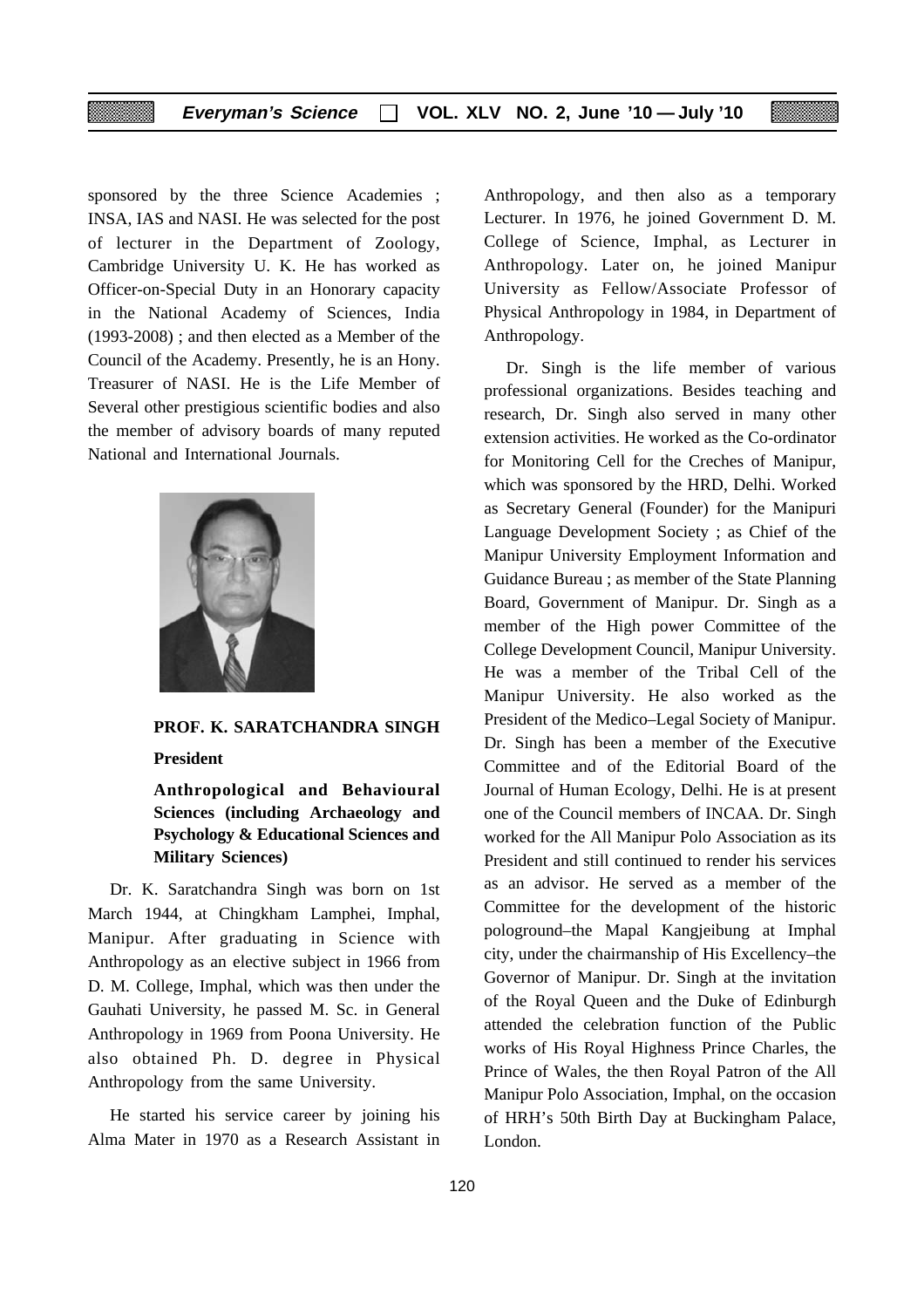sponsored by the three Science Academies ; INSA, IAS and NASI. He was selected for the post of lecturer in the Department of Zoology, Cambridge University U. K. He has worked as Officer-on-Special Duty in an Honorary capacity in the National Academy of Sciences, India (1993-2008) ; and then elected as a Member of the Council of the Academy. Presently, he is an Hony. Treasurer of NASI. He is the Life Member of Several other prestigious scientific bodies and also the member of advisory boards of many reputed National and International Journals.

**PROF. K. SARATCHANDRA SINGH**

**President**

**Anthropological and Behavioural Sciences (including Archaeology and Psychology & Educational Sciences and Military Sciences)**

Dr. K. Saratchandra Singh was born on 1st March 1944, at Chingkham Lamphei, Imphal, Manipur. After graduating in Science with Anthropology as an elective subject in 1966 from D. M. College, Imphal, which was then under the Gauhati University, he passed M. Sc. in General Anthropology in 1969 from Poona University. He also obtained Ph. D. degree in Physical Anthropology from the same University.

He started his service career by joining his Alma Mater in 1970 as a Research Assistant in Anthropology, and then also as a temporary Lecturer. In 1976, he joined Government D. M. College of Science, Imphal, as Lecturer in Anthropology. Later on, he joined Manipur University as Fellow/Associate Professor of Physical Anthropology in 1984, in Department of Anthropology.

Dr. Singh is the life member of various professional organizations. Besides teaching and research, Dr. Singh also served in many other extension activities. He worked as the Co-ordinator for Monitoring Cell for the Creches of Manipur, which was sponsored by the HRD, Delhi. Worked as Secretary General (Founder) for the Manipuri Language Development Society ; as Chief of the Manipur University Employment Information and Guidance Bureau ; as member of the State Planning Board, Government of Manipur. Dr. Singh as a member of the High power Committee of the College Development Council, Manipur University. He was a member of the Tribal Cell of the Manipur University. He also worked as the President of the Medico–Legal Society of Manipur. Dr. Singh has been a member of the Executive Committee and of the Editorial Board of the Journal of Human Ecology, Delhi. He is at present one of the Council members of INCAA. Dr. Singh worked for the All Manipur Polo Association as its President and still continued to render his services as an advisor. He served as a member of the Committee for the development of the historic pologround–the Mapal Kangjeibung at Imphal city, under the chairmanship of His Excellency–the Governor of Manipur. Dr. Singh at the invitation of the Royal Queen and the Duke of Edinburgh attended the celebration function of the Public works of His Royal Highness Prince Charles, the Prince of Wales, the then Royal Patron of the All Manipur Polo Association, Imphal, on the occasion of HRH's 50th Birth Day at Buckingham Palace, London.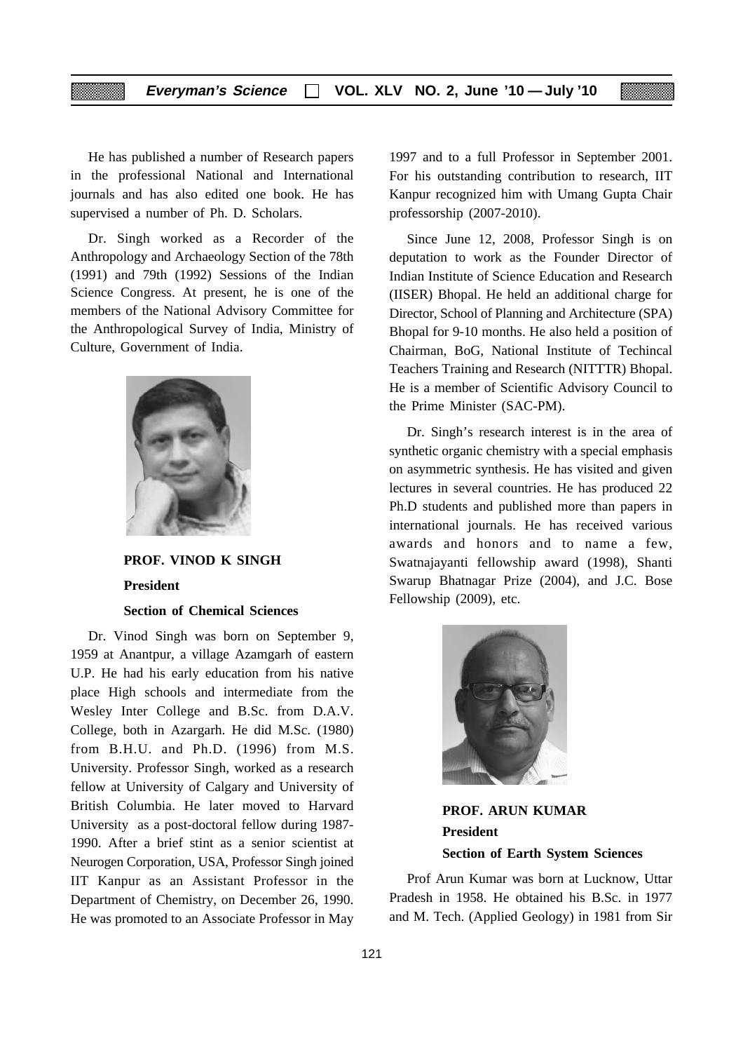He has published a number of Research papers in the professional National and International journals and has also edited one book. He has supervised a number of Ph. D. Scholars.

Dr. Singh worked as a Recorder of the Anthropology and Archaeology Section of the 78th (1991) and 79th (1992) Sessions of the Indian Science Congress. At present, he is one of the members of the National Advisory Committee for the Anthropological Survey of India, Ministry of Culture, Government of India.

**PROF. VINOD K SINGH**

**President**

**Section of Chemical Sciences**

Dr. Vinod Singh was born on September 9, 1959 at Anantpur, a village Azamgarh of eastern U.P. He had his early education from his native place High schools and intermediate from the Wesley Inter College and B.Sc. from D.A.V. College, both in Azargarh. He did M.Sc. (1980) from B.H.U. and Ph.D. (1996) from M.S. University. Professor Singh, worked as a research fellow at University of Calgary and University of British Columbia. He later moved to Harvard University as a post-doctoral fellow during 1987-1990. After a brief stint as a senior scientist at Neurogen Corporation, USA, Professor Singh joined IIT Kanpur as an Assistant Professor in the Department of Chemistry, on December 26, 1990. He was promoted to an Associate Professor in May 1997 and to a full Professor in September 2001. For his outstanding contribution to research, IIT Kanpur recognized him with Umang Gupta Chair professorship (2007-2010).

Since June 12, 2008, Professor Singh is on deputation to work as the Founder Director of Indian Institute of Science Education and Research (IISER) Bhopal. He held an additional charge for Director, School of Planning and Architecture (SPA) Bhopal for 9-10 months. He also held a position of Chairman, BoG, National Institute of Techincal Teachers Training and Research (NITTTR) Bhopal. He is a member of Scientific Advisory Council to the Prime Minister (SAC-PM).

Dr. Singh's research interest is in the area of synthetic organic chemistry with a special emphasis on asymmetric synthesis. He has visited and given lectures in several countries. He has produced 22 Ph.D students and published more than papers in international journals. He has received various awards and honors and to name a few, Swatnajayanti fellowship award (1998), Shanti Swarup Bhatnagar Prize (2004), and J.C. Bose Fellowship (2009), etc.

**PROF. ARUN KUMAR**

**President**

**Section of Earth System Sciences**

Prof Arun Kumar was born at Lucknow, Uttar Pradesh in 1958. He obtained his B.Sc. in 1977 and M. Tech. (Applied Geology) in 1981 from Sir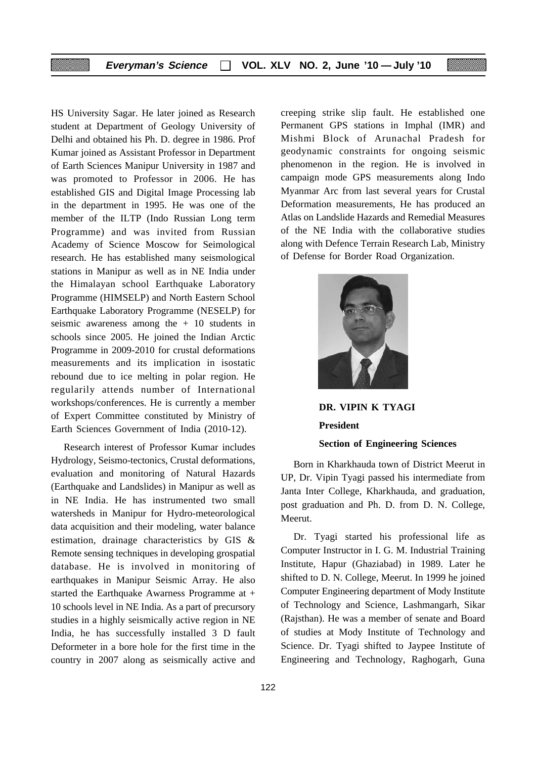HS University Sagar. He later joined as Research student at Department of Geology University of Delhi and obtained his Ph. D. degree in 1986. Prof Kumar joined as Assistant Professor in Department of Earth Sciences Manipur University in 1987 and was promoted to Professor in 2006. He has established GIS and Digital Image Processing lab in the department in 1995. He was one of the member of the ILTP (Indo Russian Long term Programme) and was invited from Russian Academy of Science Moscow for Seimological research. He has established many seismological stations in Manipur as well as in NE India under the Himalayan school Earthquake Laboratory Programme (HIMSELP) and North Eastern School Earthquake Laboratory Programme (NESELP) for seismic awareness among the + 10 students in schools since 2005. He joined the Indian Arctic Programme in 2009-2010 for crustal deformations measurements and its implication in isostatic rebound due to ice melting in polar region. He regularily attends number of International workshops/conferences. He is currently a member of Expert Committee constituted by Ministry of Earth Sciences Government of India (2010-12).

Research interest of Professor Kumar includes Hydrology, Seismo-tectonics, Crustal deformations, evaluation and monitoring of Natural Hazards (Earthquake and Landslides) in Manipur as well as in NE India. He has instrumented two small watersheds in Manipur for Hydro-meteorological data acquisition and their modeling, water balance estimation, drainage characteristics by GIS & Remote sensing techniques in developing grospatial database. He is involved in monitoring of earthquakes in Manipur Seismic Array. He also started the Earthquake Awarness Programme at + 10 schools level in NE India. As a part of precursory studies in a highly seismically active region in NE India, he has successfully installed 3 D fault Deformeter in a bore hole for the first time in the country in 2007 along as seismically active and creeping strike slip fault. He established one Permanent GPS stations in Imphal (IMR) and Mishmi Block of Arunachal Pradesh for geodynamic constraints for ongoing seismic phenomenon in the region. He is involved in campaign mode GPS measurements along Indo Myanmar Arc from last several years for Crustal Deformation measurements, He has produced an Atlas on Landslide Hazards and Remedial Measures of the NE India with the collaborative studies along with Defence Terrain Research Lab, Ministry of Defense for Border Road Organization.

**DR. VIPIN K TYAGI**

**President**

**Section of Engineering Sciences**

Born in Kharkhauda town of District Meerut in UP, Dr. Vipin Tyagi passed his intermediate from Janta Inter College, Kharkhauda, and graduation, post graduation and Ph. D. from D. N. College, Meerut.

Dr. Tyagi started his professional life as Computer Instructor in I. G. M. Industrial Training Institute, Hapur (Ghaziabad) in 1989. Later he shifted to D. N. College, Meerut. In 1999 he joined Computer Engineering department of Mody Institute of Technology and Science, Lashmangarh, Sikar (Rajsthan). He was a member of senate and Board of studies at Mody Institute of Technology and Science. Dr. Tyagi shifted to Jaypee Institute of Engineering and Technology, Raghogarh, Guna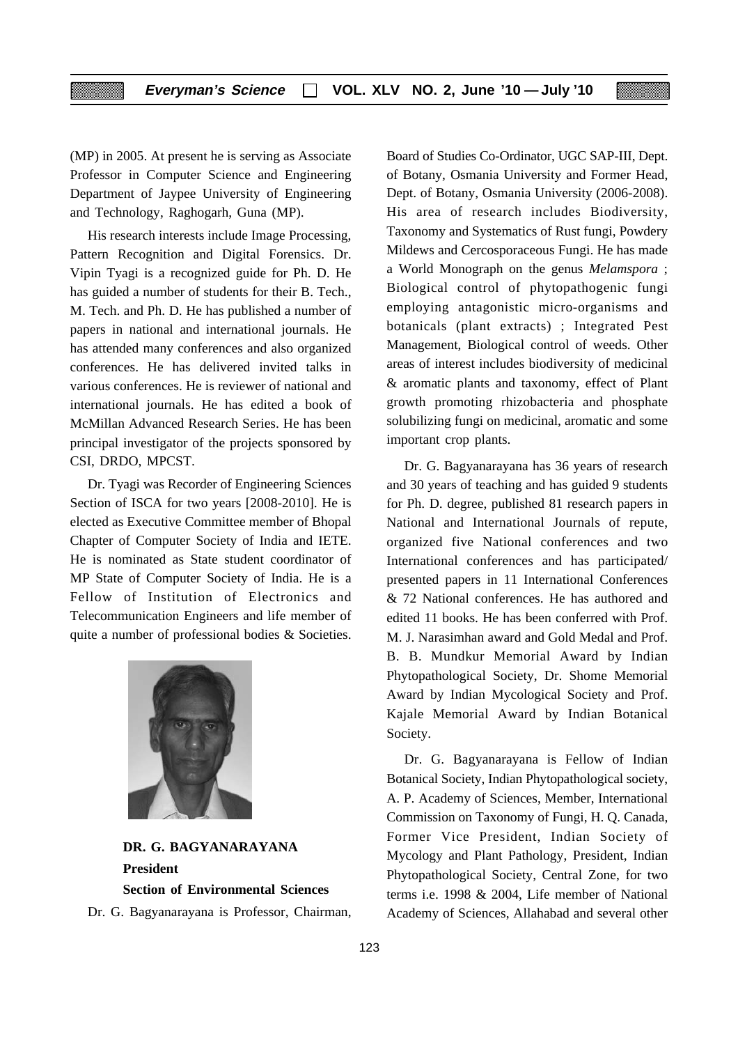(MP) in 2005. At present he is serving as Associate Professor in Computer Science and Engineering Department of Jaypee University of Engineering and Technology, Raghogarh, Guna (MP).

His research interests include Image Processing, Pattern Recognition and Digital Forensics. Dr. Vipin Tyagi is a recognized guide for Ph. D. He has guided a number of students for their B. Tech., M. Tech. and Ph. D. He has published a number of papers in national and international journals. He has attended many conferences and also organized conferences. He has delivered invited talks in various conferences. He is reviewer of national and international journals. He has edited a book of McMillan Advanced Research Series. He has been principal investigator of the projects sponsored by CSI, DRDO, MPCST.

Dr. Tyagi was Recorder of Engineering Sciences Section of ISCA for two years [2008-2010]. He is elected as Executive Committee member of Bhopal Chapter of Computer Society of India and IETE. He is nominated as State student coordinator of MP State of Computer Society of India. He is a Fellow of Institution of Electronics and Telecommunication Engineers and life member of quite a number of professional bodies & Societies.

**DR. G. BAGYANARAYANA**
**President**
**Section of Environmental Sciences**

Dr. G. Bagyanarayana is Professor, Chairman, Board of Studies Co-Ordinator, UGC SAP-III, Dept. of Botany, Osmania University and Former Head, Dept. of Botany, Osmania University (2006-2008). His area of research includes Biodiversity, Taxonomy and Systematics of Rust fungi, Powdery Mildews and Cercosporaceous Fungi. He has made a World Monograph on the genus *Melamspora* ; Biological control of phytopathogenic fungi employing antagonistic micro-organisms and botanicals (plant extracts) ; Integrated Pest Management, Biological control of weeds. Other areas of interest includes biodiversity of medicinal & aromatic plants and taxonomy, effect of Plant growth promoting rhizobacteria and phosphate solubilizing fungi on medicinal, aromatic and some important crop plants.

Dr. G. Bagyanarayana has 36 years of research and 30 years of teaching and has guided 9 students for Ph. D. degree, published 81 research papers in National and International Journals of repute, organized five National conferences and two International conferences and has participated/ presented papers in 11 International Conferences & 72 National conferences. He has authored and edited 11 books. He has been conferred with Prof. M. J. Narasimhan award and Gold Medal and Prof. B. B. Mundkur Memorial Award by Indian Phytopathological Society, Dr. Shome Memorial Award by Indian Mycological Society and Prof. Kajale Memorial Award by Indian Botanical Society.

Dr. G. Bagyanarayana is Fellow of Indian Botanical Society, Indian Phytopathological society, A. P. Academy of Sciences, Member, International Commission on Taxonomy of Fungi, H. Q. Canada, Former Vice President, Indian Society of Mycology and Plant Pathology, President, Indian Phytopathological Society, Central Zone, for two terms i.e. 1998 & 2004, Life member of National Academy of Sciences, Allahabad and several other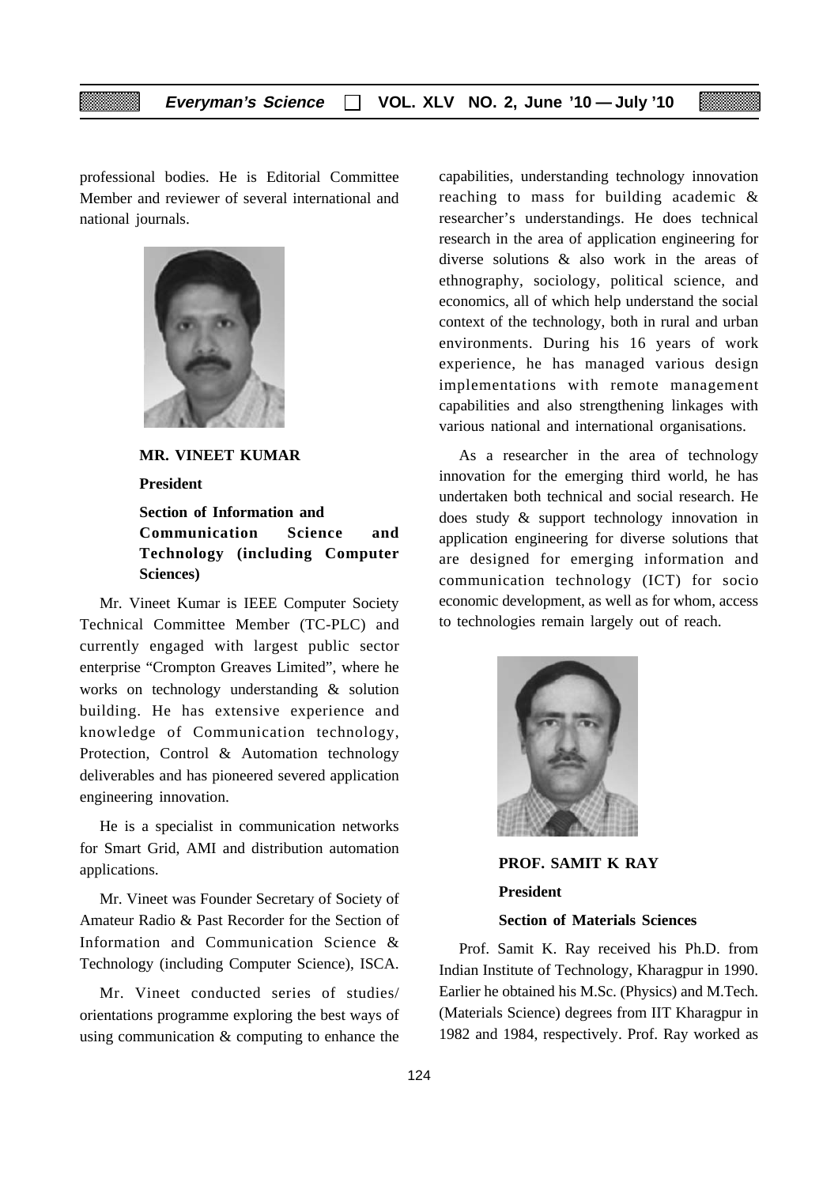professional bodies. He is Editorial Committee Member and reviewer of several international and national journals.

**MR. VINEET KUMAR**

**President**

**Section of Information and Communication Science and Technology (including Computer Sciences)**

Mr. Vineet Kumar is IEEE Computer Society Technical Committee Member (TC-PLC) and currently engaged with largest public sector enterprise "Crompton Greaves Limited", where he works on technology understanding & solution building. He has extensive experience and knowledge of Communication technology, Protection, Control & Automation technology deliverables and has pioneered severed application engineering innovation.

He is a specialist in communication networks for Smart Grid, AMI and distribution automation applications.

Mr. Vineet was Founder Secretary of Society of Amateur Radio & Past Recorder for the Section of Information and Communication Science & Technology (including Computer Science), ISCA.

Mr. Vineet conducted series of studies/ orientations programme exploring the best ways of using communication & computing to enhance the capabilities, understanding technology innovation reaching to mass for building academic & researcher's understandings. He does technical research in the area of application engineering for diverse solutions & also work in the areas of ethnography, sociology, political science, and economics, all of which help understand the social context of the technology, both in rural and urban environments. During his 16 years of work experience, he has managed various design implementations with remote management capabilities and also strengthening linkages with various national and international organisations.

As a researcher in the area of technology innovation for the emerging third world, he has undertaken both technical and social research. He does study & support technology innovation in application engineering for diverse solutions that are designed for emerging information and communication technology (ICT) for socio economic development, as well as for whom, access to technologies remain largely out of reach.

**PROF. SAMIT K RAY**

**President**

**Section of Materials Sciences**

Prof. Samit K. Ray received his Ph.D. from Indian Institute of Technology, Kharagpur in 1990. Earlier he obtained his M.Sc. (Physics) and M.Tech. (Materials Science) degrees from IIT Kharagpur in 1982 and 1984, respectively. Prof. Ray worked as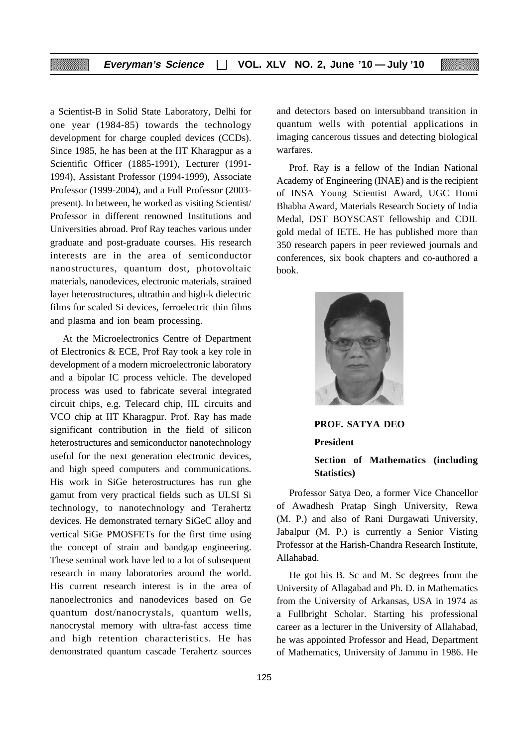a Scientist-B in Solid State Laboratory, Delhi for one year (1984-85) towards the technology development for charge coupled devices (CCDs). Since 1985, he has been at the IIT Kharagpur as a Scientific Officer (1885-1991), Lecturer (1991-1994), Assistant Professor (1994-1999), Associate Professor (1999-2004), and a Full Professor (2003-present). In between, he worked as visiting Scientist/ Professor in different renowned Institutions and Universities abroad. Prof Ray teaches various under graduate and post-graduate courses. His research interests are in the area of semiconductor nanostructures, quantum dost, photovoltaic materials, nanodevices, electronic materials, strained layer heterostructures, ultrathin and high-k dielectric films for scaled Si devices, ferroelectric thin films and plasma and ion beam processing.

At the Microelectronics Centre of Department of Electronics & ECE, Prof Ray took a key role in development of a modern microelectronic laboratory and a bipolar IC process vehicle. The developed process was used to fabricate several integrated circuit chips, e.g. Telecard chip, IIL circuits and VCO chip at IIT Kharagpur. Prof. Ray has made significant contribution in the field of silicon heterostructures and semiconductor nanotechnology useful for the next generation electronic devices, and high speed computers and communications. His work in SiGe heterostructures has run ghe gamut from very practical fields such as ULSI Si technology, to nanotechnology and Terahertz devices. He demonstrated ternary SiGeC alloy and vertical SiGe PMOSFETs for the first time using the concept of strain and bandgap engineering. These seminal work have led to a lot of subsequent research in many laboratories around the world. His current research interest is in the area of nanoelectronics and nanodevices based on Ge quantum dost/nanocrystals, quantum wells, nanocrystal memory with ultra-fast access time and high retention characteristics. He has demonstrated quantum cascade Terahertz sources and detectors based on intersubband transition in quantum wells with potential applications in imaging cancerous tissues and detecting biological warfares.

Prof. Ray is a fellow of the Indian National Academy of Engineering (INAE) and is the recipient of INSA Young Scientist Award, UGC Homi Bhabha Award, Materials Research Society of India Medal, DST BOYSCAST fellowship and CDIL gold medal of IETE. He has published more than 350 research papers in peer reviewed journals and conferences, six book chapters and co-authored a book.

**PROF. SATYA DEO**

**President**

**Section of Mathematics (including Statistics)**

Professor Satya Deo, a former Vice Chancellor of Awadhesh Pratap Singh University, Rewa (M. P.) and also of Rani Durgawati University, Jabalpur (M. P.) is currently a Senior Visting Professor at the Harish-Chandra Research Institute, Allahabad.

He got his B. Sc and M. Sc degrees from the University of Allagabad and Ph. D. in Mathematics from the University of Arkansas, USA in 1974 as a Fullbright Scholar. Starting his professional career as a lecturer in the University of Allahabad, he was appointed Professor and Head, Department of Mathematics, University of Jammu in 1986. He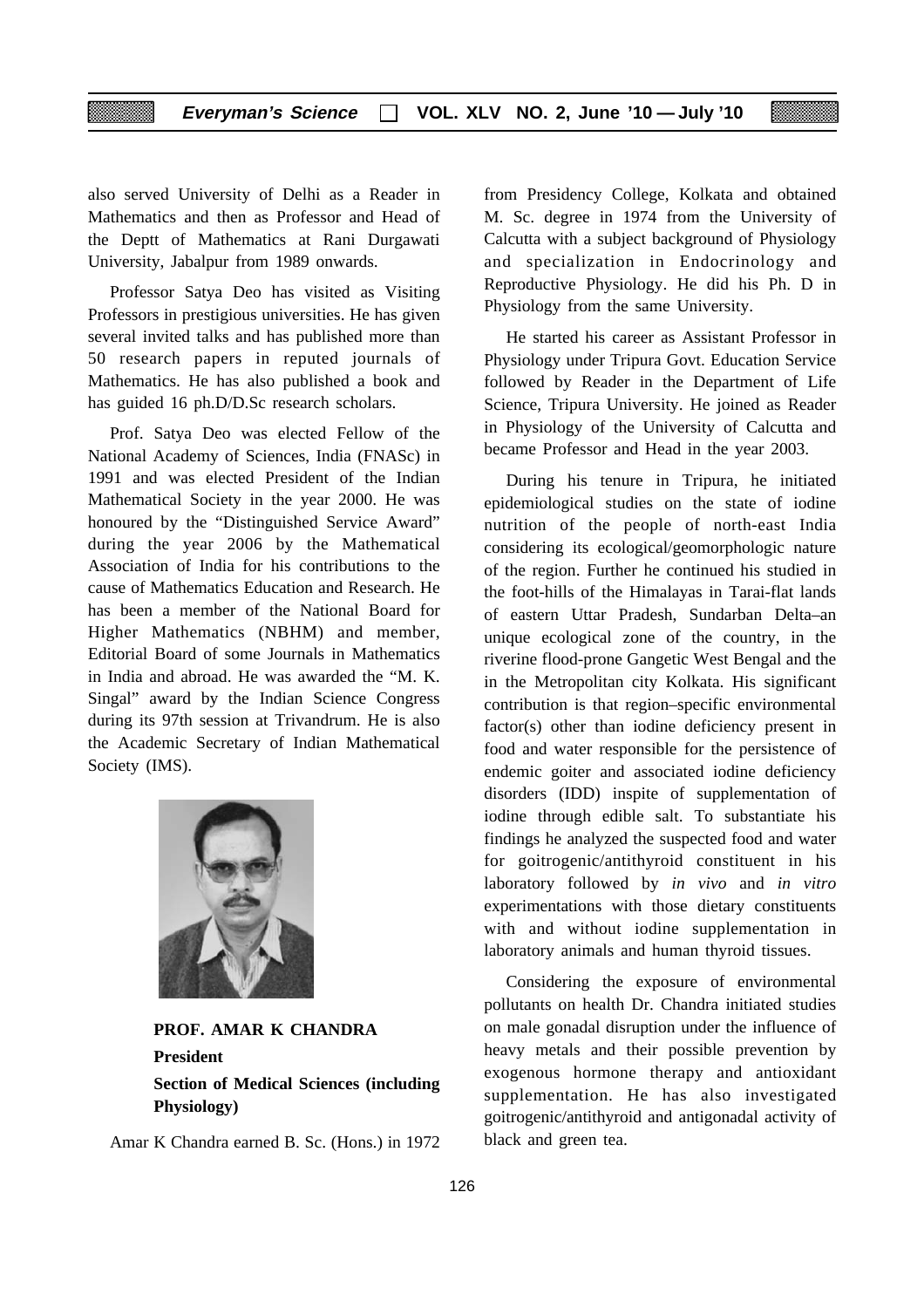also served University of Delhi as a Reader in Mathematics and then as Professor and Head of the Deptt of Mathematics at Rani Durgawati University, Jabalpur from 1989 onwards.

Professor Satya Deo has visited as Visiting Professors in prestigious universities. He has given several invited talks and has published more than 50 research papers in reputed journals of Mathematics. He has also published a book and has guided 16 ph.D/D.Sc research scholars.

Prof. Satya Deo was elected Fellow of the National Academy of Sciences, India (FNASc) in 1991 and was elected President of the Indian Mathematical Society in the year 2000. He was honoured by the "Distinguished Service Award" during the year 2006 by the Mathematical Association of India for his contributions to the cause of Mathematics Education and Research. He has been a member of the National Board for Higher Mathematics (NBHM) and member, Editorial Board of some Journals in Mathematics in India and abroad. He was awarded the "M. K. Singal" award by the Indian Science Congress during its 97th session at Trivandrum. He is also the Academic Secretary of Indian Mathematical Society (IMS).

**PROF. AMAR K CHANDRA**

**President**

**Section of Medical Sciences (including Physiology)**

Amar K Chandra earned B. Sc. (Hons.) in 1972 from Presidency College, Kolkata and obtained M. Sc. degree in 1974 from the University of Calcutta with a subject background of Physiology and specialization in Endocrinology and Reproductive Physiology. He did his Ph. D in Physiology from the same University.

He started his career as Assistant Professor in Physiology under Tripura Govt. Education Service followed by Reader in the Department of Life Science, Tripura University. He joined as Reader in Physiology of the University of Calcutta and became Professor and Head in the year 2003.

During his tenure in Tripura, he initiated epidemiological studies on the state of iodine nutrition of the people of north-east India considering its ecological/geomorphologic nature of the region. Further he continued his studied in the foot-hills of the Himalayas in Tarai-flat lands of eastern Uttar Pradesh, Sundarban Delta–an unique ecological zone of the country, in the riverine flood-prone Gangetic West Bengal and the in the Metropolitan city Kolkata. His significant contribution is that region–specific environmental factor(s) other than iodine deficiency present in food and water responsible for the persistence of endemic goiter and associated iodine deficiency disorders (IDD) inspite of supplementation of iodine through edible salt. To substantiate his findings he analyzed the suspected food and water for goitrogenic/antithyroid constituent in his laboratory followed by *in vivo* and *in vitro* experimentations with those dietary constituents with and without iodine supplementation in laboratory animals and human thyroid tissues.

Considering the exposure of environmental pollutants on health Dr. Chandra initiated studies on male gonadal disruption under the influence of heavy metals and their possible prevention by exogenous hormone therapy and antioxidant supplementation. He has also investigated goitrogenic/antithyroid and antigonadal activity of black and green tea.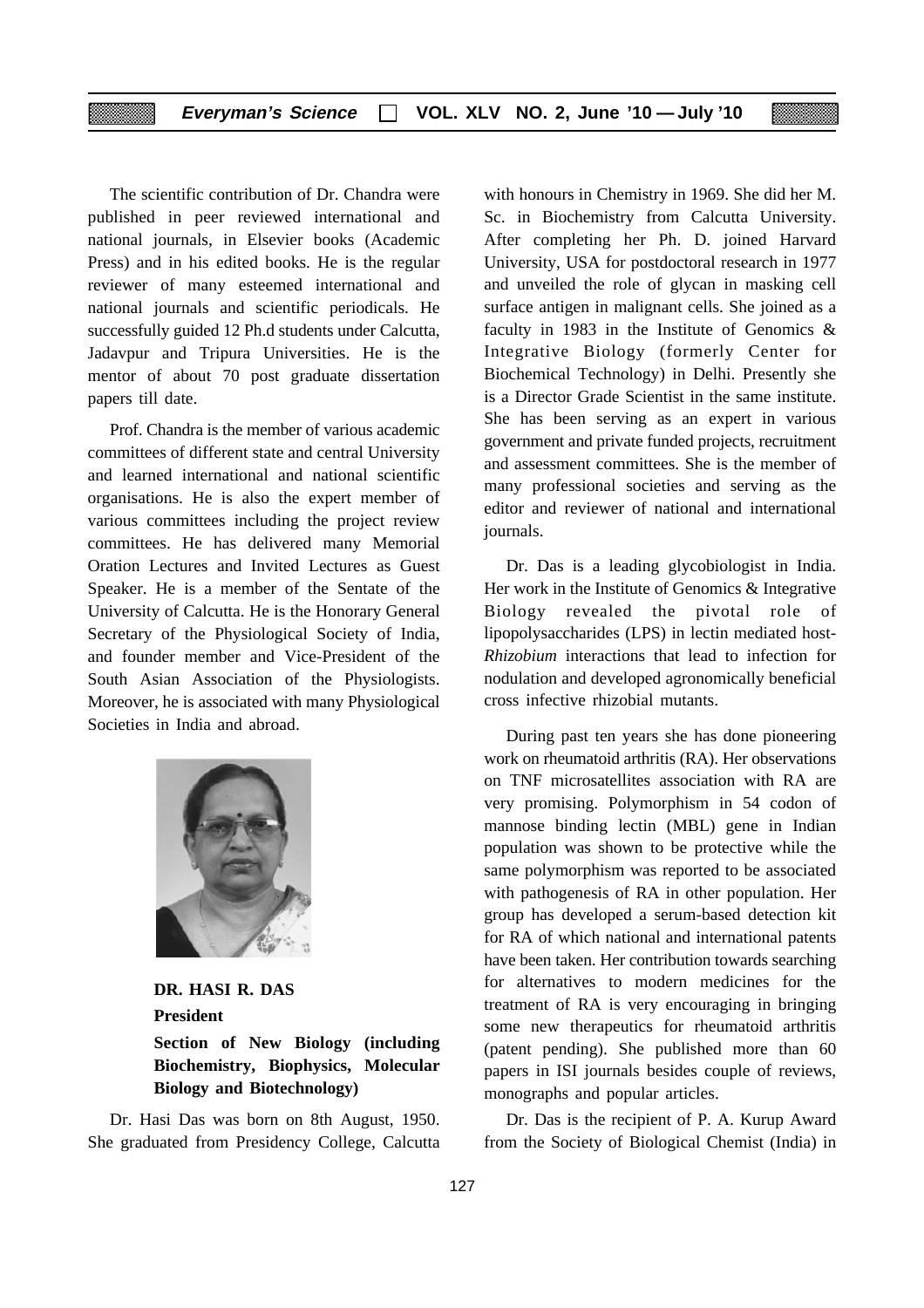The scientific contribution of Dr. Chandra were published in peer reviewed international and national journals, in Elsevier books (Academic Press) and in his edited books. He is the regular reviewer of many esteemed international and national journals and scientific periodicals. He successfully guided 12 Ph.d students under Calcutta, Jadavpur and Tripura Universities. He is the mentor of about 70 post graduate dissertation papers till date.

Prof. Chandra is the member of various academic committees of different state and central University and learned international and national scientific organisations. He is also the expert member of various committees including the project review committees. He has delivered many Memorial Oration Lectures and Invited Lectures as Guest Speaker. He is a member of the Sentate of the University of Calcutta. He is the Honorary General Secretary of the Physiological Society of India, and founder member and Vice-President of the South Asian Association of the Physiologists. Moreover, he is associated with many Physiological Societies in India and abroad.

**DR. HASI R. DAS**

**President**

**Section of New Biology (including Biochemistry, Biophysics, Molecular Biology and Biotechnology)**

Dr. Hasi Das was born on 8th August, 1950. She graduated from Presidency College, Calcutta with honours in Chemistry in 1969. She did her M. Sc. in Biochemistry from Calcutta University. After completing her Ph. D. joined Harvard University, USA for postdoctoral research in 1977 and unveiled the role of glycan in masking cell surface antigen in malignant cells. She joined as a faculty in 1983 in the Institute of Genomics & Integrative Biology (formerly Center for Biochemical Technology) in Delhi. Presently she is a Director Grade Scientist in the same institute. She has been serving as an expert in various government and private funded projects, recruitment and assessment committees. She is the member of many professional societies and serving as the editor and reviewer of national and international journals.

Dr. Das is a leading glycobiologist in India. Her work in the Institute of Genomics & Integrative Biology revealed the pivotal role of lipopolysaccharides (LPS) in lectin mediated host-*Rhizobium* interactions that lead to infection for nodulation and developed agronomically beneficial cross infective rhizobial mutants.

During past ten years she has done pioneering work on rheumatoid arthritis (RA). Her observations on TNF microsatellites association with RA are very promising. Polymorphism in 54 codon of mannose binding lectin (MBL) gene in Indian population was shown to be protective while the same polymorphism was reported to be associated with pathogenesis of RA in other population. Her group has developed a serum-based detection kit for RA of which national and international patents have been taken. Her contribution towards searching for alternatives to modern medicines for the treatment of RA is very encouraging in bringing some new therapeutics for rheumatoid arthritis (patent pending). She published more than 60 papers in ISI journals besides couple of reviews, monographs and popular articles.

Dr. Das is the recipient of P. A. Kurup Award from the Society of Biological Chemist (India) in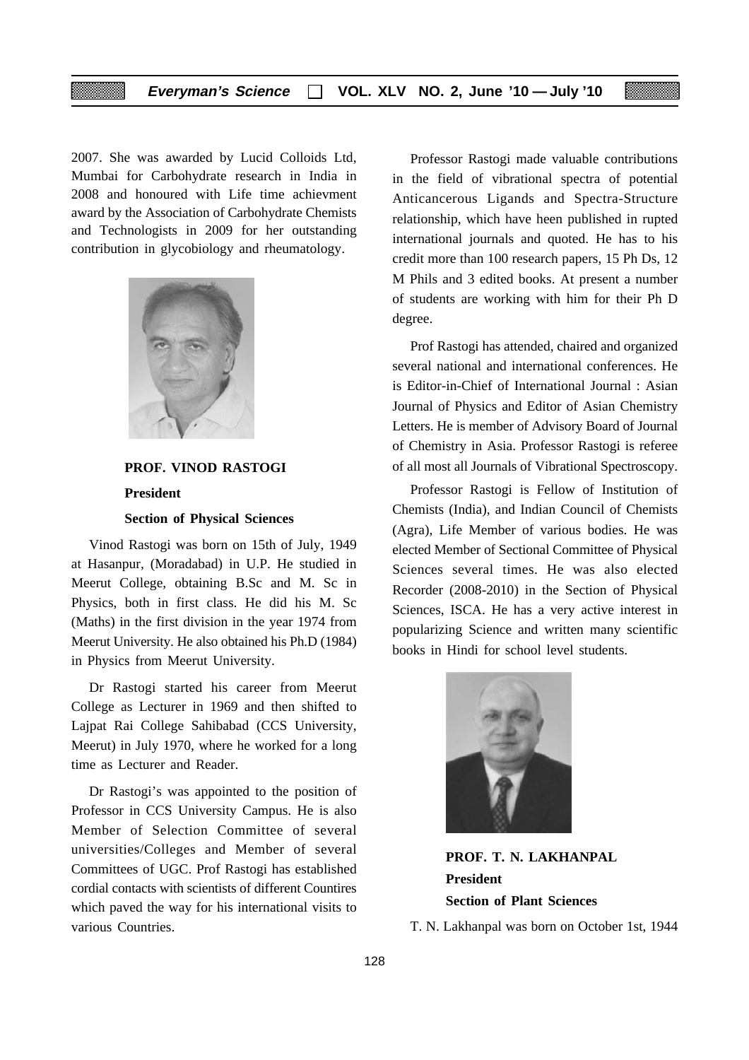2007. She was awarded by Lucid Colloids Ltd, Mumbai for Carbohydrate research in India in 2008 and honoured with Life time achievment award by the Association of Carbohydrate Chemists and Technologists in 2009 for her outstanding contribution in glycobiology and rheumatology.

**PROF. VINOD RASTOGI**

**President**

**Section of Physical Sciences**

Vinod Rastogi was born on 15th of July, 1949 at Hasanpur, (Moradabad) in U.P. He studied in Meerut College, obtaining B.Sc and M. Sc in Physics, both in first class. He did his M. Sc (Maths) in the first division in the year 1974 from Meerut University. He also obtained his Ph.D (1984) in Physics from Meerut University.

Dr Rastogi started his career from Meerut College as Lecturer in 1969 and then shifted to Lajpat Rai College Sahibabad (CCS University, Meerut) in July 1970, where he worked for a long time as Lecturer and Reader.

Dr Rastogi's was appointed to the position of Professor in CCS University Campus. He is also Member of Selection Committee of several universities/Colleges and Member of several Committees of UGC. Prof Rastogi has established cordial contacts with scientists of different Countires which paved the way for his international visits to various Countries.

Professor Rastogi made valuable contributions in the field of vibrational spectra of potential Anticancerous Ligands and Spectra-Structure relationship, which have heen published in rupted international journals and quoted. He has to his credit more than 100 research papers, 15 Ph Ds, 12 M Phils and 3 edited books. At present a number of students are working with him for their Ph D degree.

Prof Rastogi has attended, chaired and organized several national and international conferences. He is Editor-in-Chief of International Journal : Asian Journal of Physics and Editor of Asian Chemistry Letters. He is member of Advisory Board of Journal of Chemistry in Asia. Professor Rastogi is referee of all most all Journals of Vibrational Spectroscopy.

Professor Rastogi is Fellow of Institution of Chemists (India), and Indian Council of Chemists (Agra), Life Member of various bodies. He was elected Member of Sectional Committee of Physical Sciences several times. He was also elected Recorder (2008-2010) in the Section of Physical Sciences, ISCA. He has a very active interest in popularizing Science and written many scientific books in Hindi for school level students.

**PROF. T. N. LAKHANPAL**

**President**

**Section of Plant Sciences**

T. N. Lakhanpal was born on October 1st, 1944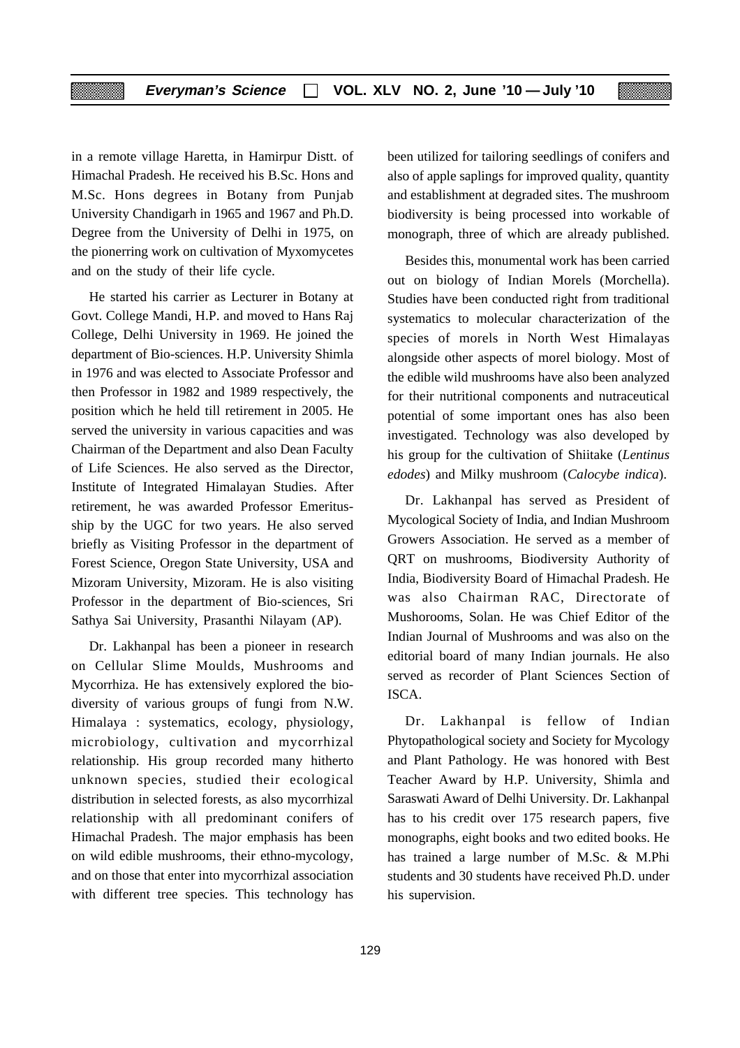in a remote village Haretta, in Hamirpur Distt. of Himachal Pradesh. He received his B.Sc. Hons and M.Sc. Hons degrees in Botany from Punjab University Chandigarh in 1965 and 1967 and Ph.D. Degree from the University of Delhi in 1975, on the pionerring work on cultivation of Myxomycetes and on the study of their life cycle.

He started his carrier as Lecturer in Botany at Govt. College Mandi, H.P. and moved to Hans Raj College, Delhi University in 1969. He joined the department of Bio-sciences. H.P. University Shimla in 1976 and was elected to Associate Professor and then Professor in 1982 and 1989 respectively, the position which he held till retirement in 2005. He served the university in various capacities and was Chairman of the Department and also Dean Faculty of Life Sciences. He also served as the Director, Institute of Integrated Himalayan Studies. After retirement, he was awarded Professor Emeritus-ship by the UGC for two years. He also served briefly as Visiting Professor in the department of Forest Science, Oregon State University, USA and Mizoram University, Mizoram. He is also visiting Professor in the department of Bio-sciences, Sri Sathya Sai University, Prasanthi Nilayam (AP).

Dr. Lakhanpal has been a pioneer in research on Cellular Slime Moulds, Mushrooms and Mycorrhiza. He has extensively explored the bio-diversity of various groups of fungi from N.W. Himalaya : systematics, ecology, physiology, microbiology, cultivation and mycorrhizal relationship. His group recorded many hitherto unknown species, studied their ecological distribution in selected forests, as also mycorrhizal relationship with all predominant conifers of Himachal Pradesh. The major emphasis has been on wild edible mushrooms, their ethno-mycology, and on those that enter into mycorrhizal association with different tree species. This technology has been utilized for tailoring seedlings of conifers and also of apple saplings for improved quality, quantity and establishment at degraded sites. The mushroom biodiversity is being processed into workable of monograph, three of which are already published.

Besides this, monumental work has been carried out on biology of Indian Morels (Morchella). Studies have been conducted right from traditional systematics to molecular characterization of the species of morels in North West Himalayas alongside other aspects of morel biology. Most of the edible wild mushrooms have also been analyzed for their nutritional components and nutraceutical potential of some important ones has also been investigated. Technology was also developed by his group for the cultivation of Shiitake (*Lentinus edodes*) and Milky mushroom (*Calocybe indica*).

Dr. Lakhanpal has served as President of Mycological Society of India, and Indian Mushroom Growers Association. He served as a member of QRT on mushrooms, Biodiversity Authority of India, Biodiversity Board of Himachal Pradesh. He was also Chairman RAC, Directorate of Mushorooms, Solan. He was Chief Editor of the Indian Journal of Mushrooms and was also on the editorial board of many Indian journals. He also served as recorder of Plant Sciences Section of ISCA.

Dr. Lakhanpal is fellow of Indian Phytopathological society and Society for Mycology and Plant Pathology. He was honored with Best Teacher Award by H.P. University, Shimla and Saraswati Award of Delhi University. Dr. Lakhanpal has to his credit over 175 research papers, five monographs, eight books and two edited books. He has trained a large number of M.Sc. & M.Phi students and 30 students have received Ph.D. under his supervision.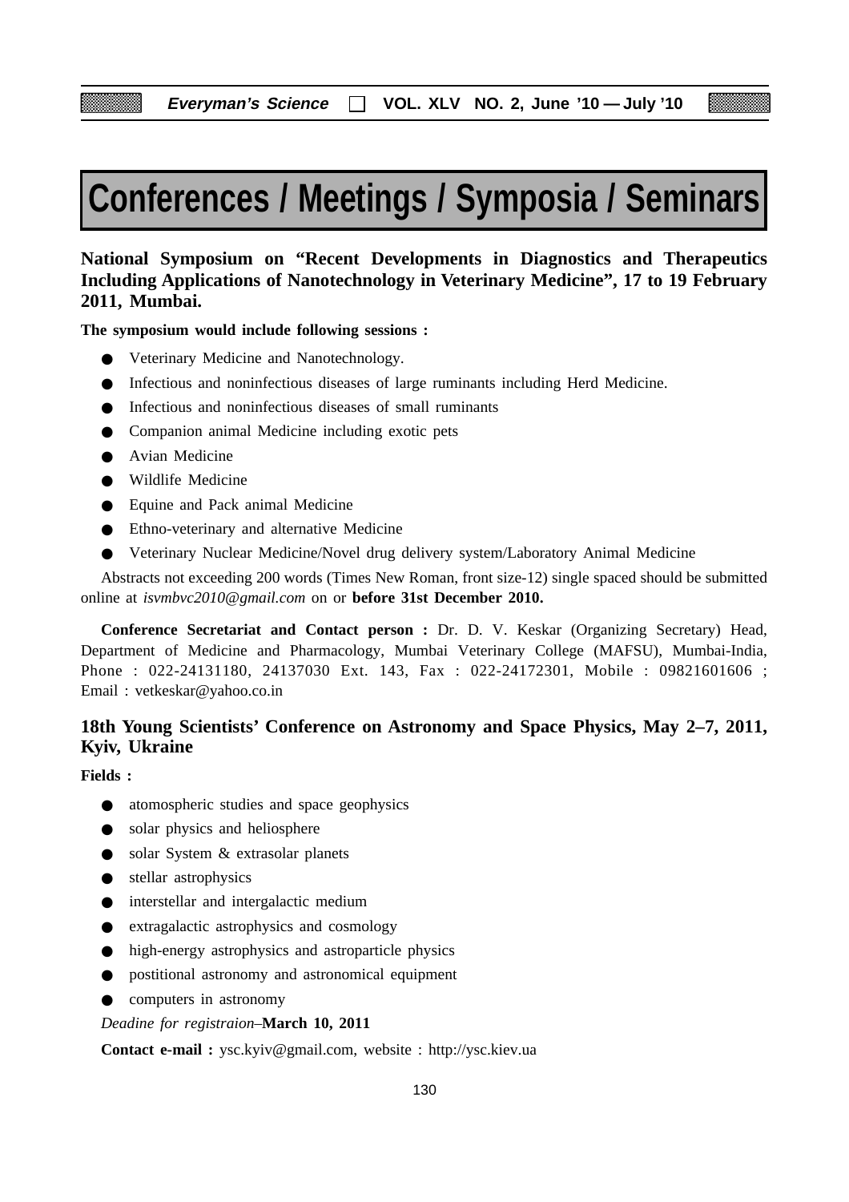# Conferences / Meetings / Symposia / Seminars

## National Symposium on "Recent Developments in Diagnostics and Therapeutics Including Applications of Nanotechnology in Veterinary Medicine", 17 to 19 February 2011, Mumbai.

**The symposium would include following sessions :**

- Veterinary Medicine and Nanotechnology.
- Infectious and noninfectious diseases of large ruminants including Herd Medicine.
- Infectious and noninfectious diseases of small ruminants
- Companion animal Medicine including exotic pets
- Avian Medicine
- Wildlife Medicine
- Equine and Pack animal Medicine
- Ethno-veterinary and alternative Medicine
- Veterinary Nuclear Medicine/Novel drug delivery system/Laboratory Animal Medicine

Abstracts not exceeding 200 words (Times New Roman, front size-12) single spaced should be submitted online at *isvmbvc2010@gmail.com* on or **before 31st December 2010.**

**Conference Secretariat and Contact person :** Dr. D. V. Keskar (Organizing Secretary) Head, Department of Medicine and Pharmacology, Mumbai Veterinary College (MAFSU), Mumbai-India, Phone : 022-24131180, 24137030 Ext. 143, Fax : 022-24172301, Mobile : 09821601606 ; Email : vetkeskar@yahoo.co.in

## 18th Young Scientists' Conference on Astronomy and Space Physics, May 2–7, 2011, Kyiv, Ukraine

**Fields :**

- atomospheric studies and space geophysics
- solar physics and heliosphere
- solar System & extrasolar planets
- stellar astrophysics
- interstellar and intergalactic medium
- extragalactic astrophysics and cosmology
- high-energy astrophysics and astroparticle physics
- postitional astronomy and astronomical equipment
- computers in astronomy

*Deadine for registraion*–**March 10, 2011**

**Contact e-mail :** ysc.kyiv@gmail.com, website : http://ysc.kiev.ua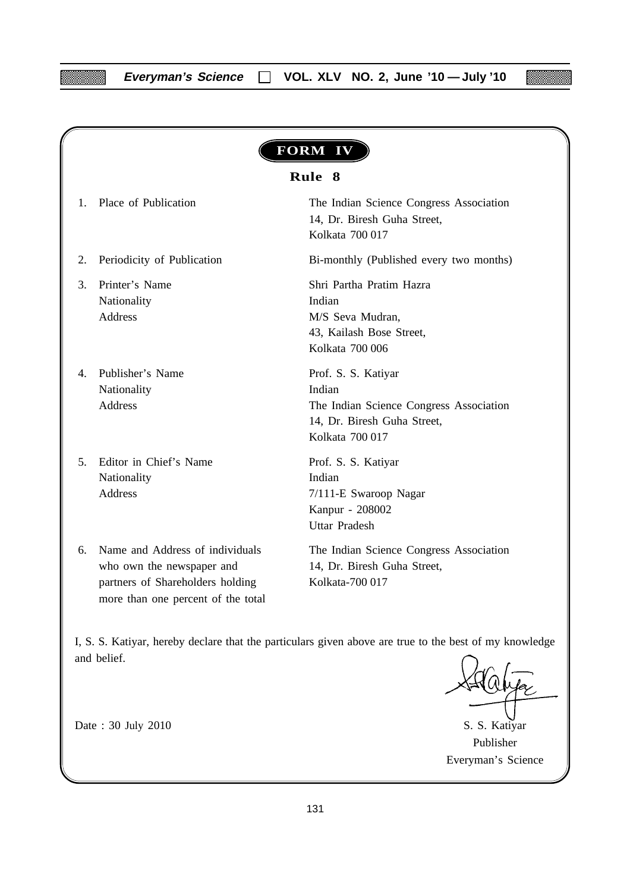# FORM IV

## Rule 8

| | | |
|---|---|---|
| 1. | Place of Publication | The Indian Science Congress Association<br>14, Dr. Biresh Guha Street,<br>Kolkata 700 017 |
| 2. | Periodicity of Publication | Bi-monthly (Published every two months) |
| 3. | Printer's Name<br>Nationality<br>Address | Shri Partha Pratim Hazra<br>Indian<br>M/S Seva Mudran,<br>43, Kailash Bose Street,<br>Kolkata 700 006 |
| 4. | Publisher's Name<br>Nationality<br>Address | Prof. S. S. Katiyar<br>Indian<br>The Indian Science Congress Association<br>14, Dr. Biresh Guha Street,<br>Kolkata 700 017 |
| 5. | Editor in Chief's Name<br>Nationality<br>Address | Prof. S. S. Katiyar<br>Indian<br>7/111-E Swaroop Nagar<br>Kanpur - 208002<br>Uttar Pradesh |
| 6. | Name and Address of individuals who own the newspaper and partners of Shareholders holding more than one percent of the total | The Indian Science Congress Association<br>14, Dr. Biresh Guha Street,<br>Kolkata-700 017 |

I, S. S. Katiyar, hereby declare that the particulars given above are true to the best of my knowledge and belief.

Date : 30 July 2010

S. S. Katiyar
Publisher
Everyman's Science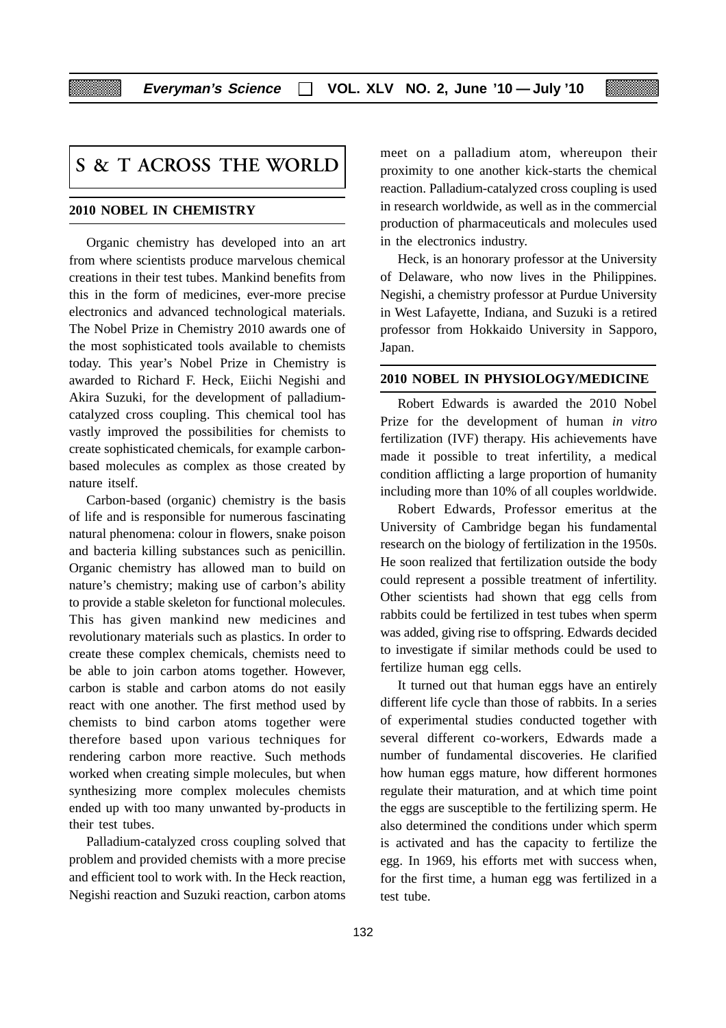# S & T ACROSS THE WORLD

## 2010 NOBEL IN CHEMISTRY

Organic chemistry has developed into an art from where scientists produce marvelous chemical creations in their test tubes. Mankind benefits from this in the form of medicines, ever-more precise electronics and advanced technological materials. The Nobel Prize in Chemistry 2010 awards one of the most sophisticated tools available to chemists today. This year's Nobel Prize in Chemistry is awarded to Richard F. Heck, Eiichi Negishi and Akira Suzuki, for the development of palladium-catalyzed cross coupling. This chemical tool has vastly improved the possibilities for chemists to create sophisticated chemicals, for example carbon-based molecules as complex as those created by nature itself.

Carbon-based (organic) chemistry is the basis of life and is responsible for numerous fascinating natural phenomena: colour in flowers, snake poison and bacteria killing substances such as penicillin. Organic chemistry has allowed man to build on nature's chemistry; making use of carbon's ability to provide a stable skeleton for functional molecules. This has given mankind new medicines and revolutionary materials such as plastics. In order to create these complex chemicals, chemists need to be able to join carbon atoms together. However, carbon is stable and carbon atoms do not easily react with one another. The first method used by chemists to bind carbon atoms together were therefore based upon various techniques for rendering carbon more reactive. Such methods worked when creating simple molecules, but when synthesizing more complex molecules chemists ended up with too many unwanted by-products in their test tubes.

Palladium-catalyzed cross coupling solved that problem and provided chemists with a more precise and efficient tool to work with. In the Heck reaction, Negishi reaction and Suzuki reaction, carbon atoms meet on a palladium atom, whereupon their proximity to one another kick-starts the chemical reaction. Palladium-catalyzed cross coupling is used in research worldwide, as well as in the commercial production of pharmaceuticals and molecules used in the electronics industry.

Heck, is an honorary professor at the University of Delaware, who now lives in the Philippines. Negishi, a chemistry professor at Purdue University in West Lafayette, Indiana, and Suzuki is a retired professor from Hokkaido University in Sapporo, Japan.

## 2010 NOBEL IN PHYSIOLOGY/MEDICINE

Robert Edwards is awarded the 2010 Nobel Prize for the development of human *in vitro* fertilization (IVF) therapy. His achievements have made it possible to treat infertility, a medical condition afflicting a large proportion of humanity including more than 10% of all couples worldwide.

Robert Edwards, Professor emeritus at the University of Cambridge began his fundamental research on the biology of fertilization in the 1950s. He soon realized that fertilization outside the body could represent a possible treatment of infertility. Other scientists had shown that egg cells from rabbits could be fertilized in test tubes when sperm was added, giving rise to offspring. Edwards decided to investigate if similar methods could be used to fertilize human egg cells.

It turned out that human eggs have an entirely different life cycle than those of rabbits. In a series of experimental studies conducted together with several different co-workers, Edwards made a number of fundamental discoveries. He clarified how human eggs mature, how different hormones regulate their maturation, and at which time point the eggs are susceptible to the fertilizing sperm. He also determined the conditions under which sperm is activated and has the capacity to fertilize the egg. In 1969, his efforts met with success when, for the first time, a human egg was fertilized in a test tube.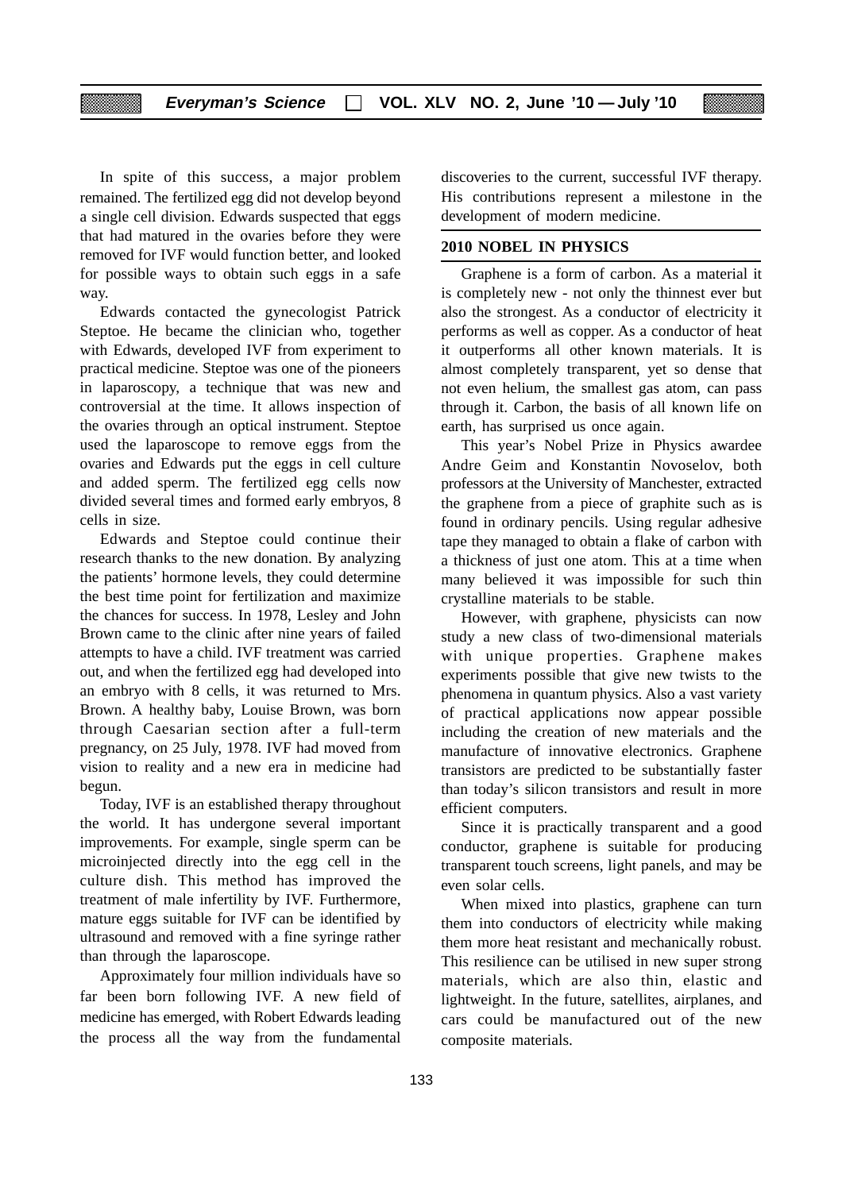In spite of this success, a major problem remained. The fertilized egg did not develop beyond a single cell division. Edwards suspected that eggs that had matured in the ovaries before they were removed for IVF would function better, and looked for possible ways to obtain such eggs in a safe way.

Edwards contacted the gynecologist Patrick Steptoe. He became the clinician who, together with Edwards, developed IVF from experiment to practical medicine. Steptoe was one of the pioneers in laparoscopy, a technique that was new and controversial at the time. It allows inspection of the ovaries through an optical instrument. Steptoe used the laparoscope to remove eggs from the ovaries and Edwards put the eggs in cell culture and added sperm. The fertilized egg cells now divided several times and formed early embryos, 8 cells in size.

Edwards and Steptoe could continue their research thanks to the new donation. By analyzing the patients' hormone levels, they could determine the best time point for fertilization and maximize the chances for success. In 1978, Lesley and John Brown came to the clinic after nine years of failed attempts to have a child. IVF treatment was carried out, and when the fertilized egg had developed into an embryo with 8 cells, it was returned to Mrs. Brown. A healthy baby, Louise Brown, was born through Caesarian section after a full-term pregnancy, on 25 July, 1978. IVF had moved from vision to reality and a new era in medicine had begun.

Today, IVF is an established therapy throughout the world. It has undergone several important improvements. For example, single sperm can be microinjected directly into the egg cell in the culture dish. This method has improved the treatment of male infertility by IVF. Furthermore, mature eggs suitable for IVF can be identified by ultrasound and removed with a fine syringe rather than through the laparoscope.

Approximately four million individuals have so far been born following IVF. A new field of medicine has emerged, with Robert Edwards leading the process all the way from the fundamental discoveries to the current, successful IVF therapy. His contributions represent a milestone in the development of modern medicine.

## 2010 NOBEL IN PHYSICS

Graphene is a form of carbon. As a material it is completely new - not only the thinnest ever but also the strongest. As a conductor of electricity it performs as well as copper. As a conductor of heat it outperforms all other known materials. It is almost completely transparent, yet so dense that not even helium, the smallest gas atom, can pass through it. Carbon, the basis of all known life on earth, has surprised us once again.

This year's Nobel Prize in Physics awardee Andre Geim and Konstantin Novoselov, both professors at the University of Manchester, extracted the graphene from a piece of graphite such as is found in ordinary pencils. Using regular adhesive tape they managed to obtain a flake of carbon with a thickness of just one atom. This at a time when many believed it was impossible for such thin crystalline materials to be stable.

However, with graphene, physicists can now study a new class of two-dimensional materials with unique properties. Graphene makes experiments possible that give new twists to the phenomena in quantum physics. Also a vast variety of practical applications now appear possible including the creation of new materials and the manufacture of innovative electronics. Graphene transistors are predicted to be substantially faster than today's silicon transistors and result in more efficient computers.

Since it is practically transparent and a good conductor, graphene is suitable for producing transparent touch screens, light panels, and may be even solar cells.

When mixed into plastics, graphene can turn them into conductors of electricity while making them more heat resistant and mechanically robust. This resilience can be utilised in new super strong materials, which are also thin, elastic and lightweight. In the future, satellites, airplanes, and cars could be manufactured out of the new composite materials.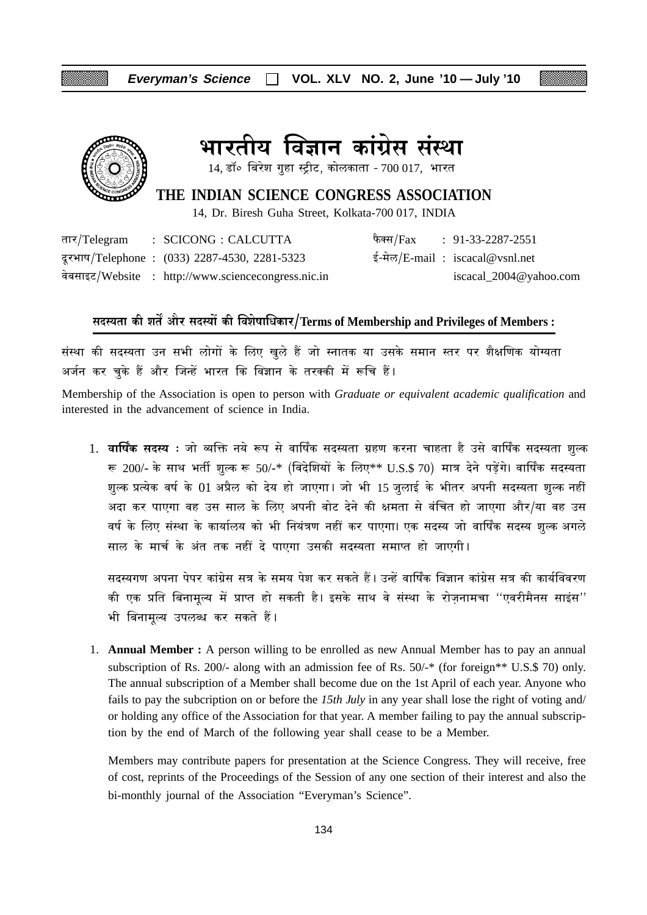# भारतीय विज्ञान कांग्रेस संस्था

14, डॉ॰ बिरेश गुहा स्ट्रीट, कोलकाता - 700 017, भारत

## THE INDIAN SCIENCE CONGRESS ASSOCIATION

14, Dr. Biresh Guha Street, Kolkata-700 017, INDIA

तार/Telegram : SCICONG : CALCUTTA

दूरभाष/Telephone : (033) 2287-4530, 2281-5323

वेबसाइट/Website : http://www.sciencecongress.nic.in

फैक्स/Fax : 91-33-2287-2551

ई-मेल/E-mail : iscacal@vsnl.net

iscacal_2004@yahoo.com

### सदस्यता की शर्तें और सदस्यों की विशेषाधिकार/Terms of Membership and Privileges of Members :

संस्था की सदस्यता उन सभी लोगों के लिए खुले हैं जो स्नातक या उसके समान स्तर पर शैक्षणिक योग्यता अर्जन कर चुके हैं और जिन्हें भारत कि विज्ञान के तरक्की में रूचि हैं।

Membership of the Association is open to person with *Graduate or equivalent academic qualification* and interested in the advancement of science in India.

1. **वार्षिक सदस्य :** जो व्यक्ति नये रूप से वार्षिक सदस्यता ग्रहण करना चाहता है उसे वार्षिक सदस्यता शुल्क रू 200/- के साथ भर्ती शुल्क रू 50/-* (विदेशियों के लिए** U.S.$ 70) मात्र देने पड़ेंगे। वार्षिक सदस्यता शुल्क प्रत्येक वर्ष के 01 अप्रैल को देय हो जाएगा। जो भी 15 जुलाई के भीतर अपनी सदस्यता शुल्क नहीं अदा कर पाएगा वह उस साल के लिए अपनी वोट देने की क्षमता से वंचित हो जाएगा और/या वह उस वर्ष के लिए संस्था के कार्यालय को भी नियंत्रण नहीं कर पाएगा। एक सदस्य जो वार्षिक सदस्य शुल्क अगले साल के मार्च के अंत तक नहीं दे पाएगा उसकी सदस्यता समाप्त हो जाएगी।

   सदस्यगण अपना पेपर कांग्रेस सत्र के समय पेश कर सकते हैं। उन्हें वार्षिक विज्ञान कांग्रेस सत्र की कार्यविवरण की एक प्रति बिनामूल्य में प्राप्त हो सकती है। इसके साथ वे संस्था के रोज़नामचा ''एवरीमैनस साइंस'' भी बिनामूल्य उपलब्ध कर सकते हैं।

1. **Annual Member :** A person willing to be enrolled as new Annual Member has to pay an annual subscription of Rs. 200/- along with an admission fee of Rs. 50/-* (for foreign** U.S.$ 70) only. The annual subscription of a Member shall become due on the 1st April of each year. Anyone who fails to pay the subcription on or before the *15th July* in any year shall lose the right of voting and/or holding any office of the Association for that year. A member failing to pay the annual subscription by the end of March of the following year shall cease to be a Member.

   Members may contribute papers for presentation at the Science Congress. They will receive, free of cost, reprints of the Proceedings of the Session of any one section of their interest and also the bi-monthly journal of the Association "Everyman's Science".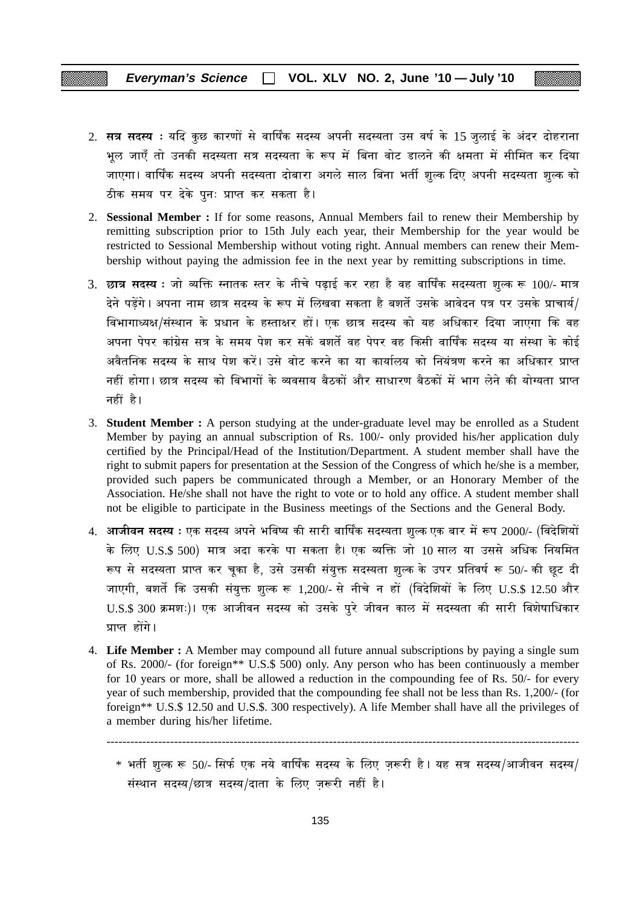2. **सत्र सदस्य :** यदि कुछ कारणों से वार्षिक सदस्य अपनी सदस्यता उस वर्ष के 15 जुलाई के अंदर दोहराना भूल जाएँ तो उनकी सदस्यता सत्र सदस्यता के रूप में बिना वोट डालने की क्षमता में सीमित कर दिया जाएगा। वार्षिक सदस्य अपनी सदस्यता दोबारा अगले साल बिना भर्ती शुल्क दिए अपनी सदस्यता शुल्क को ठीक समय पर देके पुनः प्राप्त कर सकता है।

2. **Sessional Member :** If for some reasons, Annual Members fail to renew their Membership by remitting subscription prior to 15th July each year, their Membership for the year would be restricted to Sessional Membership without voting right. Annual members can renew their Membership without paying the admission fee in the next year by remitting subscriptions in time.

3. **छात्र सदस्य :** जो व्यक्ति स्नातक स्तर के नीचे पढ़ाई कर रहा है वह वार्षिक सदस्यता शुल्क रू 100/- मात्र देने पड़ेंगे। अपना नाम छात्र सदस्य के रूप में लिखवा सकता है बशर्ते उसके आवेदन पत्र पर उसके प्राचार्य/विभागाध्यक्ष/संस्थान के प्रधान के हस्ताक्षर हों। एक छात्र सदस्य को यह अधिकार दिया जाएगा कि वह अपना पेपर कांग्रेस सत्र के समय पेश कर सकें बशर्ते वह पेपर वह किसी वार्षिक सदस्य या संस्था के कोई अवैतनिक सदस्य के साथ पेश करें। उसे वोट करने का या कार्यालय को नियंत्रण करने का अधिकार प्राप्त नहीं होगा। छात्र सदस्य को विभागों के व्यवसाय बैठकों और साधारण बैठकों में भाग लेने की योग्यता प्राप्त नहीं है।

3. **Student Member :** A person studying at the under-graduate level may be enrolled as a Student Member by paying an annual subscription of Rs. 100/- only provided his/her application duly certified by the Principal/Head of the Institution/Department. A student member shall have the right to submit papers for presentation at the Session of the Congress of which he/she is a member, provided such papers be communicated through a Member, or an Honorary Member of the Association. He/she shall not have the right to vote or to hold any office. A student member shall not be eligible to participate in the Business meetings of the Sections and the General Body.

4. **आजीवन सदस्य :** एक सदस्य अपने भविष्य की सारी वार्षिक सदस्यता शुल्क एक बार में रूप 2000/- (विदेशियों के लिए U.S.$ 500) मात्र अदा करके पा सकता है। एक व्यक्ति जो 10 साल या उससे अधिक नियमित रूप से सदस्यता प्राप्त कर चूका है, उसे उसकी संयुक्त सदस्यता शुल्क के उपर प्रतिवर्ष रू 50/- की छूट दी जाएगी, बशर्ते कि उसकी संयुक्त शुल्क रू 1,200/- से नीचे न हों (विदेशियों के लिए U.S.$ 12.50 और U.S.$ 300 क्रमशः)। एक आजीवन सदस्य को उसके पुरे जीवन काल में सदस्यता की सारी विशेषाधिकार प्राप्त होंगे।

4. **Life Member :** A Member may compound all future annual subscriptions by paying a single sum of Rs. 2000/- (for foreign** U.S.$ 500) only. Any person who has been continuously a member for 10 years or more, shall be allowed a reduction in the compounding fee of Rs. 50/- for every year of such membership, provided that the compounding fee shall not be less than Rs. 1,200/- (for foreign** U.S.$ 12.50 and U.S.$. 300 respectively). A life Member shall have all the privileges of a member during his/her lifetime.

---

\* भर्ती शुल्क रू 50/- सिर्फ एक नये वार्षिक सदस्य के लिए ज़रूरी है। यह सत्र सदस्य/आजीवन सदस्य/संस्थान सदस्य/छात्र सदस्य/दाता के लिए ज़रूरी नहीं है।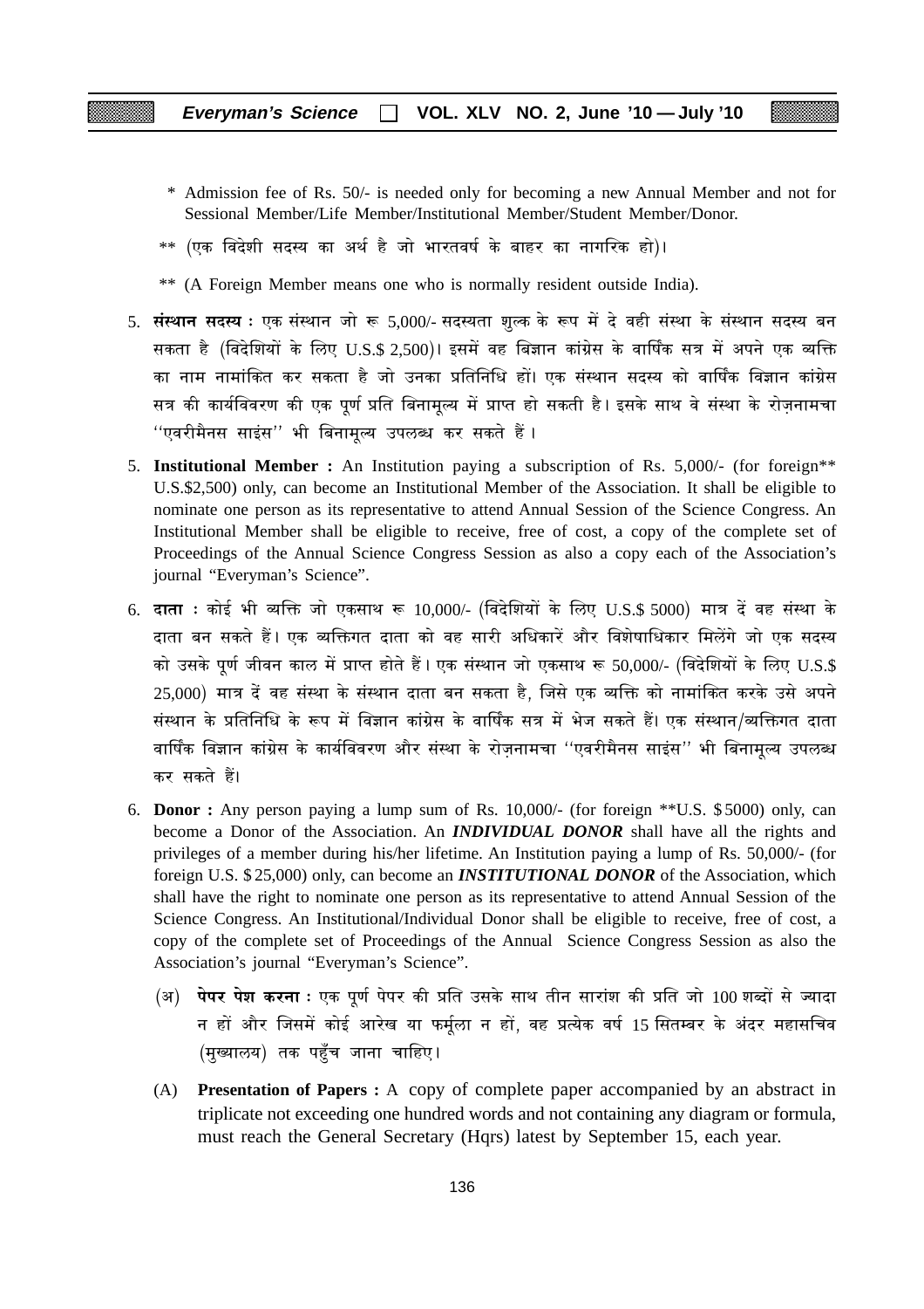\* Admission fee of Rs. 50/- is needed only for becoming a new Annual Member and not for Sessional Member/Life Member/Institutional Member/Student Member/Donor.

\*\* (एक विदेशी सदस्य का अर्थ है जो भारतवर्ष के बाहर का नागरिक हो)।

\*\* (A Foreign Member means one who is normally resident outside India).

5. **संस्थान सदस्य :** एक संस्थान जो रू 5,000/- सदस्यता शुल्क के रूप में दे वही संस्था के संस्थान सदस्य बन सकता है (विदेशियों के लिए U.S.$ 2,500)। इसमें वह बिज्ञान कांग्रेस के वार्षिक सत्र में अपने एक व्यक्ति का नाम नामांकित कर सकता है जो उनका प्रतिनिधि हों। एक संस्थान सदस्य को वार्षिक विज्ञान कांग्रेस सत्र की कार्यविवरण की एक पूर्ण प्रति बिनामूल्य में प्राप्त हो सकती है। इसके साथ वे संस्था के रोज़नामचा ''एवरीमैनस साइंस'' भी बिनामूल्य उपलब्ध कर सकते हैं।

5. **Institutional Member :** An Institution paying a subscription of Rs. 5,000/- (for foreign\*\* U.S.$2,500) only, can become an Institutional Member of the Association. It shall be eligible to nominate one person as its representative to attend Annual Session of the Science Congress. An Institutional Member shall be eligible to receive, free of cost, a copy of the complete set of Proceedings of the Annual Science Congress Session as also a copy each of the Association's journal "Everyman's Science".

6. **दाता :** कोई भी व्यक्ति जो एकसाथ रू 10,000/- (विदेशियों के लिए U.S.$ 5000) मात्र दें वह संस्था के दाता बन सकते हैं। एक व्यक्तिगत दाता को वह सारी अधिकारें और विशेषाधिकार मिलेंगे जो एक सदस्य को उसके पूर्ण जीवन काल में प्राप्त होते हैं। एक संस्थान जो एकसाथ रू 50,000/- (विदेशियों के लिए U.S.$ 25,000) मात्र दें वह संस्था के संस्थान दाता बन सकता है, जिसे एक व्यक्ति को नामांकित करके उसे अपने संस्थान के प्रतिनिधि के रूप में विज्ञान कांग्रेस के वार्षिक सत्र में भेज सकते हैं। एक संस्थान/व्यक्तिगत दाता वार्षिक विज्ञान कांग्रेस के कार्यविवरण और संस्था के रोज़नामचा ''एवरीमैनस साइंस'' भी बिनामूल्य उपलब्ध कर सकते हैं।

6. **Donor :** Any person paying a lump sum of Rs. 10,000/- (for foreign \*\*U.S. $5000) only, can become a Donor of the Association. An ***INDIVIDUAL DONOR*** shall have all the rights and privileges of a member during his/her lifetime. An Institution paying a lump of Rs. 50,000/- (for foreign U.S. $25,000) only, can become an ***INSTITUTIONAL DONOR*** of the Association, which shall have the right to nominate one person as its representative to attend Annual Session of the Science Congress. An Institutional/Individual Donor shall be eligible to receive, free of cost, a copy of the complete set of Proceedings of the Annual Science Congress Session as also the Association's journal "Everyman's Science".

(अ) **पेपर पेश करना :** एक पूर्ण पेपर की प्रति उसके साथ तीन सारांश की प्रति जो 100 शब्दों से ज्यादा न हों और जिसमें कोई आरेख या फर्मूला न हों, वह प्रत्येक वर्ष 15 सितम्बर के अंदर महासचिव (मुख्यालय) तक पहुँच जाना चाहिए।

(A) **Presentation of Papers :** A copy of complete paper accompanied by an abstract in triplicate not exceeding one hundred words and not containing any diagram or formula, must reach the General Secretary (Hqrs) latest by September 15, each year.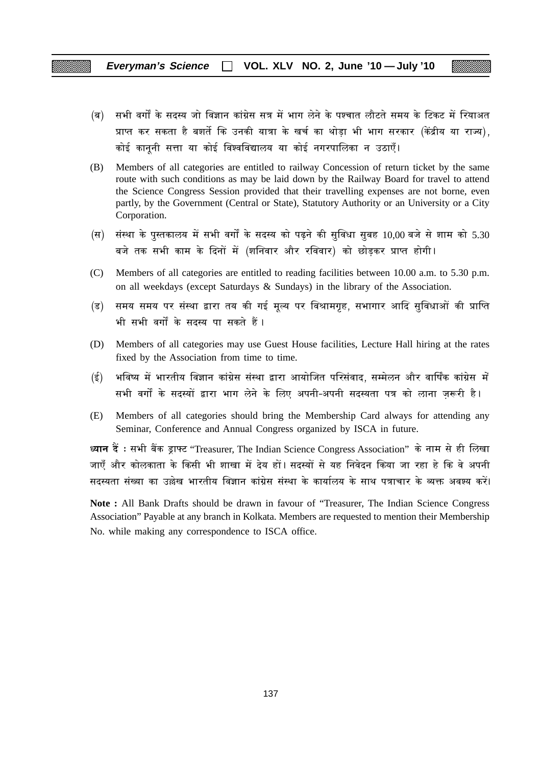(ब) सभी वर्गों के सदस्य जो विज्ञान कांग्रेस सत्र में भाग लेने के पश्चात लौटते समय के टिकट में रियाअत प्राप्त कर सकता है बशर्ते कि उनकी यात्रा के खर्च का थोड़ा भी भाग सरकार (केंद्रीय या राज्य), कोई कानूनी सत्ता या कोई विश्वविद्यालय या कोई नगरपालिका न उठाएँ।

(B) Members of all categories are entitled to railway Concession of return ticket by the same route with such conditions as may be laid down by the Railway Board for travel to attend the Science Congress Session provided that their travelling expenses are not borne, even partly, by the Government (Central or State), Statutory Authority or an University or a City Corporation.

(स) संस्था के पुस्तकालय में सभी वर्गों के सदस्य को पढ़ने की सुविधा सुबह 10,00 बजे से शाम को 5.30 बजे तक सभी काम के दिनों में (शनिवार और रविवार) को छोड़कर प्राप्त होगी।

(C) Members of all categories are entitled to reading facilities between 10.00 a.m. to 5.30 p.m. on all weekdays (except Saturdays & Sundays) in the library of the Association.

(ड) समय समय पर संस्था द्वारा तय की गई मूल्य पर विश्रामगृह, सभागार आदि सुविधाओं की प्राप्ति भी सभी वर्गों के सदस्य पा सकते हैं।

(D) Members of all categories may use Guest House facilities, Lecture Hall hiring at the rates fixed by the Association from time to time.

(ई) भविष्य में भारतीय विज्ञान कांग्रेस संस्था द्वारा आयोजित परिसंवाद, सम्मेलन और वार्षिक कांग्रेस में सभी वर्गों के सदस्यों द्वारा भाग लेने के लिए अपनी-अपनी सदस्यता पत्र को लाना ज़रूरी है।

(E) Members of all categories should bring the Membership Card always for attending any Seminar, Conference and Annual Congress organized by ISCA in future.

**ध्यान दें :** सभी बैंक ड्राफ्ट "Treasurer, The Indian Science Congress Association" के नाम से ही लिखा जाएँ और कोलकाता के किसी भी शाखा में देय हों। सदस्यों से यह निवेदन किया जा रहा हे कि वे अपनी सदस्यता संख्या का उल्लेख भारतीय विज्ञान कांग्रेस संस्था के कार्यालय के साथ पत्राचार के व्यक्त अवश्य करें।

**Note :** All Bank Drafts should be drawn in favour of "Treasurer, The Indian Science Congress Association" Payable at any branch in Kolkata. Members are requested to mention their Membership No. while making any correspondence to ISCA office.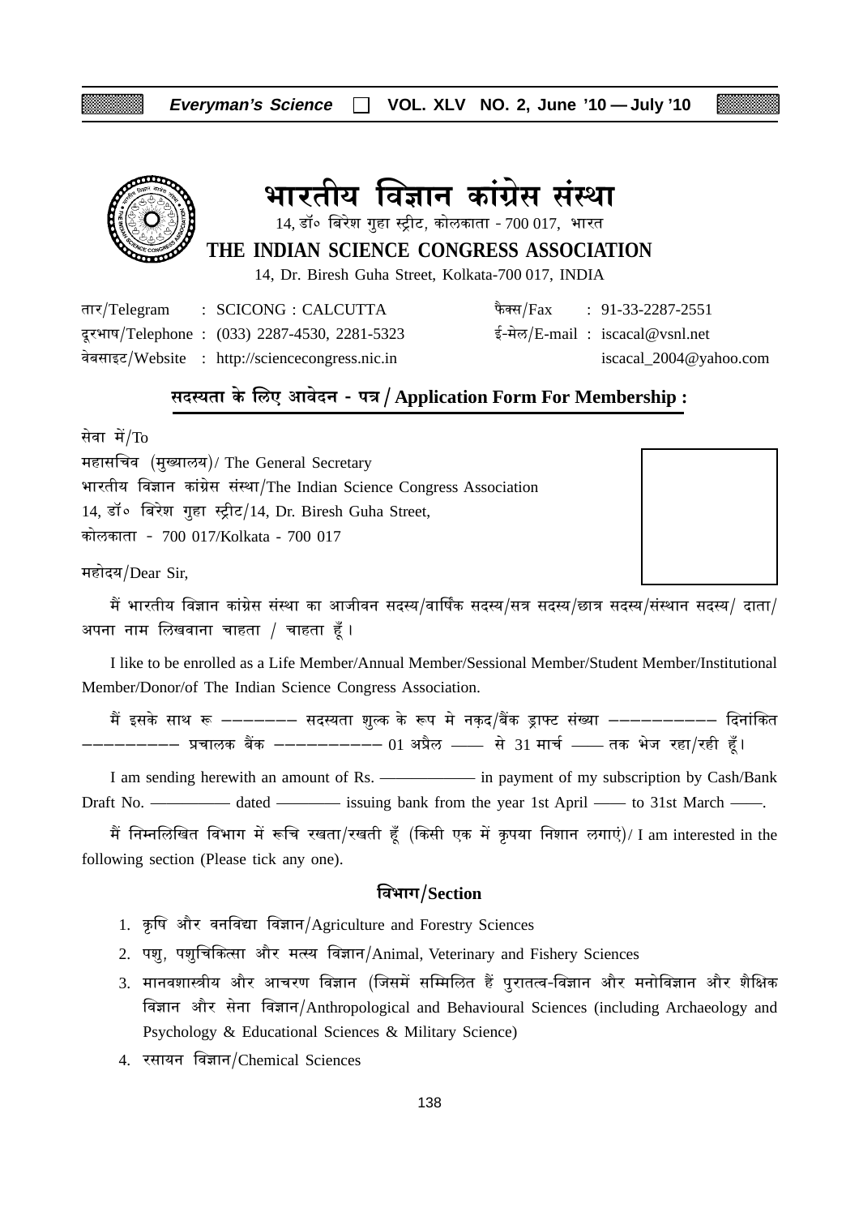# भारतीय विज्ञान कांग्रेस संस्था

14, डॉ॰ बिरेश गुहा स्ट्रीट, कोलकाता - 700 017, भारत

## THE INDIAN SCIENCE CONGRESS ASSOCIATION

14, Dr. Biresh Guha Street, Kolkata-700 017, INDIA

तार/Telegram : SCICONG : CALCUTTA
दूरभाष/Telephone : (033) 2287-4530, 2281-5323
वेबसाइट/Website : http://sciencecongress.nic.in

फैक्स/Fax : 91-33-2287-2551
ई-मेल/E-mail : iscacal@vsnl.net
iscacal_2004@yahoo.com

## सदस्यता के लिए आवेदन - पत्र / Application Form For Membership :

सेवा में/To
महासचिव (मुख्यालय)/ The General Secretary
भारतीय विज्ञान कांग्रेस संस्था/The Indian Science Congress Association
14, डॉ॰ बिरेश गुहा स्ट्रीट/14, Dr. Biresh Guha Street,
कोलकाता - 700 017/Kolkata - 700 017

महोदय/Dear Sir,

मैं भारतीय विज्ञान कांग्रेस संस्था का आजीवन सदस्य/वार्षिक सदस्य/सत्र सदस्य/छात्र सदस्य/संस्थान सदस्य/ दाता/ अपना नाम लिखवाना चाहता / चाहता हूँ।

I like to be enrolled as a Life Member/Annual Member/Sessional Member/Student Member/Institutional Member/Donor/of The Indian Science Congress Association.

मैं इसके साथ रू ––––––– सदस्यता शुल्क के रूप मे नक़द/बैंक ड्राफ्ट संख्या –––––––––– दिनांकित ––––––––– प्रचालक बैंक –––––––––– 01 अप्रैल —— से 31 मार्च —— तक भेज रहा/रही हूँ।

I am sending herewith an amount of Rs. ———— in payment of my subscription by Cash/Bank Draft No. ———— dated ———— issuing bank from the year 1st April —— to 31st March ——.

मैं निम्नलिखित विभाग में रूचि रखता/रखती हूँ (किसी एक में कृपया निशान लगाएं)/ I am interested in the following section (Please tick any one).

### विभाग/Section

1. कृषि और वनविद्या विज्ञान/Agriculture and Forestry Sciences
2. पशु, पशुचिकित्सा और मत्स्य विज्ञान/Animal, Veterinary and Fishery Sciences
3. मानवशास्त्रीय और आचरण विज्ञान (जिसमें सम्मिलित हैं पुरातत्व-विज्ञान और मनोविज्ञान और शैक्षिक विज्ञान और सेना विज्ञान/Anthropological and Behavioural Sciences (including Archaeology and Psychology & Educational Sciences & Military Science)
4. रसायन विज्ञान/Chemical Sciences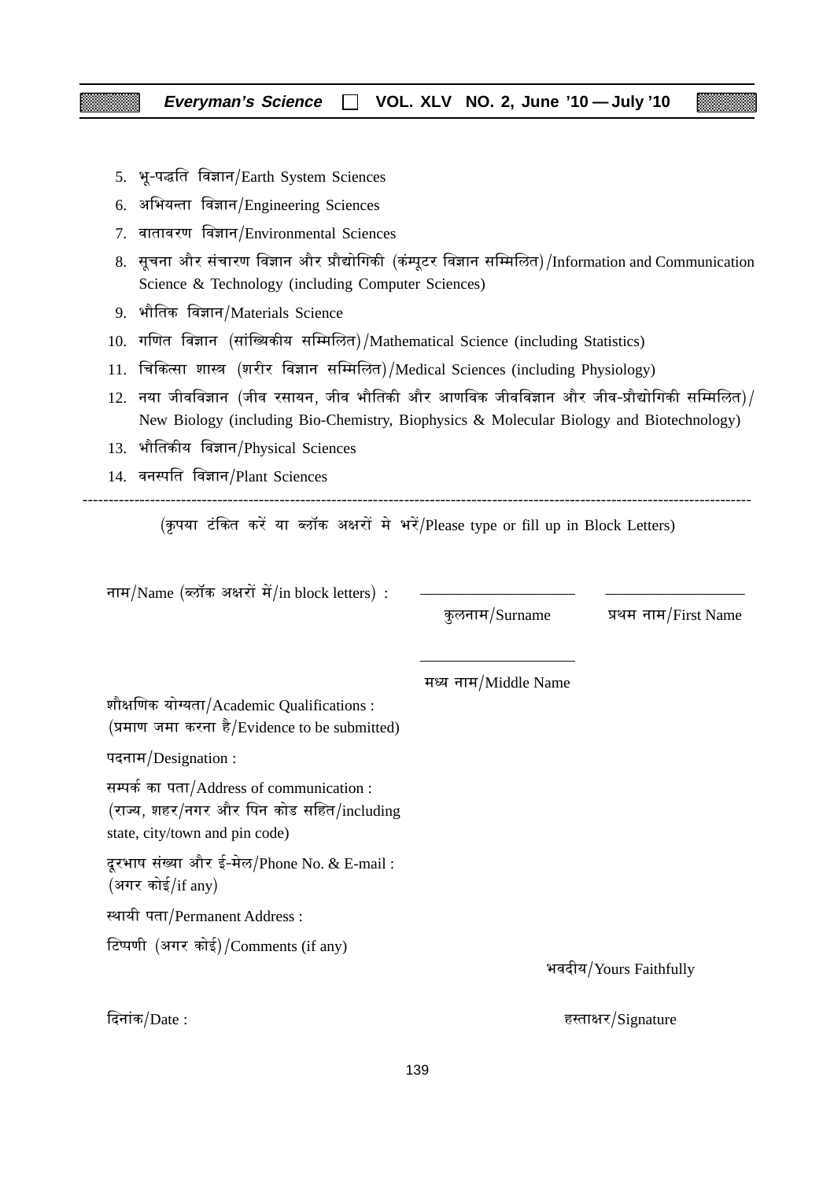5. भू-पद्धति विज्ञान/Earth System Sciences
6. अभियन्ता विज्ञान/Engineering Sciences
7. वातावरण विज्ञान/Environmental Sciences
8. सूचना और संचारण विज्ञान और प्रौद्योगिकी (कंम्पूटर विज्ञान सम्मिलित)/Information and Communication Science & Technology (including Computer Sciences)
9. भौतिक विज्ञान/Materials Science
10. गणित विज्ञान (सांख्यिकीय सम्मिलित)/Mathematical Science (including Statistics)
11. चिकित्सा शास्त्र (शरीर विज्ञान सम्मिलित)/Medical Sciences (including Physiology)
12. नया जीवविज्ञान (जीव रसायन, जीव भौतिकी और आणविक जीवविज्ञान और जीव-प्रौद्योगिकी सम्मिलित)/New Biology (including Bio-Chemistry, Biophysics & Molecular Biology and Biotechnology)
13. भौतिकीय विज्ञान/Physical Sciences
14. वनस्पति विज्ञान/Plant Sciences

---

(कृपया टंकित करें या ब्लॉक अक्षरों मे भरें/Please type or fill up in Block Letters)

नाम/Name (ब्लॉक अक्षरों में/in block letters) : \_\_\_\_\_\_\_\_\_\_\_\_\_\_\_\_ \_\_\_\_\_\_\_\_\_\_\_\_\_\_\_\_

कुलनाम/Surname    प्रथम नाम/First Name

\_\_\_\_\_\_\_\_\_\_\_\_\_\_\_\_

मध्य नाम/Middle Name

शौक्षणिक योग्यता/Academic Qualifications :
(प्रमाण जमा करना है/Evidence to be submitted)

पदनाम/Designation :

सम्पर्क का पता/Address of communication :
(राज्य, शहर/नगर और पिन कोड सहित/including state, city/town and pin code)

दूरभाष संख्या और ई-मेल/Phone No. & E-mail :
(अगर कोई/if any)

स्थायी पता/Permanent Address :

टिप्पणी (अगर कोई)/Comments (if any)

भवदीय/Yours Faithfully

दिनांक/Date :

हस्ताक्षर/Signature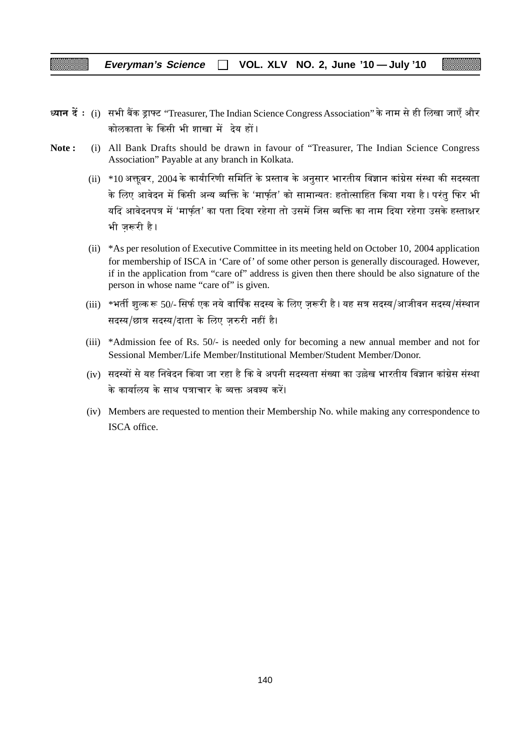**ध्यान दें :** (i) सभी बैंक ड्राफ्ट "Treasurer, The Indian Science Congress Association" के नाम से ही लिखा जाएँ और कोलकाता के किसी भी शाखा में देय हों।

**Note :** (i) All Bank Drafts should be drawn in favour of "Treasurer, The Indian Science Congress Association" Payable at any branch in Kolkata.

(ii) *10 अक्तूबर, 2004 के कार्यारिणी समिति के प्रस्ताव के अनुसार भारतीय विज्ञान कांग्रेस संस्था की सदस्यता के लिए आवेदन में किसी अन्य व्यक्ति के 'मार्फ़त' को सामान्यतः हतोत्साहित किया गया है। परंतु फिर भी यदि आवेदनपत्र में 'मार्फ़त' का पता दिया रहेगा तो उसमें जिस व्यक्ति का नाम दिया रहेगा उसके हस्ताक्षर भी ज़रूरी है।

(ii) *As per resolution of Executive Committee in its meeting held on October 10, 2004 application for membership of ISCA in 'Care of' of some other person is generally discouraged. However, if in the application from "care of" address is given then there should be also signature of the person in whose name "care of" is given.

(iii) *भर्ती शुल्क रू 50/- सिर्फ एक नये वार्षिक सदस्य के लिए ज़रूरी है। यह सत्र सदस्य/आजीवन सदस्य/संस्थान सदस्य/छात्र सदस्य/दाता के लिए ज़रुरी नहीं है।

(iii) *Admission fee of Rs. 50/- is needed only for becoming a new annual member and not for Sessional Member/Life Member/Institutional Member/Student Member/Donor.

(iv) सदस्यों से यह निवेदन किया जा रहा है कि वे अपनी सदस्यता संख्या का उल्लेख भारतीय विज्ञान कांग्रेस संस्था के कार्यालय के साथ पत्राचार के व्यक्त अवश्य करें।

(iv) Members are requested to mention their Membership No. while making any correspondence to ISCA office.